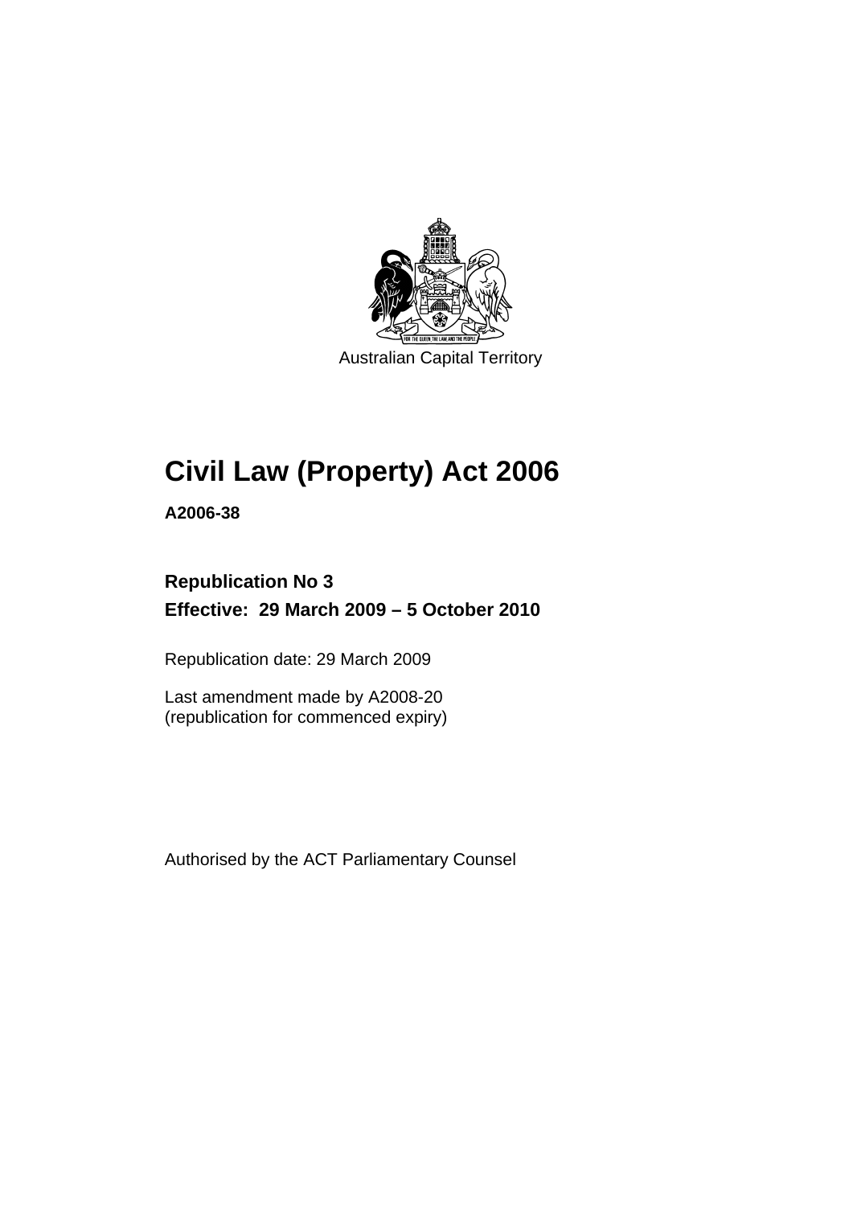Australian Capital Territory

# Civil Law (Property) Act 2006

**A2006-38**

**Republication No 3**
**Effective: 29 March 2009 – 5 October 2010**

Republication date: 29 March 2009

Last amendment made by A2008-20
(republication for commenced expiry)

Authorised by the ACT Parliamentary Counsel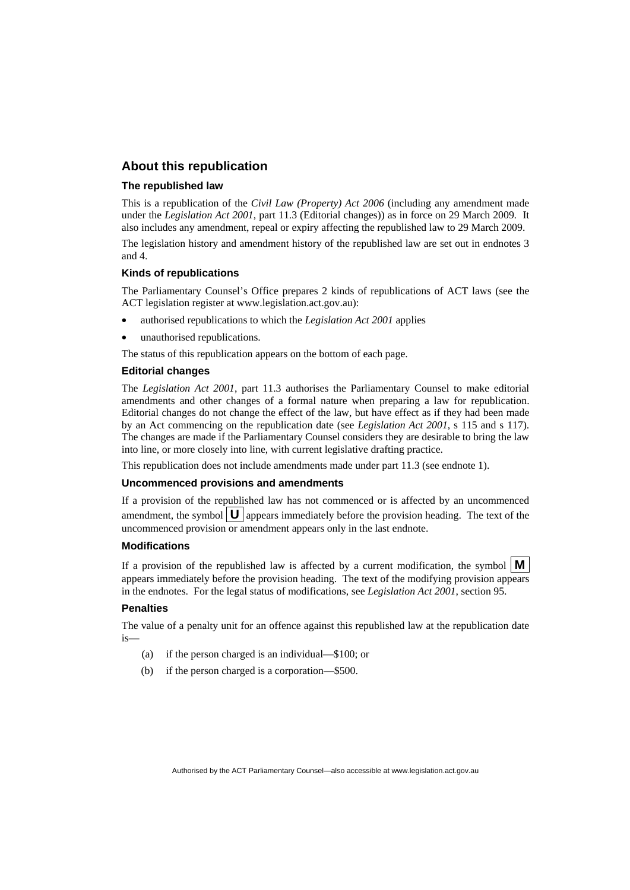## About this republication

### The republished law

This is a republication of the *Civil Law (Property) Act 2006* (including any amendment made under the *Legislation Act 2001*, part 11.3 (Editorial changes)) as in force on 29 March 2009. It also includes any amendment, repeal or expiry affecting the republished law to 29 March 2009.

The legislation history and amendment history of the republished law are set out in endnotes 3 and 4.

### Kinds of republications

The Parliamentary Counsel's Office prepares 2 kinds of republications of ACT laws (see the ACT legislation register at www.legislation.act.gov.au):

- authorised republications to which the *Legislation Act 2001* applies
- unauthorised republications.

The status of this republication appears on the bottom of each page.

### Editorial changes

The *Legislation Act 2001*, part 11.3 authorises the Parliamentary Counsel to make editorial amendments and other changes of a formal nature when preparing a law for republication. Editorial changes do not change the effect of the law, but have effect as if they had been made by an Act commencing on the republication date (see *Legislation Act 2001*, s 115 and s 117). The changes are made if the Parliamentary Counsel considers they are desirable to bring the law into line, or more closely into line, with current legislative drafting practice.

This republication does not include amendments made under part 11.3 (see endnote 1).

### Uncommenced provisions and amendments

If a provision of the republished law has not commenced or is affected by an uncommenced amendment, the symbol **U** appears immediately before the provision heading. The text of the uncommenced provision or amendment appears only in the last endnote.

### Modifications

If a provision of the republished law is affected by a current modification, the symbol **M** appears immediately before the provision heading. The text of the modifying provision appears in the endnotes. For the legal status of modifications, see *Legislation Act 2001*, section 95.

### Penalties

The value of a penalty unit for an offence against this republished law at the republication date is—

(a) if the person charged is an individual—$100; or

(b) if the person charged is a corporation—$500.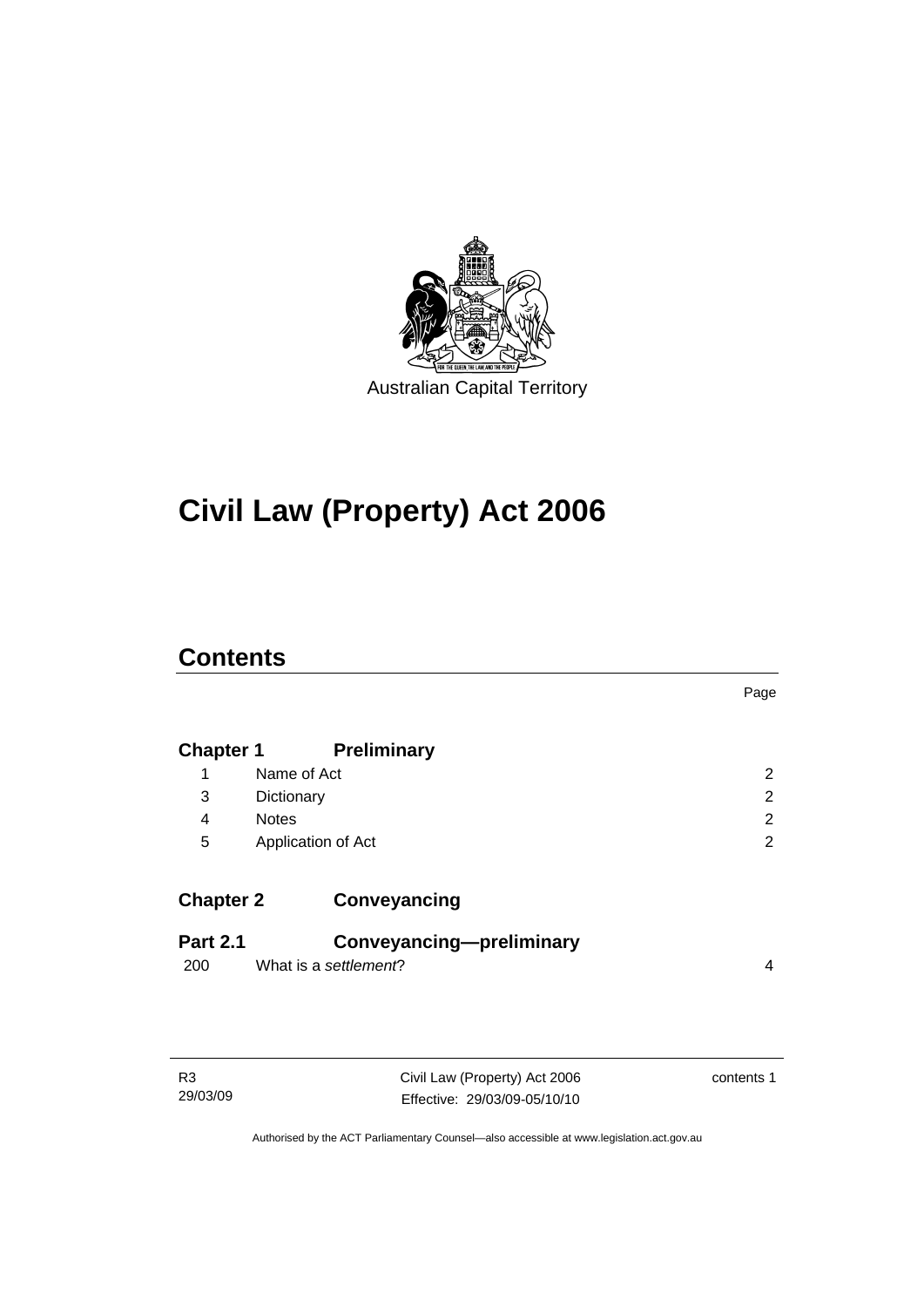Australian Capital Territory

# Civil Law (Property) Act 2006

## Contents

| | | Page |
|---|---|---|
| **Chapter 1** | **Preliminary** | |
| 1 | Name of Act | 2 |
| 3 | Dictionary | 2 |
| 4 | Notes | 2 |
| 5 | Application of Act | 2 |
| **Chapter 2** | **Conveyancing** | |
| **Part 2.1** | **Conveyancing—preliminary** | |
| 200 | What is a *settlement*? | 4 |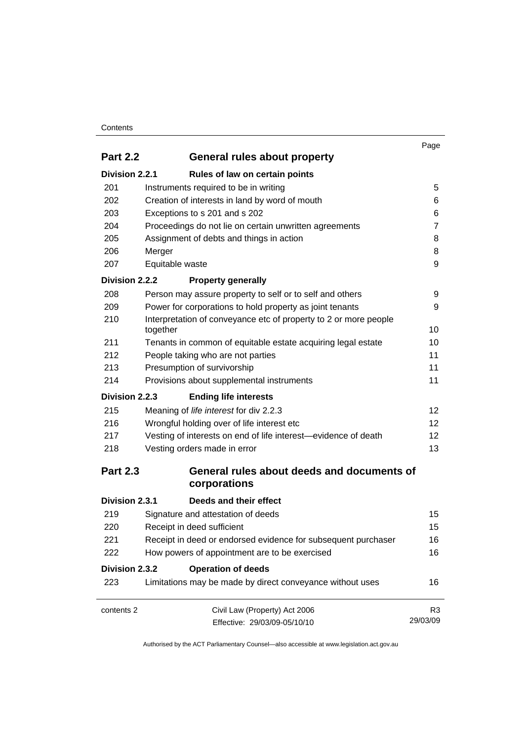| | | Page |
|---|---|---|
| **Part 2.2** | **General rules about property** | |
| **Division 2.2.1** | **Rules of law on certain points** | |
| 201 | Instruments required to be in writing | 5 |
| 202 | Creation of interests in land by word of mouth | 6 |
| 203 | Exceptions to s 201 and s 202 | 6 |
| 204 | Proceedings do not lie on certain unwritten agreements | 7 |
| 205 | Assignment of debts and things in action | 8 |
| 206 | Merger | 8 |
| 207 | Equitable waste | 9 |
| **Division 2.2.2** | **Property generally** | |
| 208 | Person may assure property to self or to self and others | 9 |
| 209 | Power for corporations to hold property as joint tenants | 9 |
| 210 | Interpretation of conveyance etc of property to 2 or more people together | 10 |
| 211 | Tenants in common of equitable estate acquiring legal estate | 10 |
| 212 | People taking who are not parties | 11 |
| 213 | Presumption of survivorship | 11 |
| 214 | Provisions about supplemental instruments | 11 |
| **Division 2.2.3** | **Ending life interests** | |
| 215 | Meaning of *life interest* for div 2.2.3 | 12 |
| 216 | Wrongful holding over of life interest etc | 12 |
| 217 | Vesting of interests on end of life interest—evidence of death | 12 |
| 218 | Vesting orders made in error | 13 |
| **Part 2.3** | **General rules about deeds and documents of corporations** | |
| **Division 2.3.1** | **Deeds and their effect** | |
| 219 | Signature and attestation of deeds | 15 |
| 220 | Receipt in deed sufficient | 15 |
| 221 | Receipt in deed or endorsed evidence for subsequent purchaser | 16 |
| 222 | How powers of appointment are to be exercised | 16 |
| **Division 2.3.2** | **Operation of deeds** | |
| 223 | Limitations may be made by direct conveyance without uses | 16 |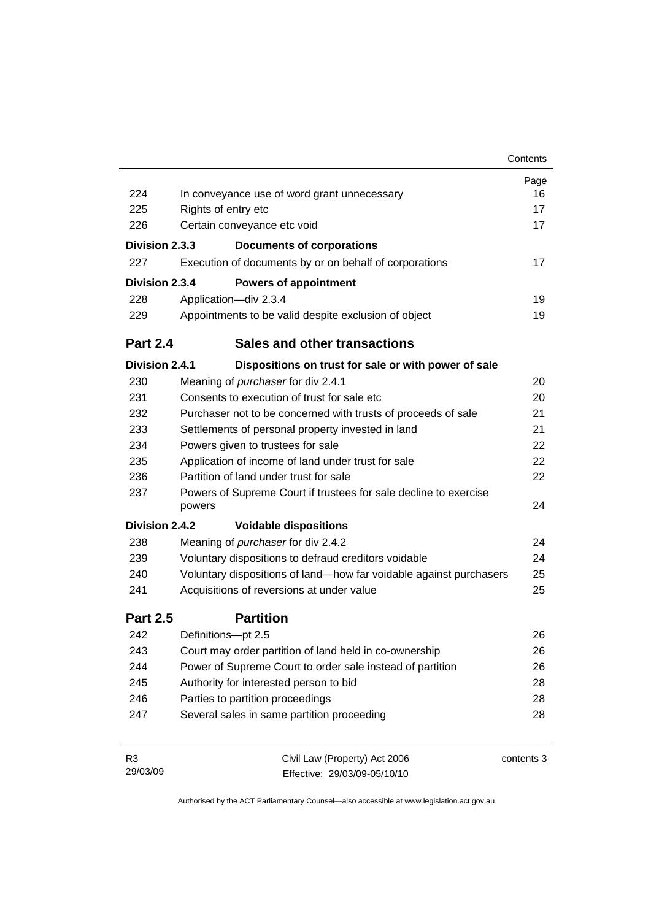| | | Page |
|---|---|---|
| 224 | In conveyance use of word grant unnecessary | 16 |
| 225 | Rights of entry etc | 17 |
| 226 | Certain conveyance etc void | 17 |
| **Division 2.3.3** | **Documents of corporations** | |
| 227 | Execution of documents by or on behalf of corporations | 17 |
| **Division 2.3.4** | **Powers of appointment** | |
| 228 | Application—div 2.3.4 | 19 |
| 229 | Appointments to be valid despite exclusion of object | 19 |
| **Part 2.4** | **Sales and other transactions** | |
| **Division 2.4.1** | **Dispositions on trust for sale or with power of sale** | |
| 230 | Meaning of *purchaser* for div 2.4.1 | 20 |
| 231 | Consents to execution of trust for sale etc | 20 |
| 232 | Purchaser not to be concerned with trusts of proceeds of sale | 21 |
| 233 | Settlements of personal property invested in land | 21 |
| 234 | Powers given to trustees for sale | 22 |
| 235 | Application of income of land under trust for sale | 22 |
| 236 | Partition of land under trust for sale | 22 |
| 237 | Powers of Supreme Court if trustees for sale decline to exercise powers | 24 |
| **Division 2.4.2** | **Voidable dispositions** | |
| 238 | Meaning of *purchaser* for div 2.4.2 | 24 |
| 239 | Voluntary dispositions to defraud creditors voidable | 24 |
| 240 | Voluntary dispositions of land—how far voidable against purchasers | 25 |
| 241 | Acquisitions of reversions at under value | 25 |
| **Part 2.5** | **Partition** | |
| 242 | Definitions—pt 2.5 | 26 |
| 243 | Court may order partition of land held in co-ownership | 26 |
| 244 | Power of Supreme Court to order sale instead of partition | 26 |
| 245 | Authority for interested person to bid | 28 |
| 246 | Parties to partition proceedings | 28 |
| 247 | Several sales in same partition proceeding | 28 |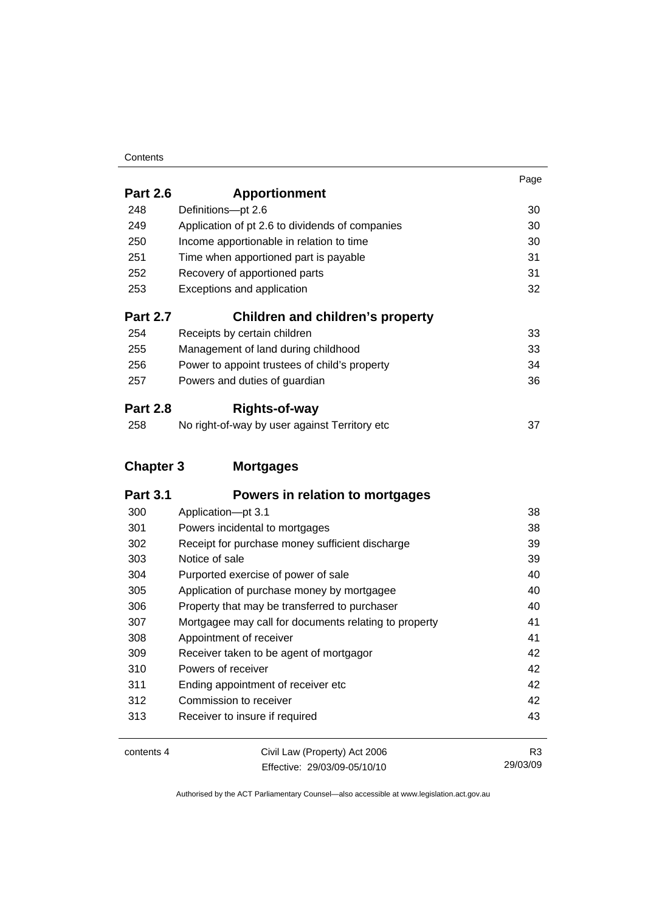| | | Page |
|---|---|---|
| **Part 2.6** | **Apportionment** | |
| 248 | Definitions—pt 2.6 | 30 |
| 249 | Application of pt 2.6 to dividends of companies | 30 |
| 250 | Income apportionable in relation to time | 30 |
| 251 | Time when apportioned part is payable | 31 |
| 252 | Recovery of apportioned parts | 31 |
| 253 | Exceptions and application | 32 |
| **Part 2.7** | **Children and children's property** | |
| 254 | Receipts by certain children | 33 |
| 255 | Management of land during childhood | 33 |
| 256 | Power to appoint trustees of child's property | 34 |
| 257 | Powers and duties of guardian | 36 |
| **Part 2.8** | **Rights-of-way** | |
| 258 | No right-of-way by user against Territory etc | 37 |
| **Chapter 3** | **Mortgages** | |
| **Part 3.1** | **Powers in relation to mortgages** | |
| 300 | Application—pt 3.1 | 38 |
| 301 | Powers incidental to mortgages | 38 |
| 302 | Receipt for purchase money sufficient discharge | 39 |
| 303 | Notice of sale | 39 |
| 304 | Purported exercise of power of sale | 40 |
| 305 | Application of purchase money by mortgagee | 40 |
| 306 | Property that may be transferred to purchaser | 40 |
| 307 | Mortgagee may call for documents relating to property | 41 |
| 308 | Appointment of receiver | 41 |
| 309 | Receiver taken to be agent of mortgagor | 42 |
| 310 | Powers of receiver | 42 |
| 311 | Ending appointment of receiver etc | 42 |
| 312 | Commission to receiver | 42 |
| 313 | Receiver to insure if required | 43 |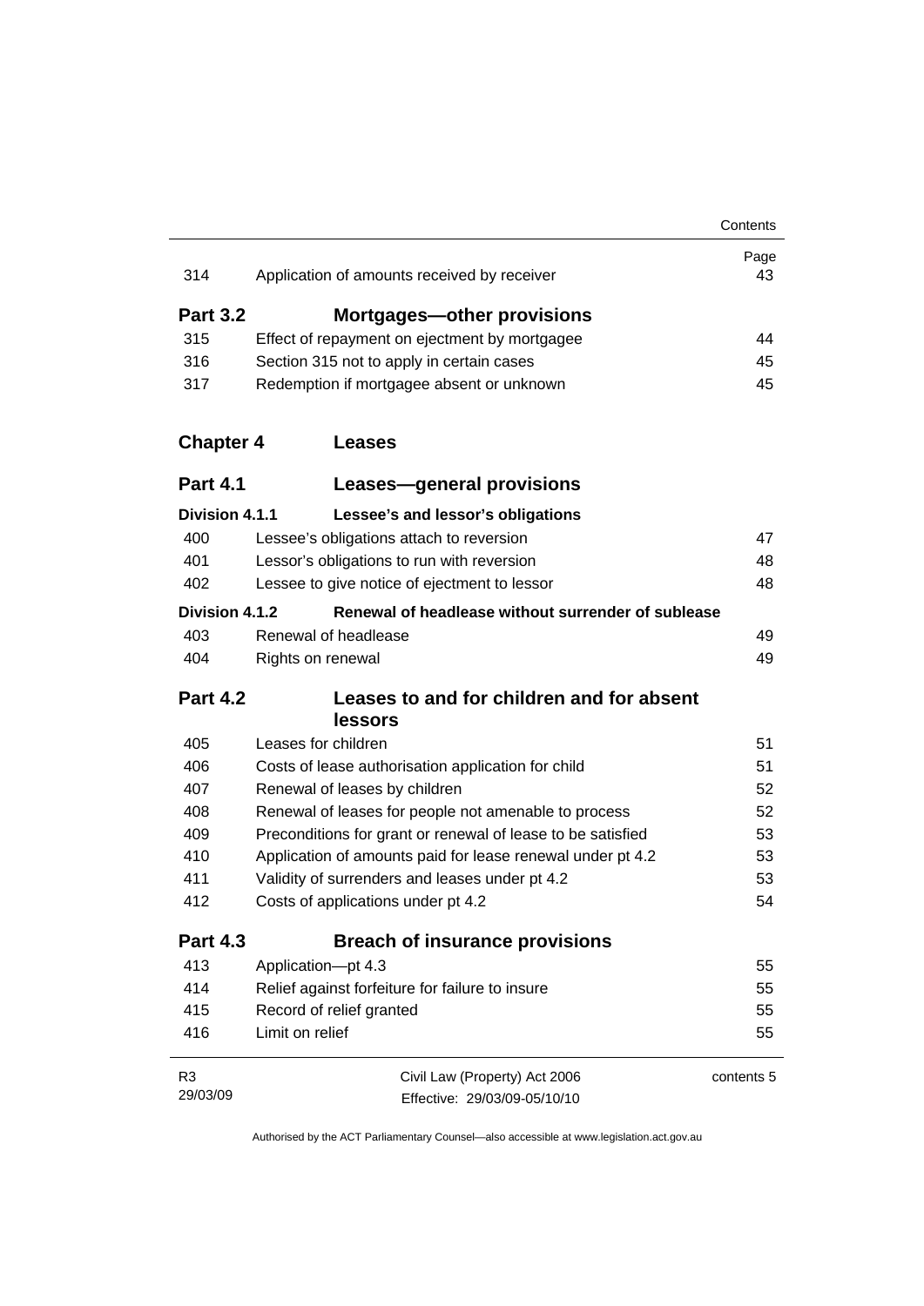| | | Page |
|---|---|---|
| 314 | Application of amounts received by receiver | 43 |
| **Part 3.2** | **Mortgages—other provisions** | |
| 315 | Effect of repayment on ejectment by mortgagee | 44 |
| 316 | Section 315 not to apply in certain cases | 45 |
| 317 | Redemption if mortgagee absent or unknown | 45 |
| **Chapter 4** | **Leases** | |
| **Part 4.1** | **Leases—general provisions** | |
| **Division 4.1.1** | **Lessee's and lessor's obligations** | |
| 400 | Lessee's obligations attach to reversion | 47 |
| 401 | Lessor's obligations to run with reversion | 48 |
| 402 | Lessee to give notice of ejectment to lessor | 48 |
| **Division 4.1.2** | **Renewal of headlease without surrender of sublease** | |
| 403 | Renewal of headlease | 49 |
| 404 | Rights on renewal | 49 |
| **Part 4.2** | **Leases to and for children and for absent lessors** | |
| 405 | Leases for children | 51 |
| 406 | Costs of lease authorisation application for child | 51 |
| 407 | Renewal of leases by children | 52 |
| 408 | Renewal of leases for people not amenable to process | 52 |
| 409 | Preconditions for grant or renewal of lease to be satisfied | 53 |
| 410 | Application of amounts paid for lease renewal under pt 4.2 | 53 |
| 411 | Validity of surrenders and leases under pt 4.2 | 53 |
| 412 | Costs of applications under pt 4.2 | 54 |
| **Part 4.3** | **Breach of insurance provisions** | |
| 413 | Application—pt 4.3 | 55 |
| 414 | Relief against forfeiture for failure to insure | 55 |
| 415 | Record of relief granted | 55 |
| 416 | Limit on relief | 55 |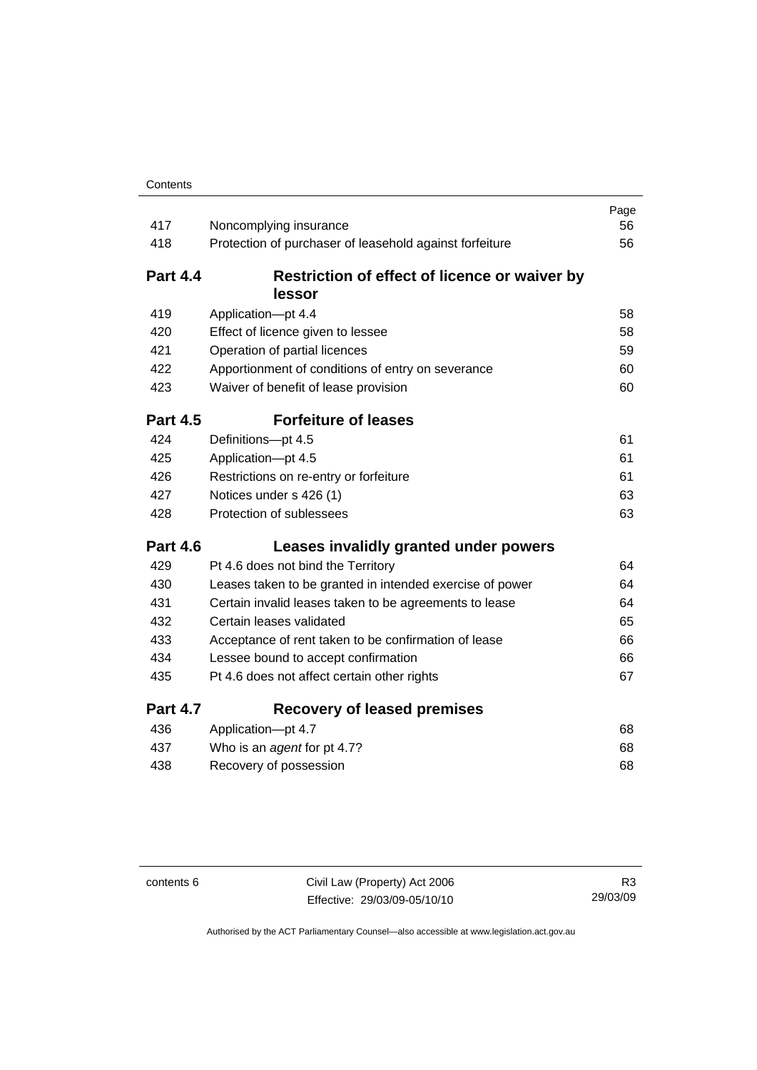| | | Page |
|---|---|---|
| 417 | Noncomplying insurance | 56 |
| 418 | Protection of purchaser of leasehold against forfeiture | 56 |
| **Part 4.4** | **Restriction of effect of licence or waiver by lessor** | |
| 419 | Application—pt 4.4 | 58 |
| 420 | Effect of licence given to lessee | 58 |
| 421 | Operation of partial licences | 59 |
| 422 | Apportionment of conditions of entry on severance | 60 |
| 423 | Waiver of benefit of lease provision | 60 |
| **Part 4.5** | **Forfeiture of leases** | |
| 424 | Definitions—pt 4.5 | 61 |
| 425 | Application—pt 4.5 | 61 |
| 426 | Restrictions on re-entry or forfeiture | 61 |
| 427 | Notices under s 426 (1) | 63 |
| 428 | Protection of sublessees | 63 |
| **Part 4.6** | **Leases invalidly granted under powers** | |
| 429 | Pt 4.6 does not bind the Territory | 64 |
| 430 | Leases taken to be granted in intended exercise of power | 64 |
| 431 | Certain invalid leases taken to be agreements to lease | 64 |
| 432 | Certain leases validated | 65 |
| 433 | Acceptance of rent taken to be confirmation of lease | 66 |
| 434 | Lessee bound to accept confirmation | 66 |
| 435 | Pt 4.6 does not affect certain other rights | 67 |
| **Part 4.7** | **Recovery of leased premises** | |
| 436 | Application—pt 4.7 | 68 |
| 437 | Who is an *agent* for pt 4.7? | 68 |
| 438 | Recovery of possession | 68 |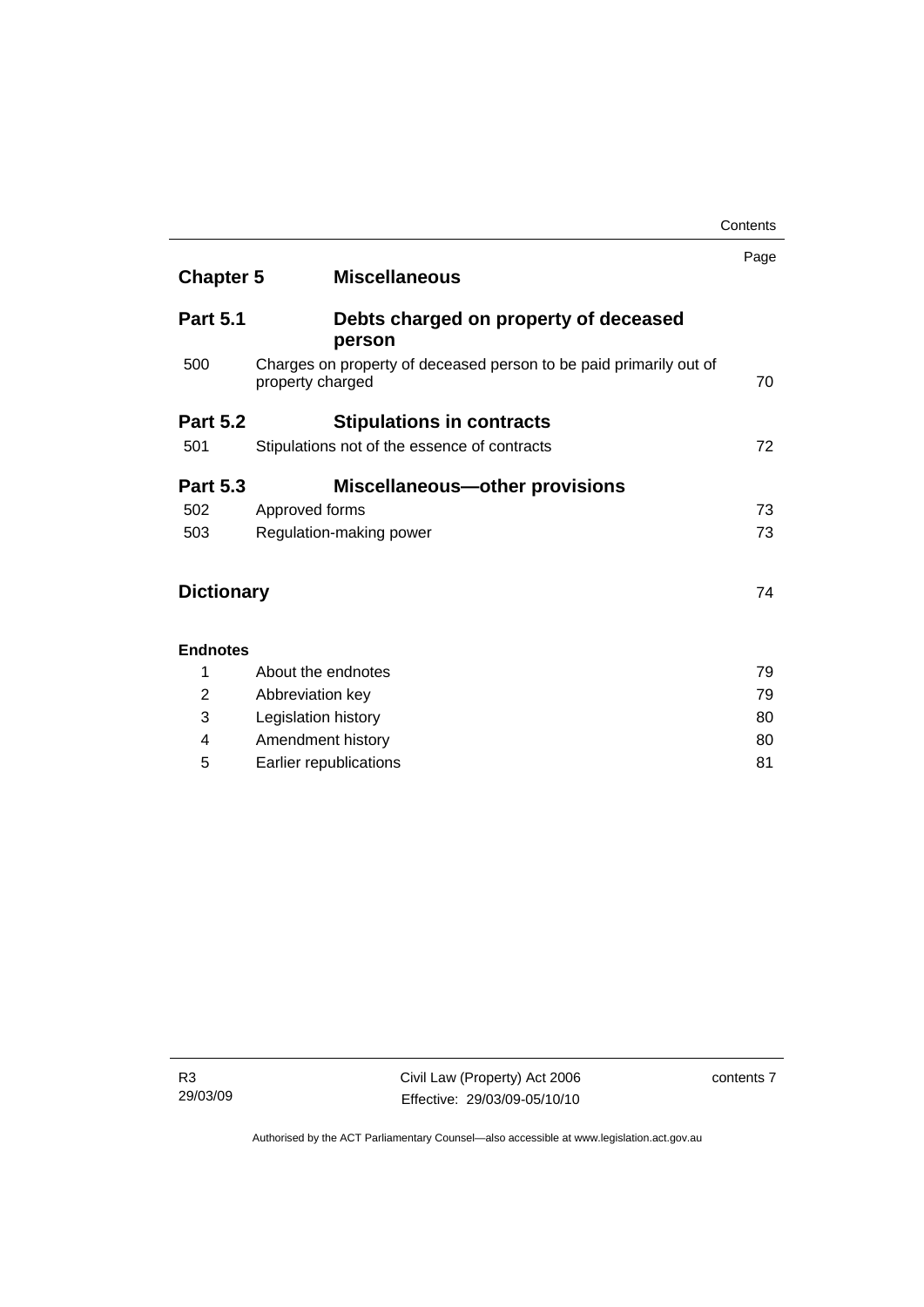| | | Page |
|---|---|---|
| **Chapter 5** | **Miscellaneous** | |
| **Part 5.1** | **Debts charged on property of deceased person** | |
| 500 | Charges on property of deceased person to be paid primarily out of property charged | 70 |
| **Part 5.2** | **Stipulations in contracts** | |
| 501 | Stipulations not of the essence of contracts | 72 |
| **Part 5.3** | **Miscellaneous—other provisions** | |
| 502 | Approved forms | 73 |
| 503 | Regulation-making power | 73 |
| **Dictionary** | | 74 |
| **Endnotes** | | |
| 1 | About the endnotes | 79 |
| 2 | Abbreviation key | 79 |
| 3 | Legislation history | 80 |
| 4 | Amendment history | 80 |
| 5 | Earlier republications | 81 |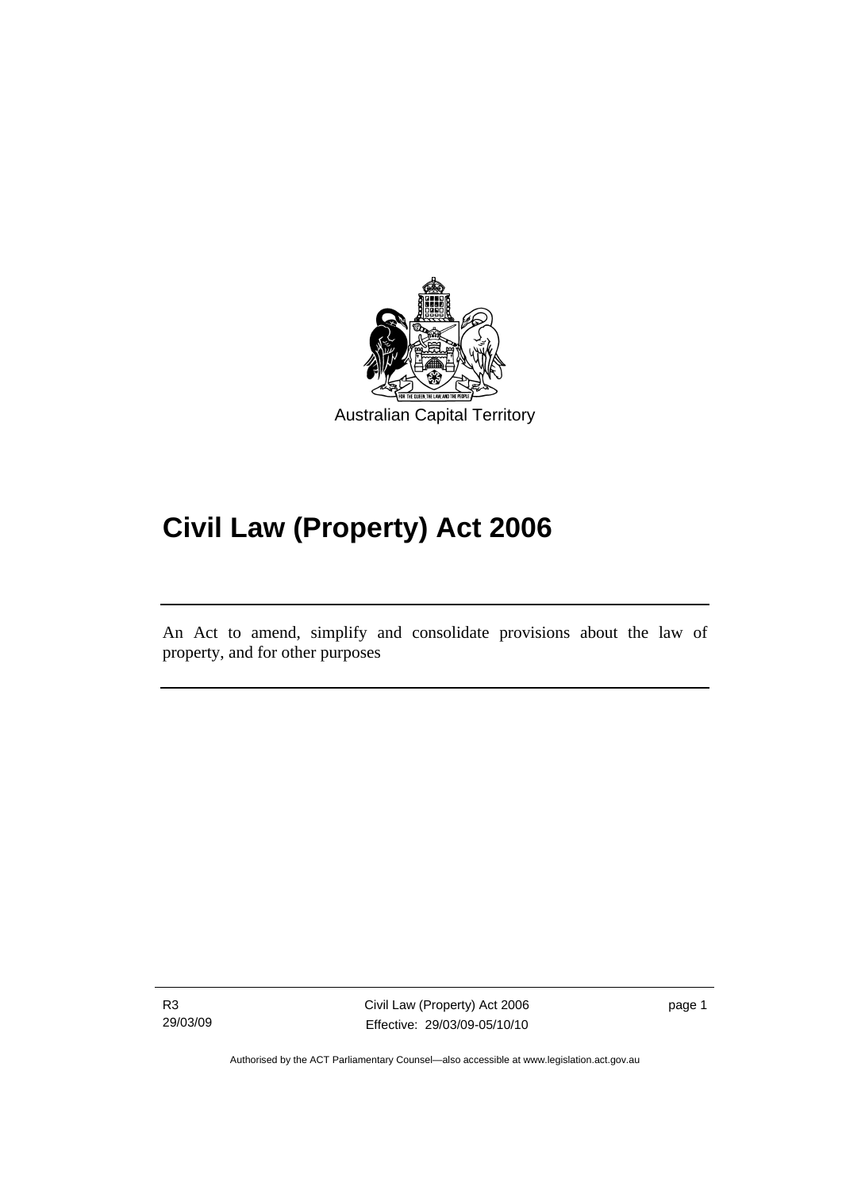Australian Capital Territory

# Civil Law (Property) Act 2006

An Act to amend, simplify and consolidate provisions about the law of property, and for other purposes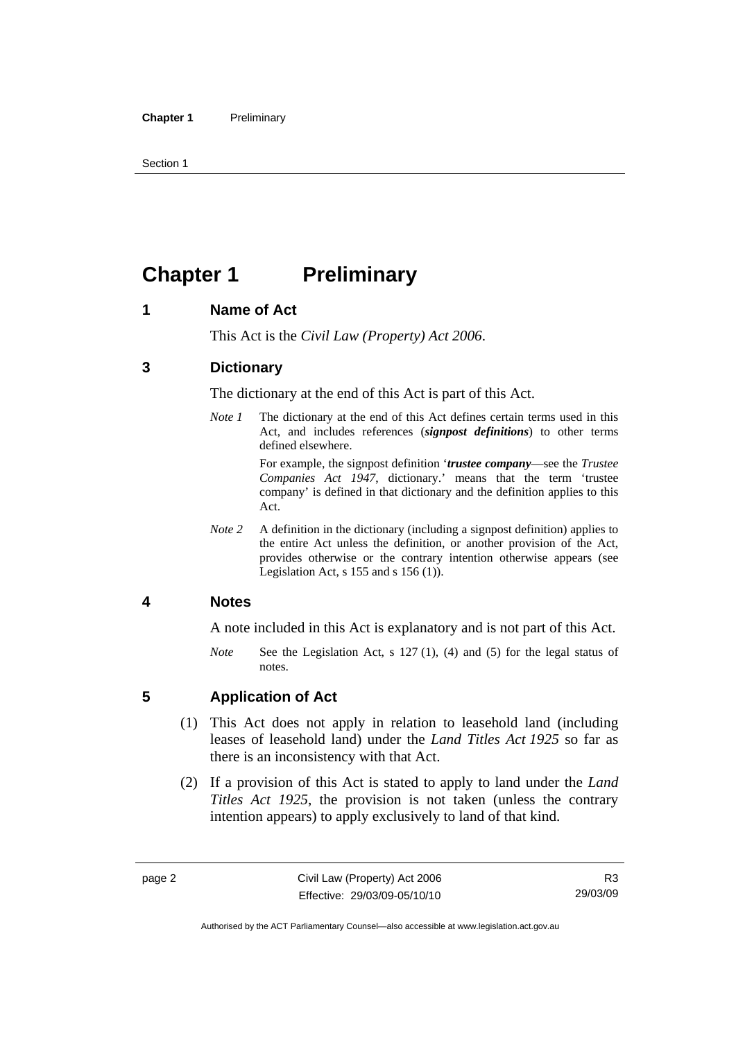# Chapter 1 Preliminary

## 1 Name of Act

This Act is the *Civil Law (Property) Act 2006*.

## 3 Dictionary

The dictionary at the end of this Act is part of this Act.

*Note 1* The dictionary at the end of this Act defines certain terms used in this Act, and includes references (***signpost definitions***) to other terms defined elsewhere.

For example, the signpost definition '***trustee company***—see the *Trustee Companies Act 1947*, dictionary.' means that the term 'trustee company' is defined in that dictionary and the definition applies to this Act.

*Note 2* A definition in the dictionary (including a signpost definition) applies to the entire Act unless the definition, or another provision of the Act, provides otherwise or the contrary intention otherwise appears (see Legislation Act, s 155 and s 156 (1)).

## 4 Notes

A note included in this Act is explanatory and is not part of this Act.

*Note* See the Legislation Act, s 127 (1), (4) and (5) for the legal status of notes.

## 5 Application of Act

(1) This Act does not apply in relation to leasehold land (including leases of leasehold land) under the *Land Titles Act 1925* so far as there is an inconsistency with that Act.

(2) If a provision of this Act is stated to apply to land under the *Land Titles Act 1925*, the provision is not taken (unless the contrary intention appears) to apply exclusively to land of that kind.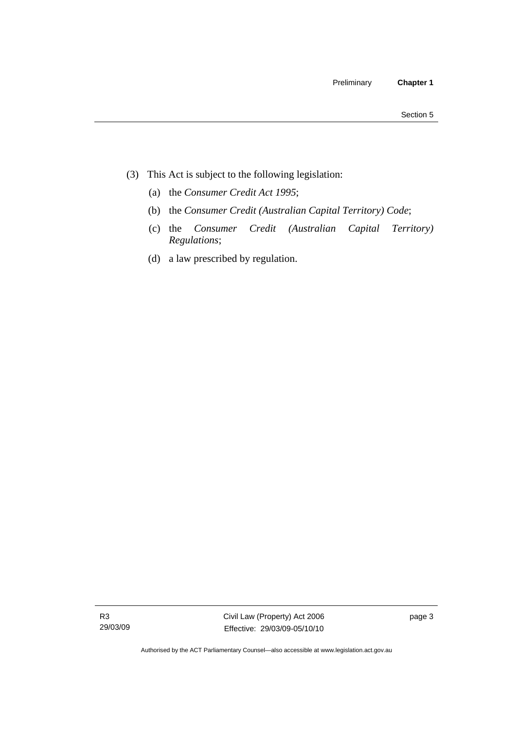(3) This Act is subject to the following legislation:

(a) the *Consumer Credit Act 1995*;

(b) the *Consumer Credit (Australian Capital Territory) Code*;

(c) the *Consumer Credit (Australian Capital Territory) Regulations*;

(d) a law prescribed by regulation.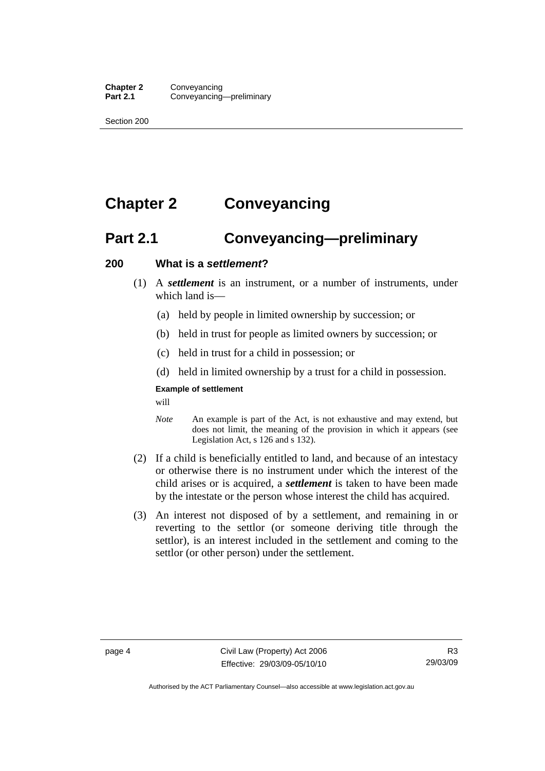# Chapter 2 Conveyancing

## Part 2.1 Conveyancing—preliminary

### 200 What is a *settlement*?

(1) A ***settlement*** is an instrument, or a number of instruments, under which land is—

(a) held by people in limited ownership by succession; or

(b) held in trust for people as limited owners by succession; or

(c) held in trust for a child in possession; or

(d) held in limited ownership by a trust for a child in possession.

**Example of settlement**

will

*Note* An example is part of the Act, is not exhaustive and may extend, but does not limit, the meaning of the provision in which it appears (see Legislation Act, s 126 and s 132).

(2) If a child is beneficially entitled to land, and because of an intestacy or otherwise there is no instrument under which the interest of the child arises or is acquired, a ***settlement*** is taken to have been made by the intestate or the person whose interest the child has acquired.

(3) An interest not disposed of by a settlement, and remaining in or reverting to the settlor (or someone deriving title through the settlor), is an interest included in the settlement and coming to the settlor (or other person) under the settlement.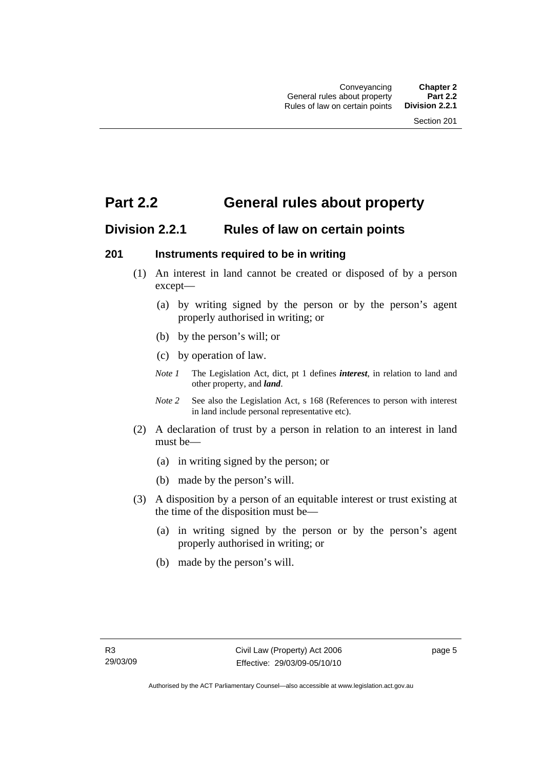# Part 2.2 General rules about property

## Division 2.2.1 Rules of law on certain points

### 201 Instruments required to be in writing

(1) An interest in land cannot be created or disposed of by a person except—

(a) by writing signed by the person or by the person's agent properly authorised in writing; or

(b) by the person's will; or

(c) by operation of law.

*Note 1* The Legislation Act, dict, pt 1 defines ***interest***, in relation to land and other property, and ***land***.

*Note 2* See also the Legislation Act, s 168 (References to person with interest in land include personal representative etc).

(2) A declaration of trust by a person in relation to an interest in land must be—

(a) in writing signed by the person; or

(b) made by the person's will.

(3) A disposition by a person of an equitable interest or trust existing at the time of the disposition must be—

(a) in writing signed by the person or by the person's agent properly authorised in writing; or

(b) made by the person's will.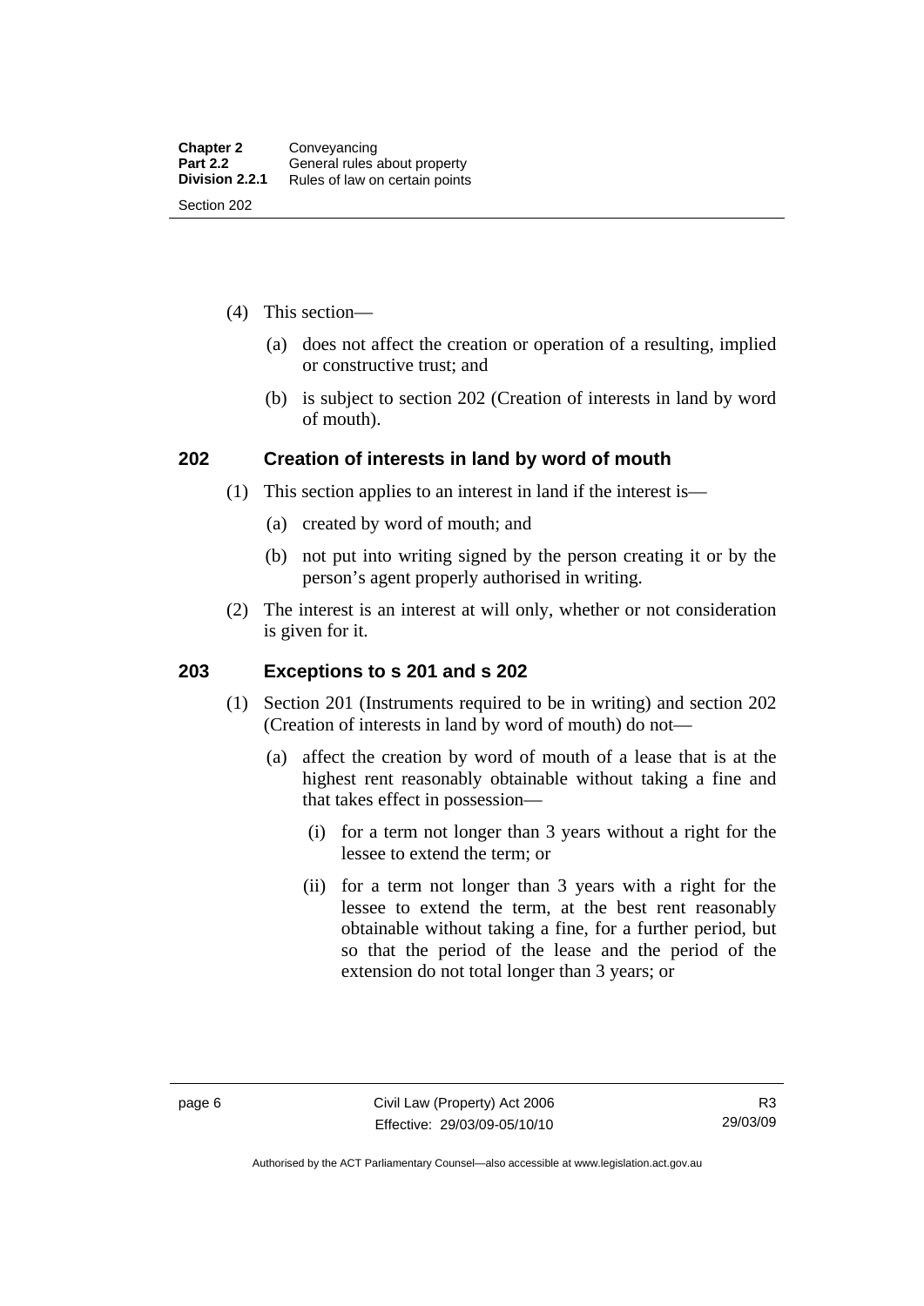(4) This section—

(a) does not affect the creation or operation of a resulting, implied or constructive trust; and

(b) is subject to section 202 (Creation of interests in land by word of mouth).

## 202 Creation of interests in land by word of mouth

(1) This section applies to an interest in land if the interest is—

(a) created by word of mouth; and

(b) not put into writing signed by the person creating it or by the person's agent properly authorised in writing.

(2) The interest is an interest at will only, whether or not consideration is given for it.

## 203 Exceptions to s 201 and s 202

(1) Section 201 (Instruments required to be in writing) and section 202 (Creation of interests in land by word of mouth) do not—

(a) affect the creation by word of mouth of a lease that is at the highest rent reasonably obtainable without taking a fine and that takes effect in possession—

(i) for a term not longer than 3 years without a right for the lessee to extend the term; or

(ii) for a term not longer than 3 years with a right for the lessee to extend the term, at the best rent reasonably obtainable without taking a fine, for a further period, but so that the period of the lease and the period of the extension do not total longer than 3 years; or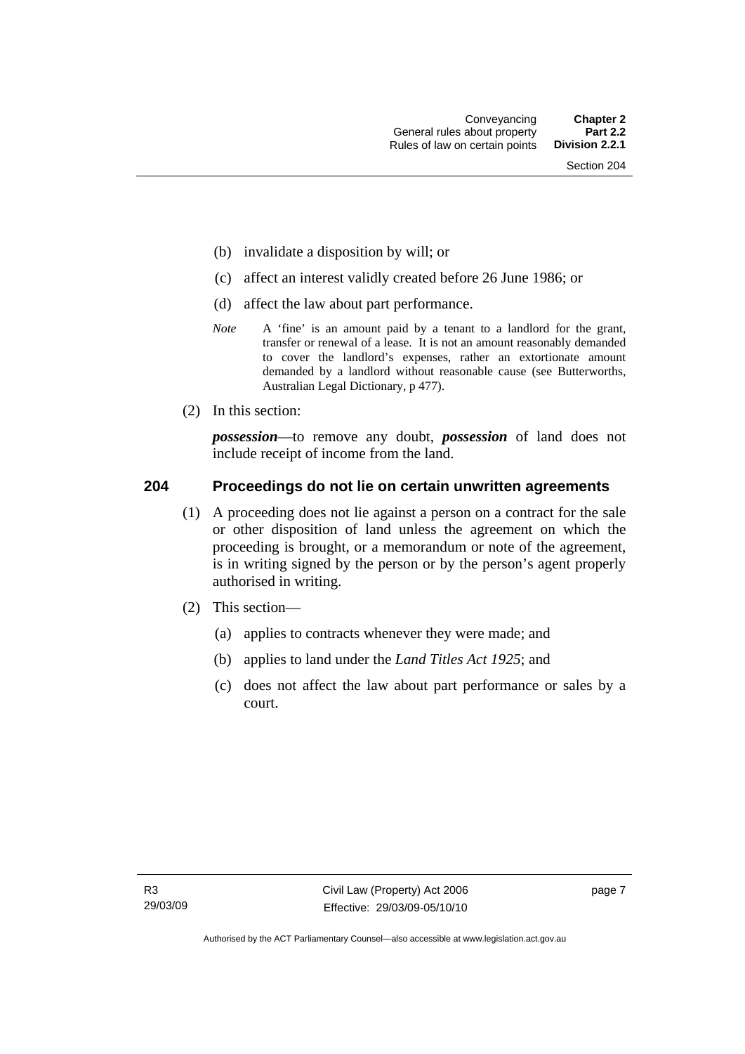(b) invalidate a disposition by will; or

(c) affect an interest validly created before 26 June 1986; or

(d) affect the law about part performance.

*Note* A 'fine' is an amount paid by a tenant to a landlord for the grant, transfer or renewal of a lease. It is not an amount reasonably demanded to cover the landlord's expenses, rather an extortionate amount demanded by a landlord without reasonable cause (see Butterworths, Australian Legal Dictionary, p 477).

(2) In this section:

***possession***—to remove any doubt, ***possession*** of land does not include receipt of income from the land.

## 204 Proceedings do not lie on certain unwritten agreements

(1) A proceeding does not lie against a person on a contract for the sale or other disposition of land unless the agreement on which the proceeding is brought, or a memorandum or note of the agreement, is in writing signed by the person or by the person's agent properly authorised in writing.

(2) This section—

(a) applies to contracts whenever they were made; and

(b) applies to land under the *Land Titles Act 1925*; and

(c) does not affect the law about part performance or sales by a court.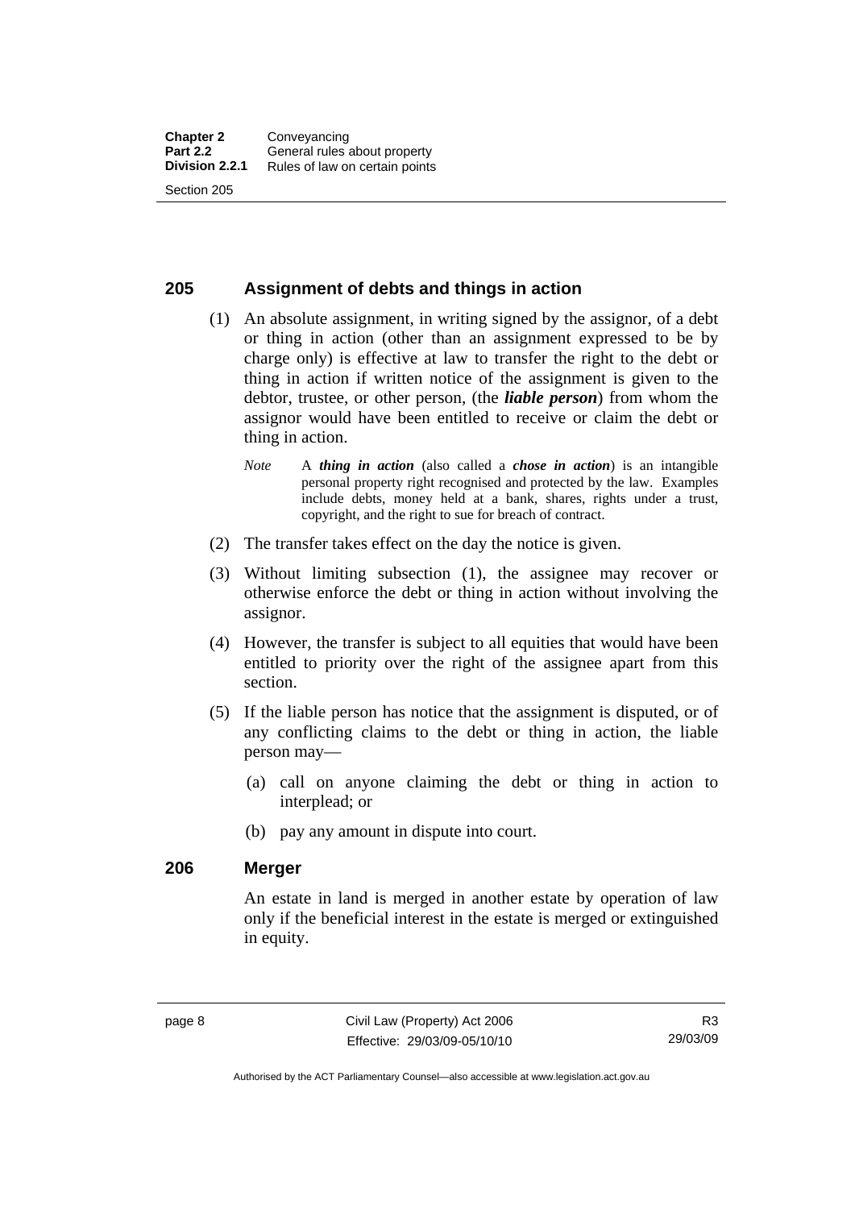## 205 Assignment of debts and things in action

(1) An absolute assignment, in writing signed by the assignor, of a debt or thing in action (other than an assignment expressed to be by charge only) is effective at law to transfer the right to the debt or thing in action if written notice of the assignment is given to the debtor, trustee, or other person, (the ***liable person***) from whom the assignor would have been entitled to receive or claim the debt or thing in action.

*Note* A ***thing in action*** (also called a ***chose in action***) is an intangible personal property right recognised and protected by the law. Examples include debts, money held at a bank, shares, rights under a trust, copyright, and the right to sue for breach of contract.

(2) The transfer takes effect on the day the notice is given.

(3) Without limiting subsection (1), the assignee may recover or otherwise enforce the debt or thing in action without involving the assignor.

(4) However, the transfer is subject to all equities that would have been entitled to priority over the right of the assignee apart from this section.

(5) If the liable person has notice that the assignment is disputed, or of any conflicting claims to the debt or thing in action, the liable person may—

(a) call on anyone claiming the debt or thing in action to interplead; or

(b) pay any amount in dispute into court.

## 206 Merger

An estate in land is merged in another estate by operation of law only if the beneficial interest in the estate is merged or extinguished in equity.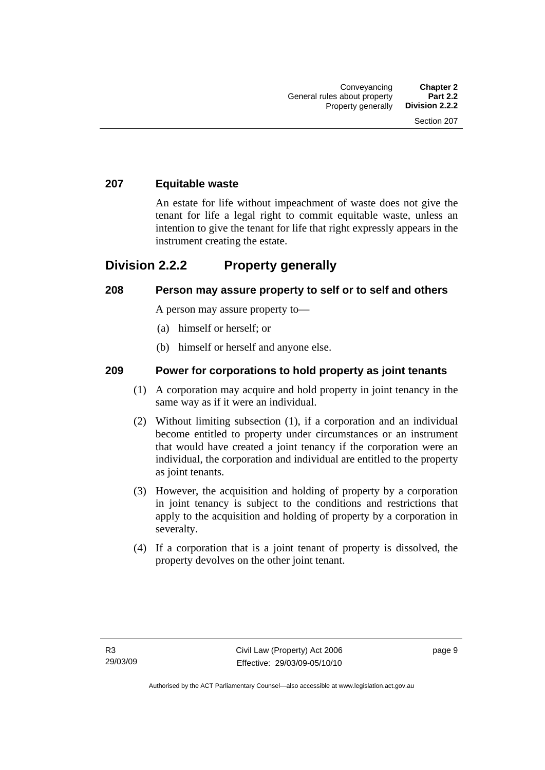### 207 Equitable waste

An estate for life without impeachment of waste does not give the tenant for life a legal right to commit equitable waste, unless an intention to give the tenant for life that right expressly appears in the instrument creating the estate.

## Division 2.2.2 Property generally

### 208 Person may assure property to self or to self and others

A person may assure property to—

(a) himself or herself; or

(b) himself or herself and anyone else.

### 209 Power for corporations to hold property as joint tenants

(1) A corporation may acquire and hold property in joint tenancy in the same way as if it were an individual.

(2) Without limiting subsection (1), if a corporation and an individual become entitled to property under circumstances or an instrument that would have created a joint tenancy if the corporation were an individual, the corporation and individual are entitled to the property as joint tenants.

(3) However, the acquisition and holding of property by a corporation in joint tenancy is subject to the conditions and restrictions that apply to the acquisition and holding of property by a corporation in severalty.

(4) If a corporation that is a joint tenant of property is dissolved, the property devolves on the other joint tenant.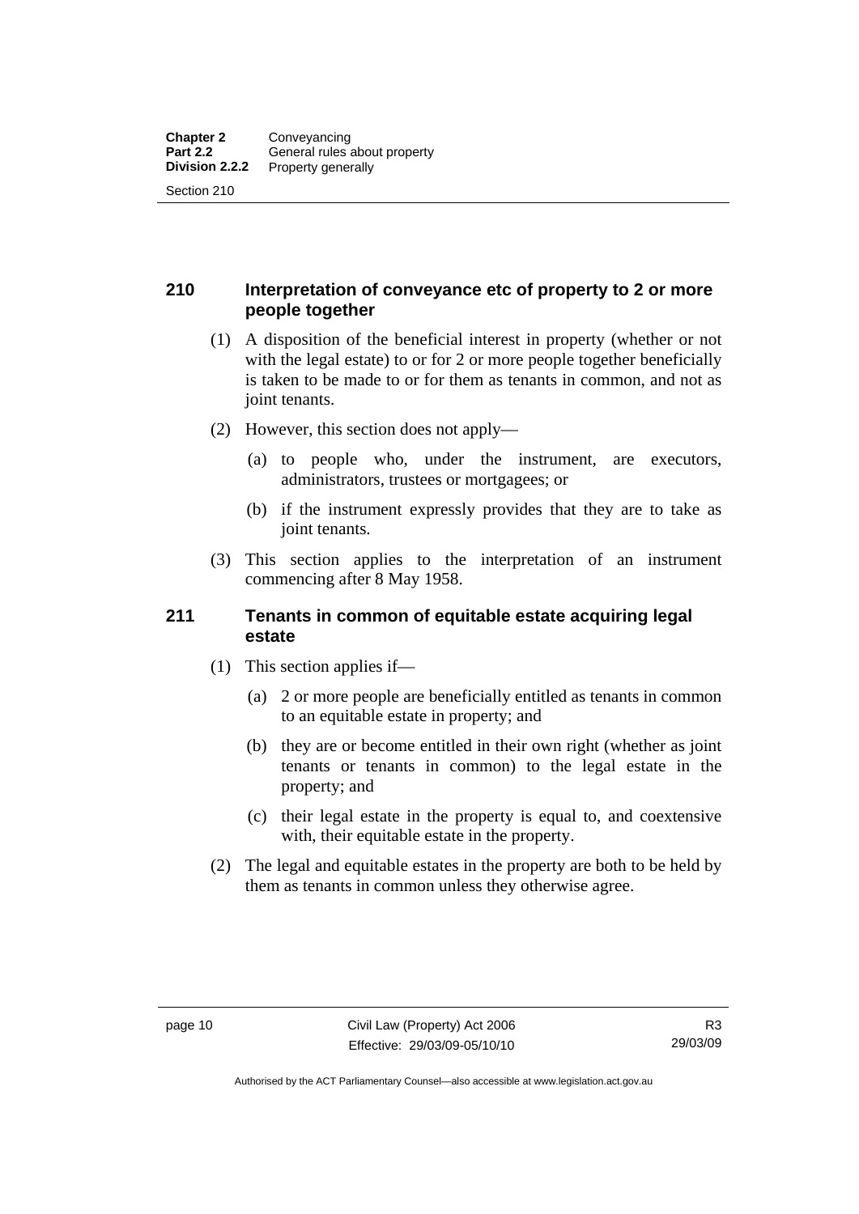## 210 Interpretation of conveyance etc of property to 2 or more people together

(1) A disposition of the beneficial interest in property (whether or not with the legal estate) to or for 2 or more people together beneficially is taken to be made to or for them as tenants in common, and not as joint tenants.

(2) However, this section does not apply—

(a) to people who, under the instrument, are executors, administrators, trustees or mortgagees; or

(b) if the instrument expressly provides that they are to take as joint tenants.

(3) This section applies to the interpretation of an instrument commencing after 8 May 1958.

## 211 Tenants in common of equitable estate acquiring legal estate

(1) This section applies if—

(a) 2 or more people are beneficially entitled as tenants in common to an equitable estate in property; and

(b) they are or become entitled in their own right (whether as joint tenants or tenants in common) to the legal estate in the property; and

(c) their legal estate in the property is equal to, and coextensive with, their equitable estate in the property.

(2) The legal and equitable estates in the property are both to be held by them as tenants in common unless they otherwise agree.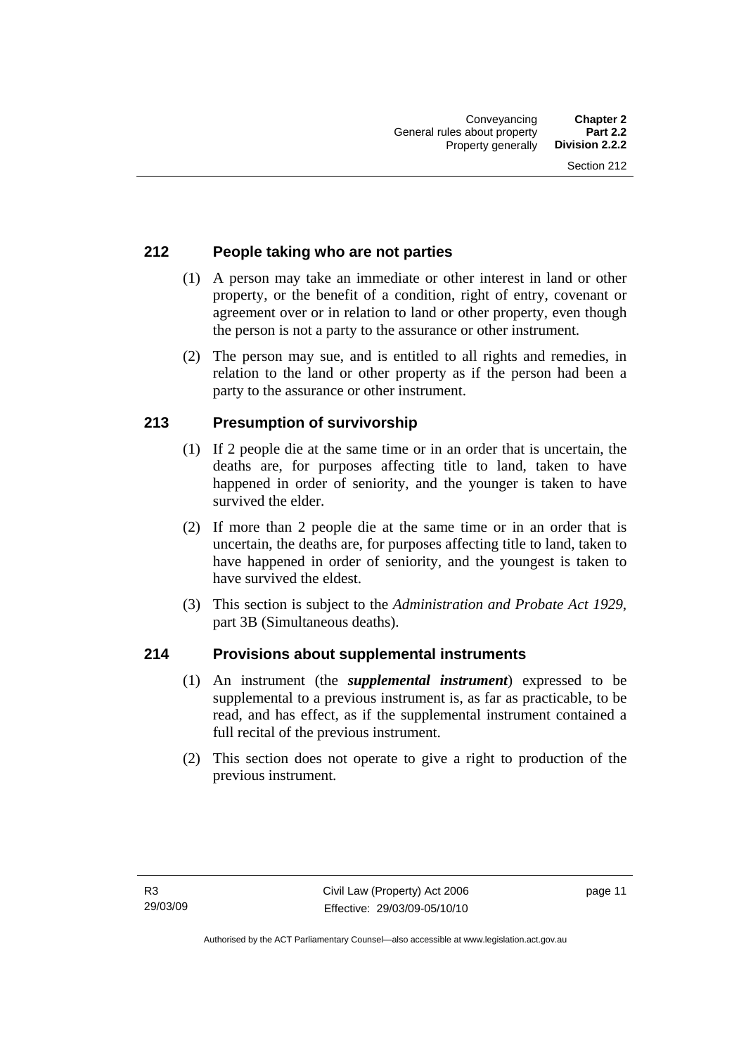## 212 People taking who are not parties

(1) A person may take an immediate or other interest in land or other property, or the benefit of a condition, right of entry, covenant or agreement over or in relation to land or other property, even though the person is not a party to the assurance or other instrument.

(2) The person may sue, and is entitled to all rights and remedies, in relation to the land or other property as if the person had been a party to the assurance or other instrument.

## 213 Presumption of survivorship

(1) If 2 people die at the same time or in an order that is uncertain, the deaths are, for purposes affecting title to land, taken to have happened in order of seniority, and the younger is taken to have survived the elder.

(2) If more than 2 people die at the same time or in an order that is uncertain, the deaths are, for purposes affecting title to land, taken to have happened in order of seniority, and the youngest is taken to have survived the eldest.

(3) This section is subject to the *Administration and Probate Act 1929*, part 3B (Simultaneous deaths).

## 214 Provisions about supplemental instruments

(1) An instrument (the ***supplemental instrument***) expressed to be supplemental to a previous instrument is, as far as practicable, to be read, and has effect, as if the supplemental instrument contained a full recital of the previous instrument.

(2) This section does not operate to give a right to production of the previous instrument.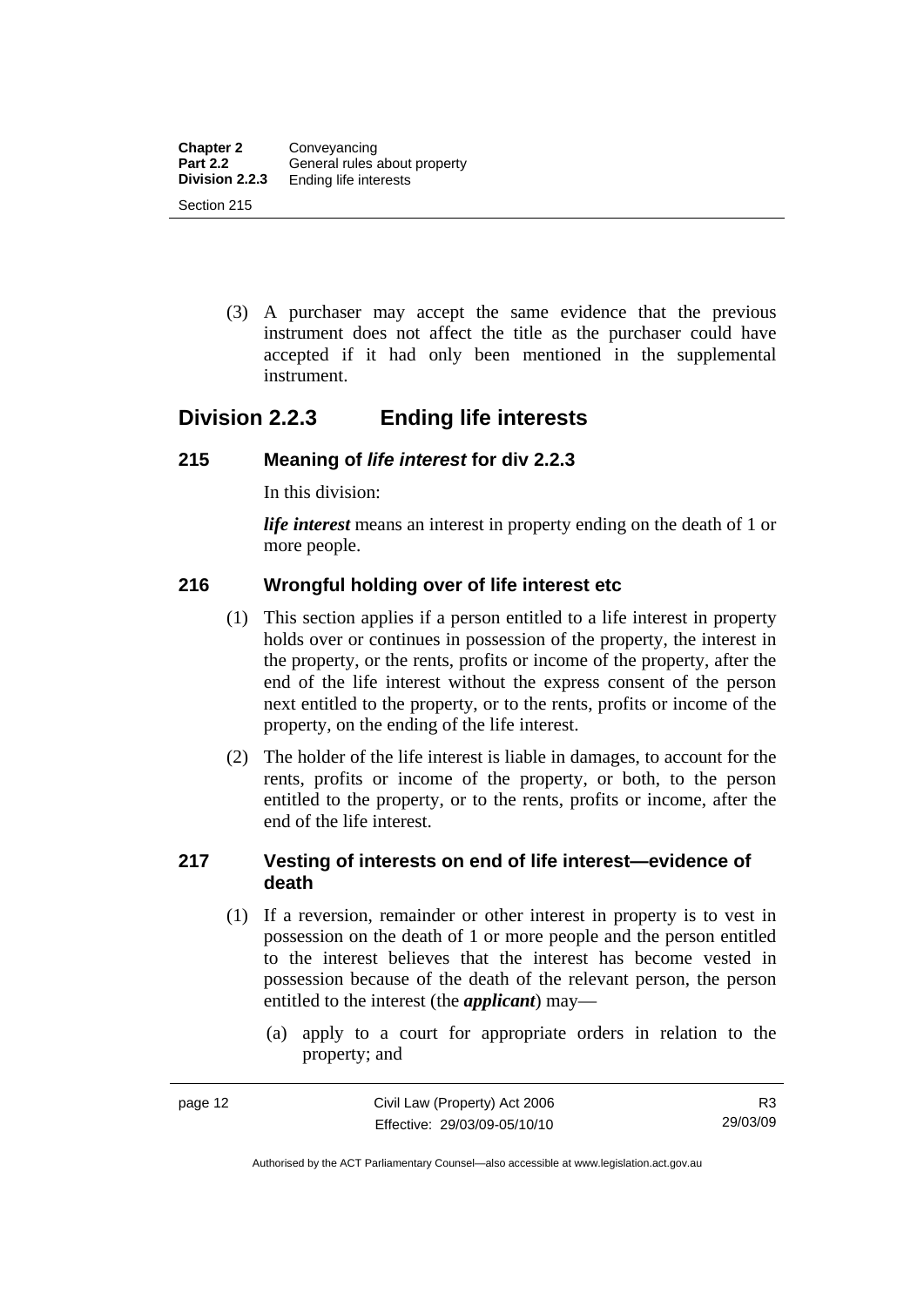(3) A purchaser may accept the same evidence that the previous instrument does not affect the title as the purchaser could have accepted if it had only been mentioned in the supplemental instrument.

## Division 2.2.3 Ending life interests

### 215 Meaning of *life interest* for div 2.2.3

In this division:

***life interest*** means an interest in property ending on the death of 1 or more people.

### 216 Wrongful holding over of life interest etc

(1) This section applies if a person entitled to a life interest in property holds over or continues in possession of the property, the interest in the property, or the rents, profits or income of the property, after the end of the life interest without the express consent of the person next entitled to the property, or to the rents, profits or income of the property, on the ending of the life interest.

(2) The holder of the life interest is liable in damages, to account for the rents, profits or income of the property, or both, to the person entitled to the property, or to the rents, profits or income, after the end of the life interest.

### 217 Vesting of interests on end of life interest—evidence of death

(1) If a reversion, remainder or other interest in property is to vest in possession on the death of 1 or more people and the person entitled to the interest believes that the interest has become vested in possession because of the death of the relevant person, the person entitled to the interest (the ***applicant***) may—

(a) apply to a court for appropriate orders in relation to the property; and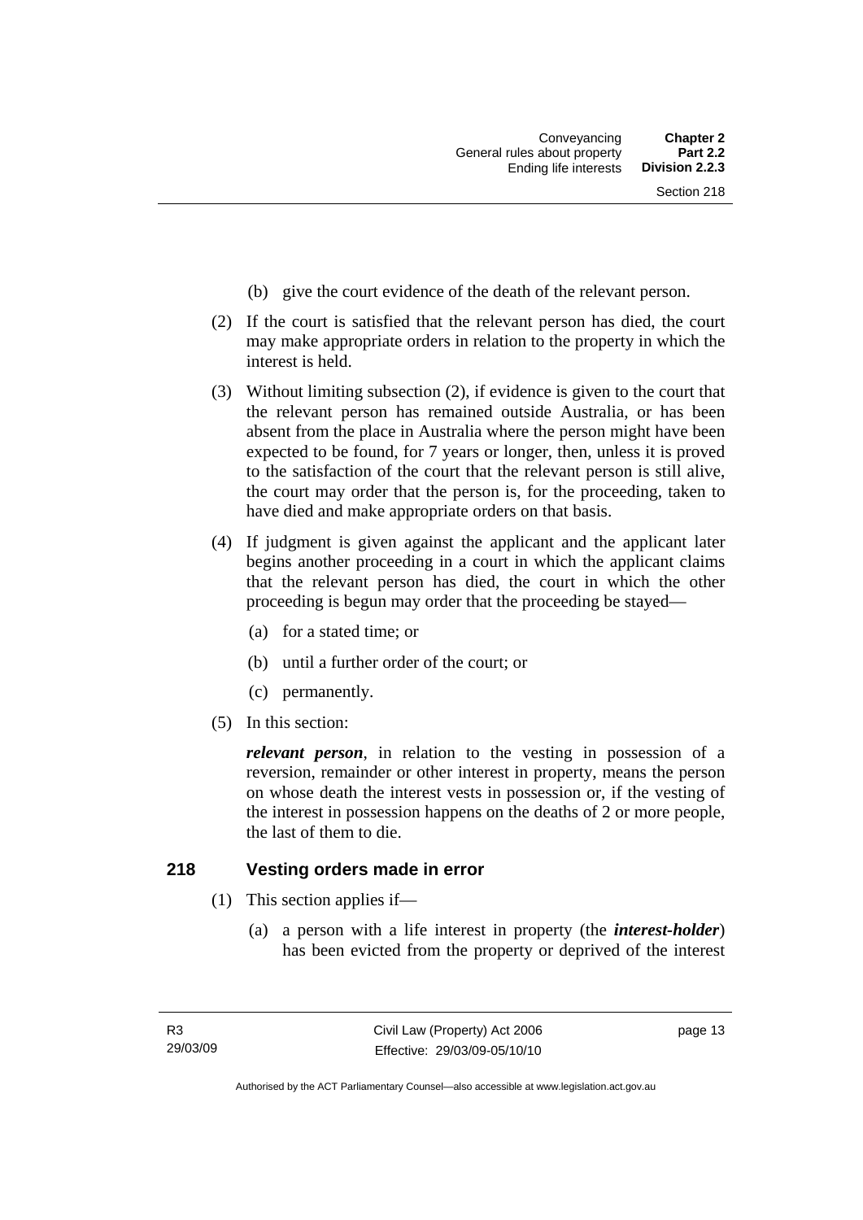(b) give the court evidence of the death of the relevant person.

(2) If the court is satisfied that the relevant person has died, the court may make appropriate orders in relation to the property in which the interest is held.

(3) Without limiting subsection (2), if evidence is given to the court that the relevant person has remained outside Australia, or has been absent from the place in Australia where the person might have been expected to be found, for 7 years or longer, then, unless it is proved to the satisfaction of the court that the relevant person is still alive, the court may order that the person is, for the proceeding, taken to have died and make appropriate orders on that basis.

(4) If judgment is given against the applicant and the applicant later begins another proceeding in a court in which the applicant claims that the relevant person has died, the court in which the other proceeding is begun may order that the proceeding be stayed—

(a) for a stated time; or

(b) until a further order of the court; or

(c) permanently.

(5) In this section:

***relevant person***, in relation to the vesting in possession of a reversion, remainder or other interest in property, means the person on whose death the interest vests in possession or, if the vesting of the interest in possession happens on the deaths of 2 or more people, the last of them to die.

## 218 Vesting orders made in error

(1) This section applies if—

(a) a person with a life interest in property (the ***interest-holder***) has been evicted from the property or deprived of the interest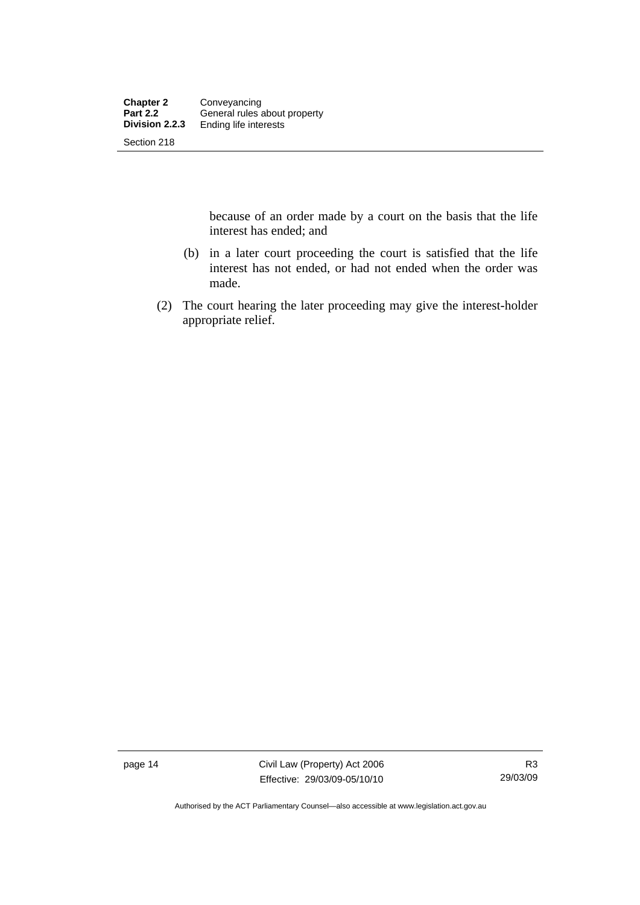because of an order made by a court on the basis that the life interest has ended; and

(b) in a later court proceeding the court is satisfied that the life interest has not ended, or had not ended when the order was made.

(2) The court hearing the later proceeding may give the interest-holder appropriate relief.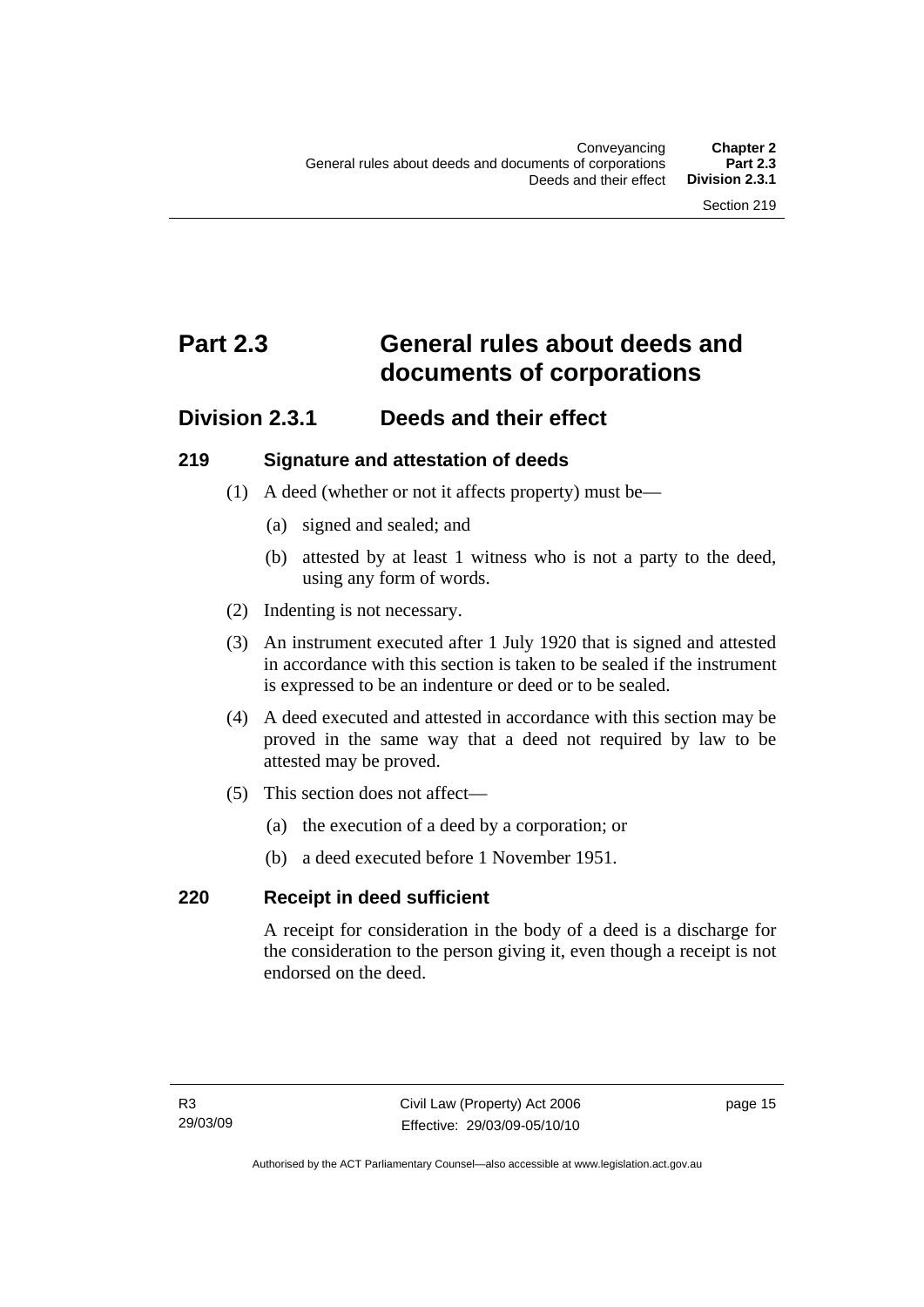# Part 2.3 General rules about deeds and documents of corporations

## Division 2.3.1 Deeds and their effect

### 219 Signature and attestation of deeds

(1) A deed (whether or not it affects property) must be—

(a) signed and sealed; and

(b) attested by at least 1 witness who is not a party to the deed, using any form of words.

(2) Indenting is not necessary.

(3) An instrument executed after 1 July 1920 that is signed and attested in accordance with this section is taken to be sealed if the instrument is expressed to be an indenture or deed or to be sealed.

(4) A deed executed and attested in accordance with this section may be proved in the same way that a deed not required by law to be attested may be proved.

(5) This section does not affect—

(a) the execution of a deed by a corporation; or

(b) a deed executed before 1 November 1951.

### 220 Receipt in deed sufficient

A receipt for consideration in the body of a deed is a discharge for the consideration to the person giving it, even though a receipt is not endorsed on the deed.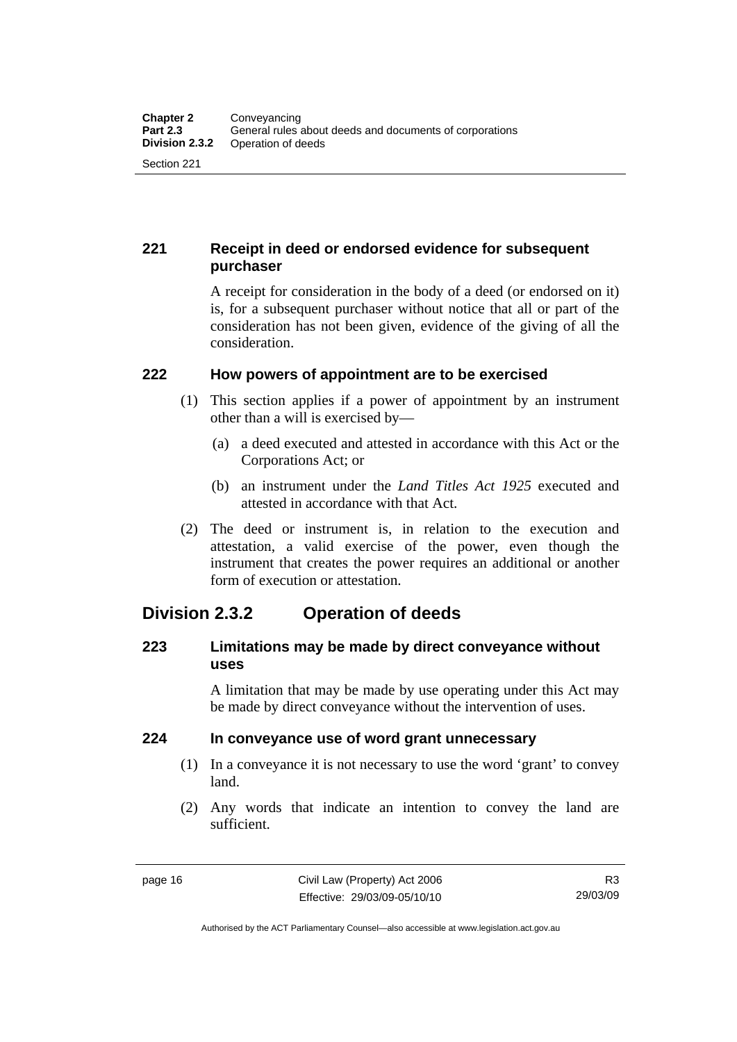### 221 Receipt in deed or endorsed evidence for subsequent purchaser

A receipt for consideration in the body of a deed (or endorsed on it) is, for a subsequent purchaser without notice that all or part of the consideration has not been given, evidence of the giving of all the consideration.

### 222 How powers of appointment are to be exercised

(1) This section applies if a power of appointment by an instrument other than a will is exercised by—

(a) a deed executed and attested in accordance with this Act or the Corporations Act; or

(b) an instrument under the *Land Titles Act 1925* executed and attested in accordance with that Act.

(2) The deed or instrument is, in relation to the execution and attestation, a valid exercise of the power, even though the instrument that creates the power requires an additional or another form of execution or attestation.

## Division 2.3.2 Operation of deeds

### 223 Limitations may be made by direct conveyance without uses

A limitation that may be made by use operating under this Act may be made by direct conveyance without the intervention of uses.

### 224 In conveyance use of word grant unnecessary

(1) In a conveyance it is not necessary to use the word 'grant' to convey land.

(2) Any words that indicate an intention to convey the land are sufficient.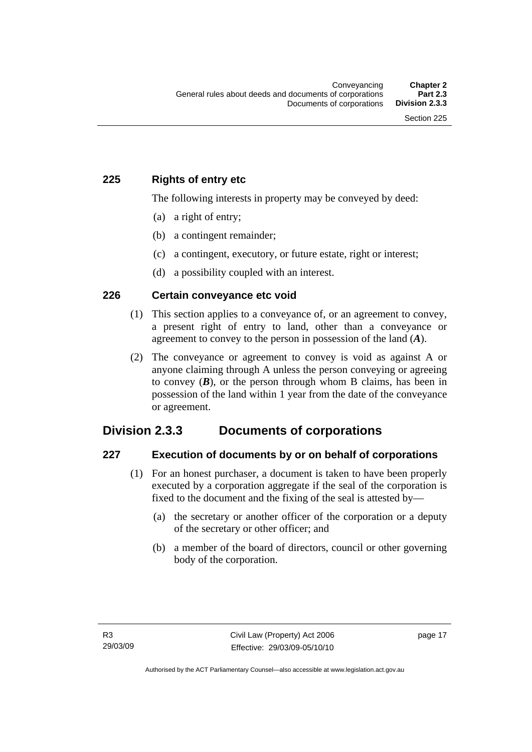### 225 Rights of entry etc

The following interests in property may be conveyed by deed:

(a) a right of entry;

(b) a contingent remainder;

(c) a contingent, executory, or future estate, right or interest;

(d) a possibility coupled with an interest.

### 226 Certain conveyance etc void

(1) This section applies to a conveyance of, or an agreement to convey, a present right of entry to land, other than a conveyance or agreement to convey to the person in possession of the land (***A***).

(2) The conveyance or agreement to convey is void as against A or anyone claiming through A unless the person conveying or agreeing to convey (***B***), or the person through whom B claims, has been in possession of the land within 1 year from the date of the conveyance or agreement.

## Division 2.3.3 Documents of corporations

### 227 Execution of documents by or on behalf of corporations

(1) For an honest purchaser, a document is taken to have been properly executed by a corporation aggregate if the seal of the corporation is fixed to the document and the fixing of the seal is attested by—

(a) the secretary or another officer of the corporation or a deputy of the secretary or other officer; and

(b) a member of the board of directors, council or other governing body of the corporation.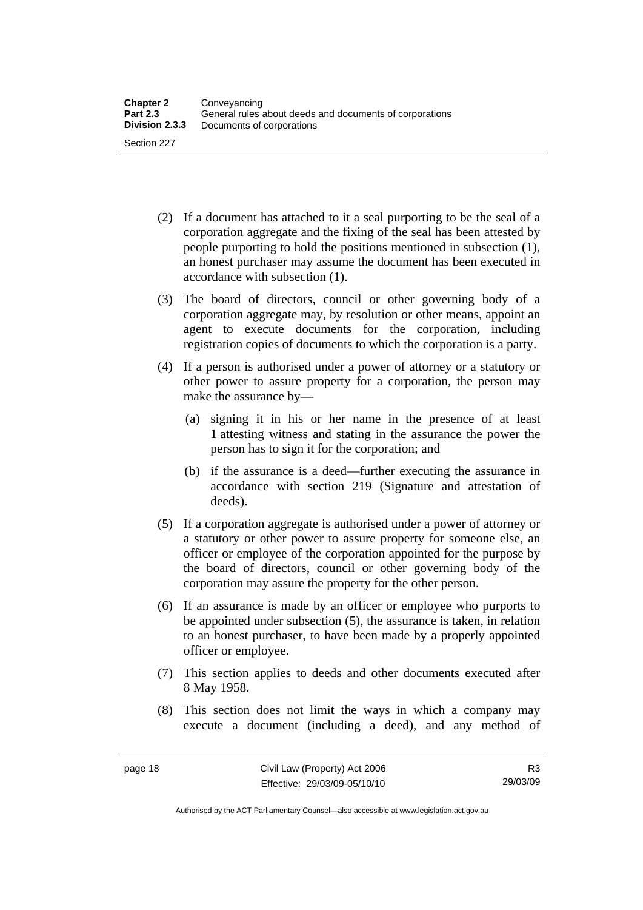(2) If a document has attached to it a seal purporting to be the seal of a corporation aggregate and the fixing of the seal has been attested by people purporting to hold the positions mentioned in subsection (1), an honest purchaser may assume the document has been executed in accordance with subsection (1).

(3) The board of directors, council or other governing body of a corporation aggregate may, by resolution or other means, appoint an agent to execute documents for the corporation, including registration copies of documents to which the corporation is a party.

(4) If a person is authorised under a power of attorney or a statutory or other power to assure property for a corporation, the person may make the assurance by—

   (a) signing it in his or her name in the presence of at least 1 attesting witness and stating in the assurance the power the person has to sign it for the corporation; and

   (b) if the assurance is a deed—further executing the assurance in accordance with section 219 (Signature and attestation of deeds).

(5) If a corporation aggregate is authorised under a power of attorney or a statutory or other power to assure property for someone else, an officer or employee of the corporation appointed for the purpose by the board of directors, council or other governing body of the corporation may assure the property for the other person.

(6) If an assurance is made by an officer or employee who purports to be appointed under subsection (5), the assurance is taken, in relation to an honest purchaser, to have been made by a properly appointed officer or employee.

(7) This section applies to deeds and other documents executed after 8 May 1958.

(8) This section does not limit the ways in which a company may execute a document (including a deed), and any method of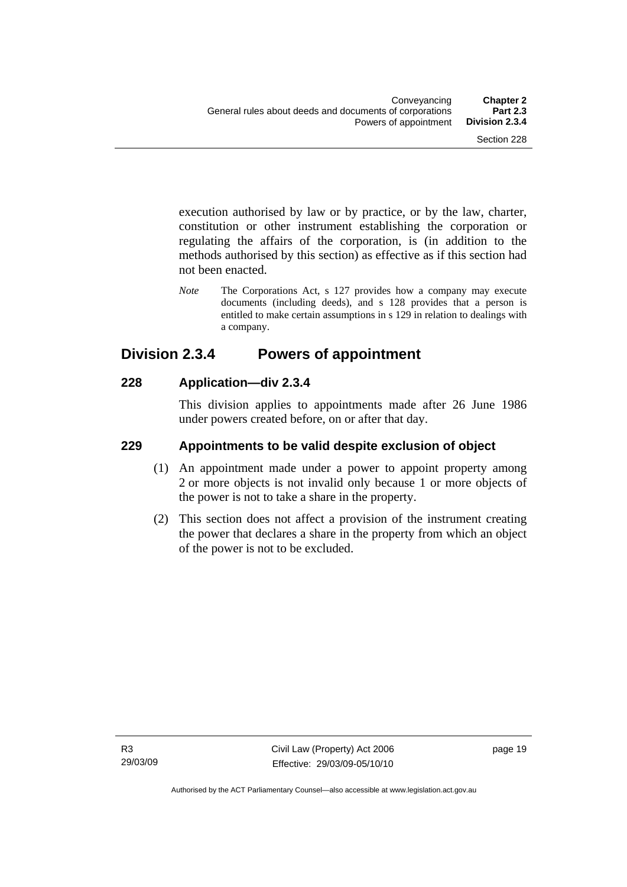execution authorised by law or by practice, or by the law, charter, constitution or other instrument establishing the corporation or regulating the affairs of the corporation, is (in addition to the methods authorised by this section) as effective as if this section had not been enacted.

*Note* The Corporations Act, s 127 provides how a company may execute documents (including deeds), and s 128 provides that a person is entitled to make certain assumptions in s 129 in relation to dealings with a company.

## Division 2.3.4 Powers of appointment

### 228 Application—div 2.3.4

This division applies to appointments made after 26 June 1986 under powers created before, on or after that day.

### 229 Appointments to be valid despite exclusion of object

(1) An appointment made under a power to appoint property among 2 or more objects is not invalid only because 1 or more objects of the power is not to take a share in the property.

(2) This section does not affect a provision of the instrument creating the power that declares a share in the property from which an object of the power is not to be excluded.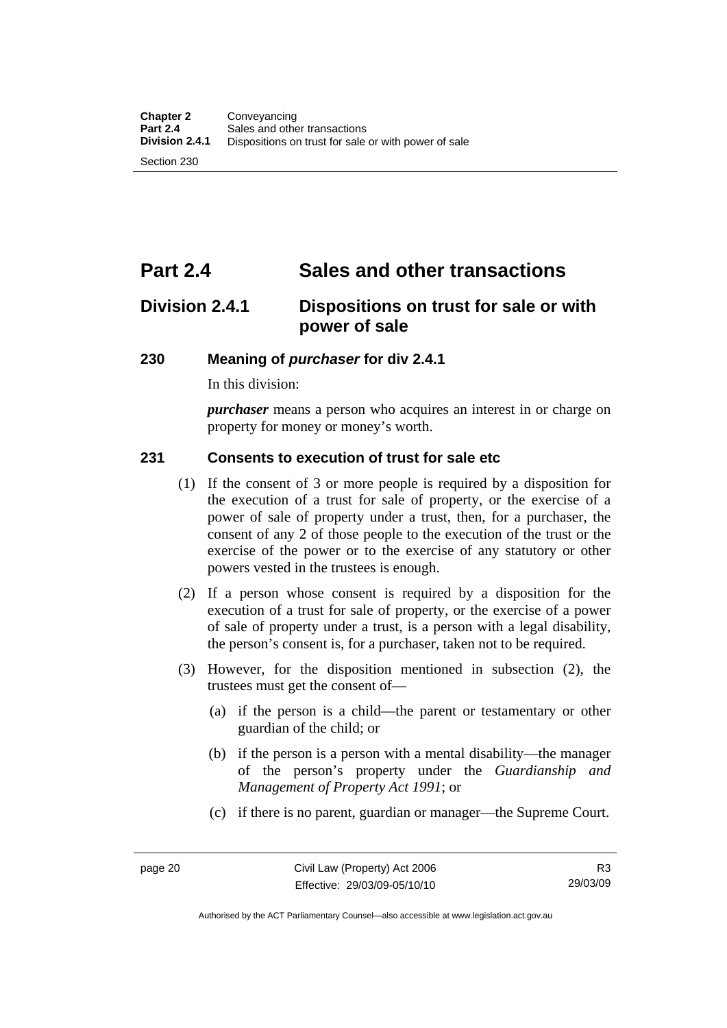# Part 2.4 Sales and other transactions

## Division 2.4.1 Dispositions on trust for sale or with power of sale

### 230 Meaning of *purchaser* for div 2.4.1

In this division:

***purchaser*** means a person who acquires an interest in or charge on property for money or money's worth.

### 231 Consents to execution of trust for sale etc

(1) If the consent of 3 or more people is required by a disposition for the execution of a trust for sale of property, or the exercise of a power of sale of property under a trust, then, for a purchaser, the consent of any 2 of those people to the execution of the trust or the exercise of the power or to the exercise of any statutory or other powers vested in the trustees is enough.

(2) If a person whose consent is required by a disposition for the execution of a trust for sale of property, or the exercise of a power of sale of property under a trust, is a person with a legal disability, the person's consent is, for a purchaser, taken not to be required.

(3) However, for the disposition mentioned in subsection (2), the trustees must get the consent of—

(a) if the person is a child—the parent or testamentary or other guardian of the child; or

(b) if the person is a person with a mental disability—the manager of the person's property under the *Guardianship and Management of Property Act 1991*; or

(c) if there is no parent, guardian or manager—the Supreme Court.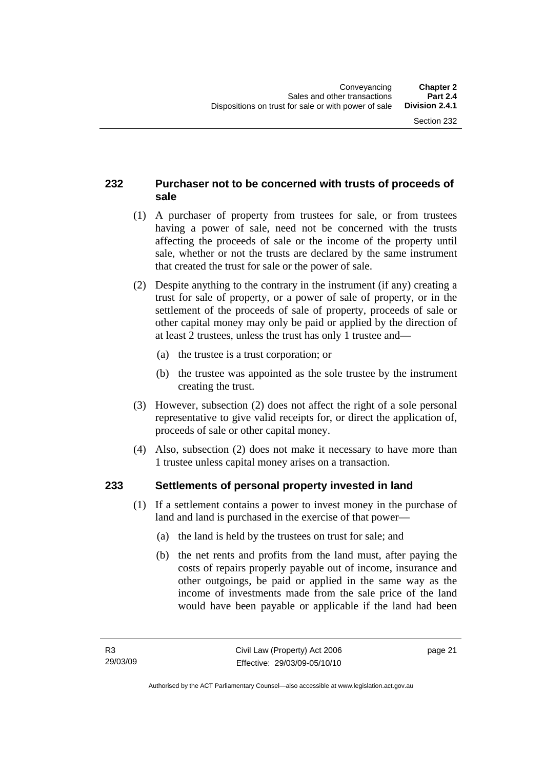## 232 Purchaser not to be concerned with trusts of proceeds of sale

(1) A purchaser of property from trustees for sale, or from trustees having a power of sale, need not be concerned with the trusts affecting the proceeds of sale or the income of the property until sale, whether or not the trusts are declared by the same instrument that created the trust for sale or the power of sale.

(2) Despite anything to the contrary in the instrument (if any) creating a trust for sale of property, or a power of sale of property, or in the settlement of the proceeds of sale of property, proceeds of sale or other capital money may only be paid or applied by the direction of at least 2 trustees, unless the trust has only 1 trustee and—

(a) the trustee is a trust corporation; or

(b) the trustee was appointed as the sole trustee by the instrument creating the trust.

(3) However, subsection (2) does not affect the right of a sole personal representative to give valid receipts for, or direct the application of, proceeds of sale or other capital money.

(4) Also, subsection (2) does not make it necessary to have more than 1 trustee unless capital money arises on a transaction.

## 233 Settlements of personal property invested in land

(1) If a settlement contains a power to invest money in the purchase of land and land is purchased in the exercise of that power—

(a) the land is held by the trustees on trust for sale; and

(b) the net rents and profits from the land must, after paying the costs of repairs properly payable out of income, insurance and other outgoings, be paid or applied in the same way as the income of investments made from the sale price of the land would have been payable or applicable if the land had been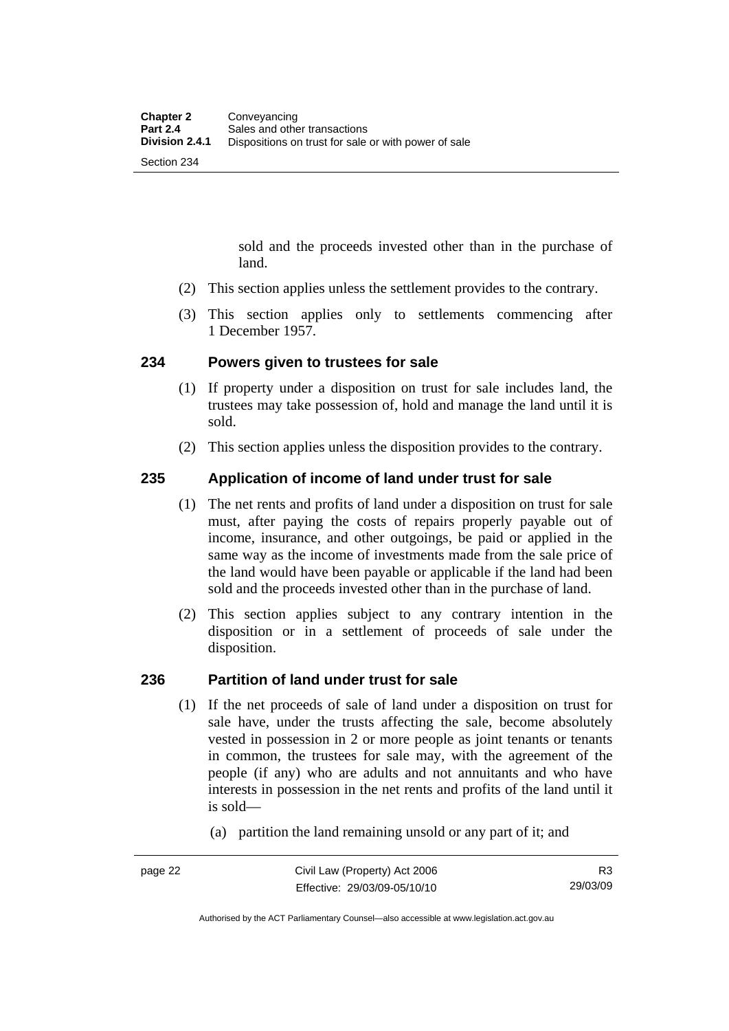sold and the proceeds invested other than in the purchase of land.

(2) This section applies unless the settlement provides to the contrary.

(3) This section applies only to settlements commencing after 1 December 1957.

### 234 Powers given to trustees for sale

(1) If property under a disposition on trust for sale includes land, the trustees may take possession of, hold and manage the land until it is sold.

(2) This section applies unless the disposition provides to the contrary.

### 235 Application of income of land under trust for sale

(1) The net rents and profits of land under a disposition on trust for sale must, after paying the costs of repairs properly payable out of income, insurance, and other outgoings, be paid or applied in the same way as the income of investments made from the sale price of the land would have been payable or applicable if the land had been sold and the proceeds invested other than in the purchase of land.

(2) This section applies subject to any contrary intention in the disposition or in a settlement of proceeds of sale under the disposition.

### 236 Partition of land under trust for sale

(1) If the net proceeds of sale of land under a disposition on trust for sale have, under the trusts affecting the sale, become absolutely vested in possession in 2 or more people as joint tenants or tenants in common, the trustees for sale may, with the agreement of the people (if any) who are adults and not annuitants and who have interests in possession in the net rents and profits of the land until it is sold—

(a) partition the land remaining unsold or any part of it; and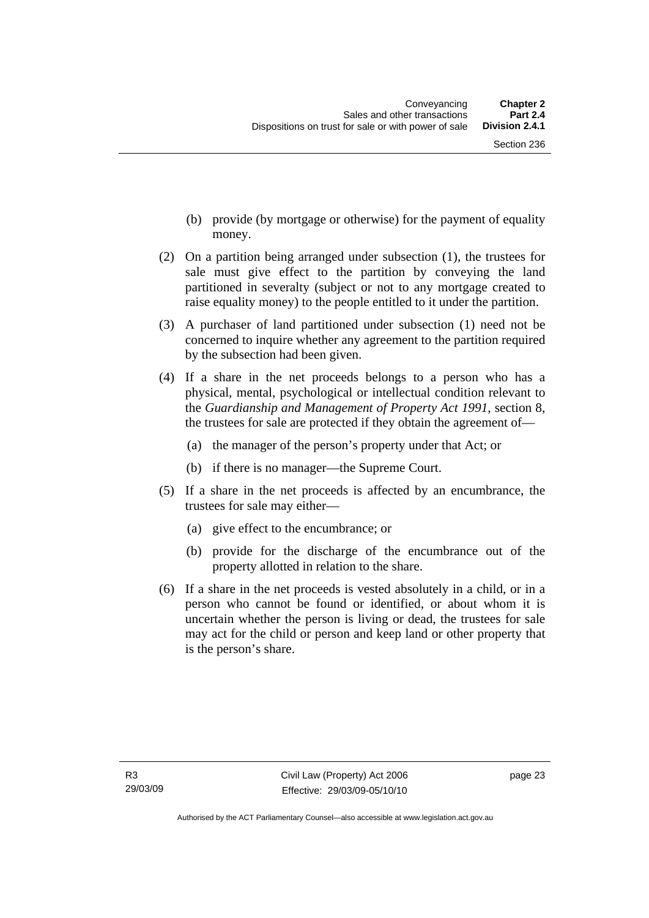(b) provide (by mortgage or otherwise) for the payment of equality money.

(2) On a partition being arranged under subsection (1), the trustees for sale must give effect to the partition by conveying the land partitioned in severalty (subject or not to any mortgage created to raise equality money) to the people entitled to it under the partition.

(3) A purchaser of land partitioned under subsection (1) need not be concerned to inquire whether any agreement to the partition required by the subsection had been given.

(4) If a share in the net proceeds belongs to a person who has a physical, mental, psychological or intellectual condition relevant to the *Guardianship and Management of Property Act 1991*, section 8, the trustees for sale are protected if they obtain the agreement of—

(a) the manager of the person's property under that Act; or

(b) if there is no manager—the Supreme Court.

(5) If a share in the net proceeds is affected by an encumbrance, the trustees for sale may either—

(a) give effect to the encumbrance; or

(b) provide for the discharge of the encumbrance out of the property allotted in relation to the share.

(6) If a share in the net proceeds is vested absolutely in a child, or in a person who cannot be found or identified, or about whom it is uncertain whether the person is living or dead, the trustees for sale may act for the child or person and keep land or other property that is the person's share.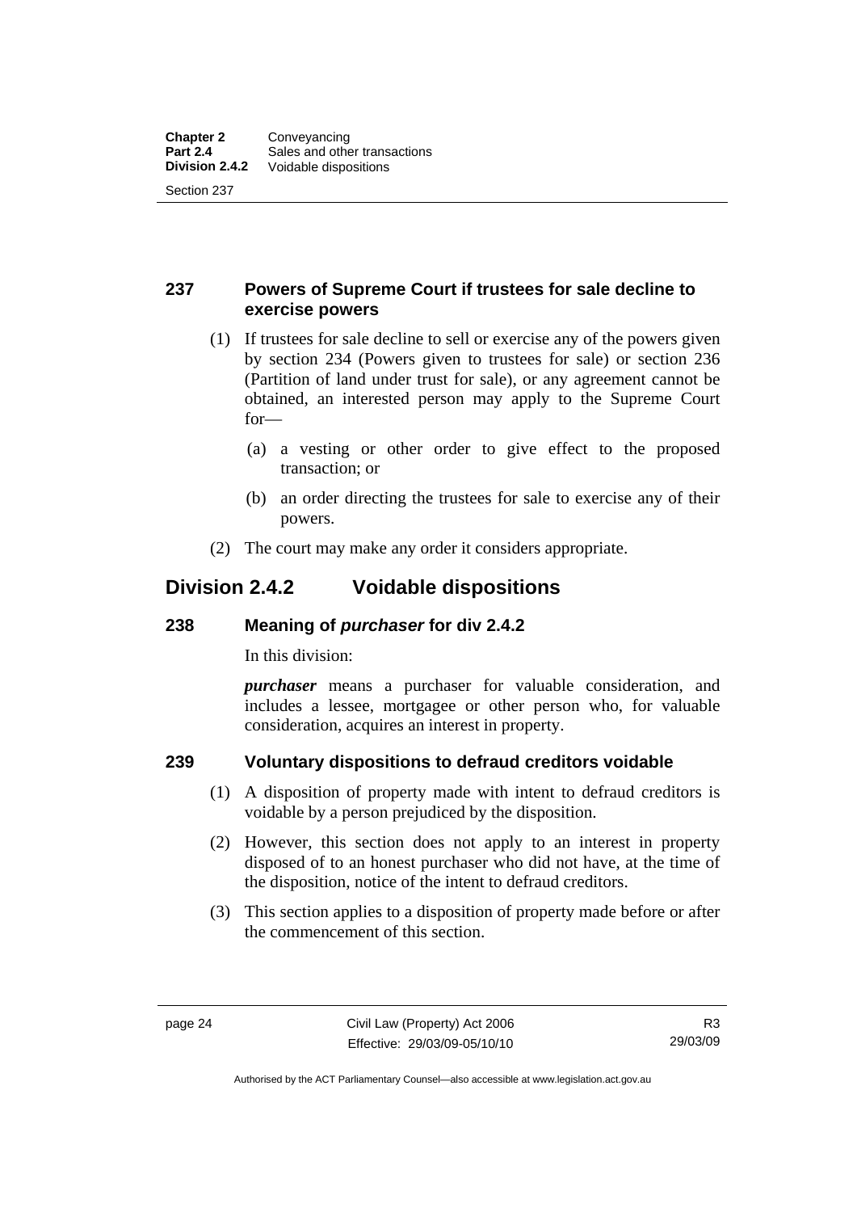## 237 Powers of Supreme Court if trustees for sale decline to exercise powers

(1) If trustees for sale decline to sell or exercise any of the powers given by section 234 (Powers given to trustees for sale) or section 236 (Partition of land under trust for sale), or any agreement cannot be obtained, an interested person may apply to the Supreme Court for—

(a) a vesting or other order to give effect to the proposed transaction; or

(b) an order directing the trustees for sale to exercise any of their powers.

(2) The court may make any order it considers appropriate.

# Division 2.4.2 Voidable dispositions

## 238 Meaning of *purchaser* for div 2.4.2

In this division:

***purchaser*** means a purchaser for valuable consideration, and includes a lessee, mortgagee or other person who, for valuable consideration, acquires an interest in property.

## 239 Voluntary dispositions to defraud creditors voidable

(1) A disposition of property made with intent to defraud creditors is voidable by a person prejudiced by the disposition.

(2) However, this section does not apply to an interest in property disposed of to an honest purchaser who did not have, at the time of the disposition, notice of the intent to defraud creditors.

(3) This section applies to a disposition of property made before or after the commencement of this section.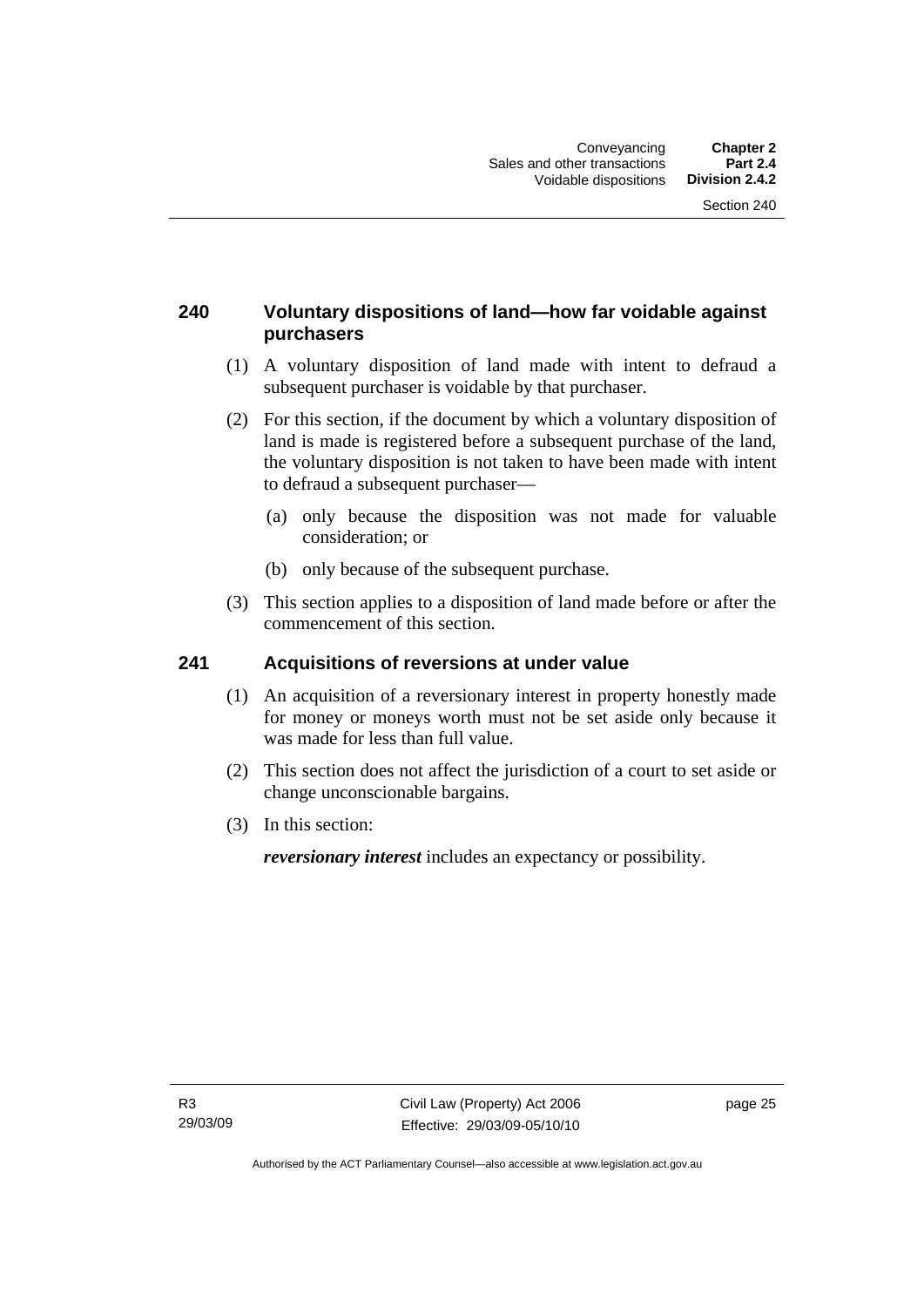## 240 Voluntary dispositions of land—how far voidable against purchasers

(1) A voluntary disposition of land made with intent to defraud a subsequent purchaser is voidable by that purchaser.

(2) For this section, if the document by which a voluntary disposition of land is made is registered before a subsequent purchase of the land, the voluntary disposition is not taken to have been made with intent to defraud a subsequent purchaser—

(a) only because the disposition was not made for valuable consideration; or

(b) only because of the subsequent purchase.

(3) This section applies to a disposition of land made before or after the commencement of this section.

## 241 Acquisitions of reversions at under value

(1) An acquisition of a reversionary interest in property honestly made for money or moneys worth must not be set aside only because it was made for less than full value.

(2) This section does not affect the jurisdiction of a court to set aside or change unconscionable bargains.

(3) In this section:

***reversionary interest*** includes an expectancy or possibility.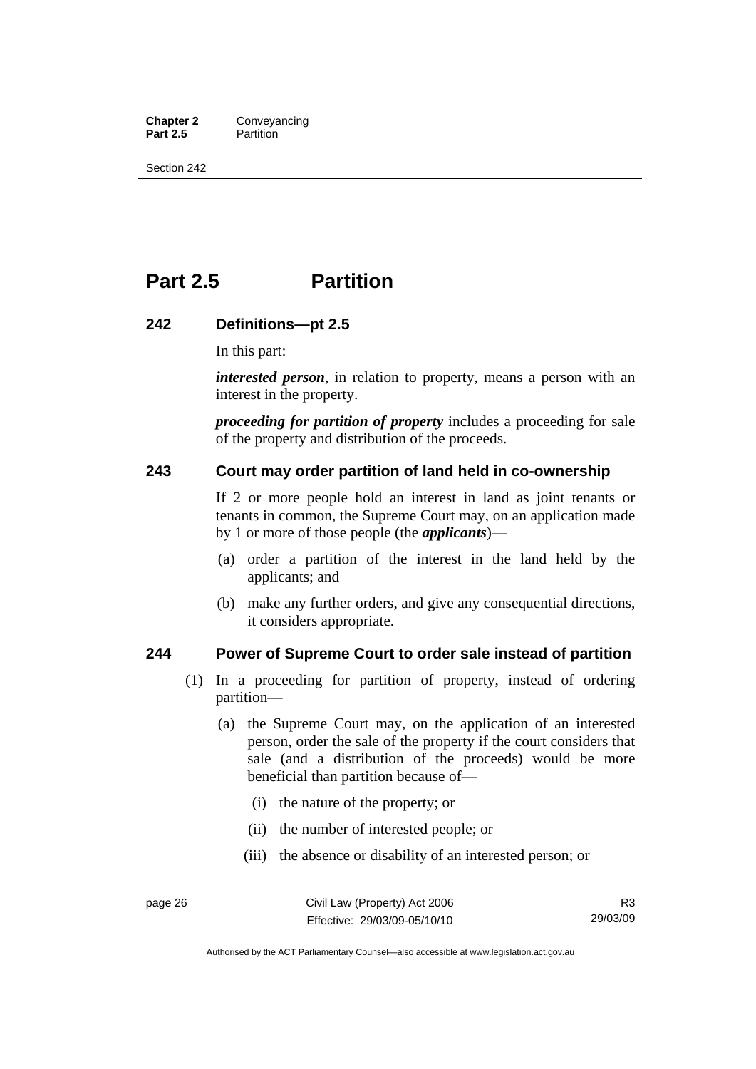# Part 2.5 Partition

## 242 Definitions—pt 2.5

In this part:

***interested person***, in relation to property, means a person with an interest in the property.

***proceeding for partition of property*** includes a proceeding for sale of the property and distribution of the proceeds.

## 243 Court may order partition of land held in co-ownership

If 2 or more people hold an interest in land as joint tenants or tenants in common, the Supreme Court may, on an application made by 1 or more of those people (the ***applicants***)—

(a) order a partition of the interest in the land held by the applicants; and

(b) make any further orders, and give any consequential directions, it considers appropriate.

## 244 Power of Supreme Court to order sale instead of partition

(1) In a proceeding for partition of property, instead of ordering partition—

(a) the Supreme Court may, on the application of an interested person, order the sale of the property if the court considers that sale (and a distribution of the proceeds) would be more beneficial than partition because of—

(i) the nature of the property; or

(ii) the number of interested people; or

(iii) the absence or disability of an interested person; or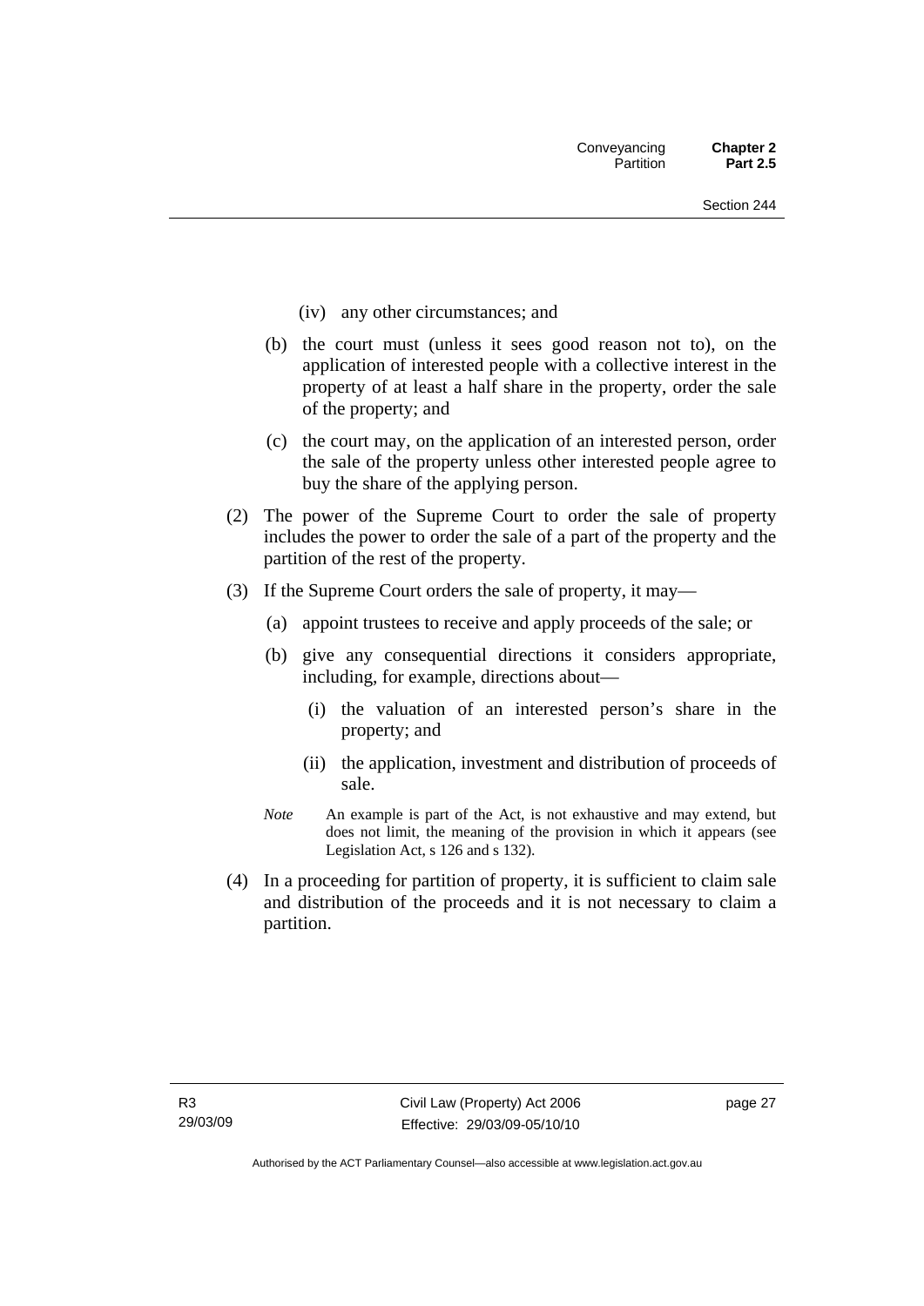(iv) any other circumstances; and

(b) the court must (unless it sees good reason not to), on the application of interested people with a collective interest in the property of at least a half share in the property, order the sale of the property; and

(c) the court may, on the application of an interested person, order the sale of the property unless other interested people agree to buy the share of the applying person.

(2) The power of the Supreme Court to order the sale of property includes the power to order the sale of a part of the property and the partition of the rest of the property.

(3) If the Supreme Court orders the sale of property, it may—

(a) appoint trustees to receive and apply proceeds of the sale; or

(b) give any consequential directions it considers appropriate, including, for example, directions about—

(i) the valuation of an interested person's share in the property; and

(ii) the application, investment and distribution of proceeds of sale.

*Note* An example is part of the Act, is not exhaustive and may extend, but does not limit, the meaning of the provision in which it appears (see Legislation Act, s 126 and s 132).

(4) In a proceeding for partition of property, it is sufficient to claim sale and distribution of the proceeds and it is not necessary to claim a partition.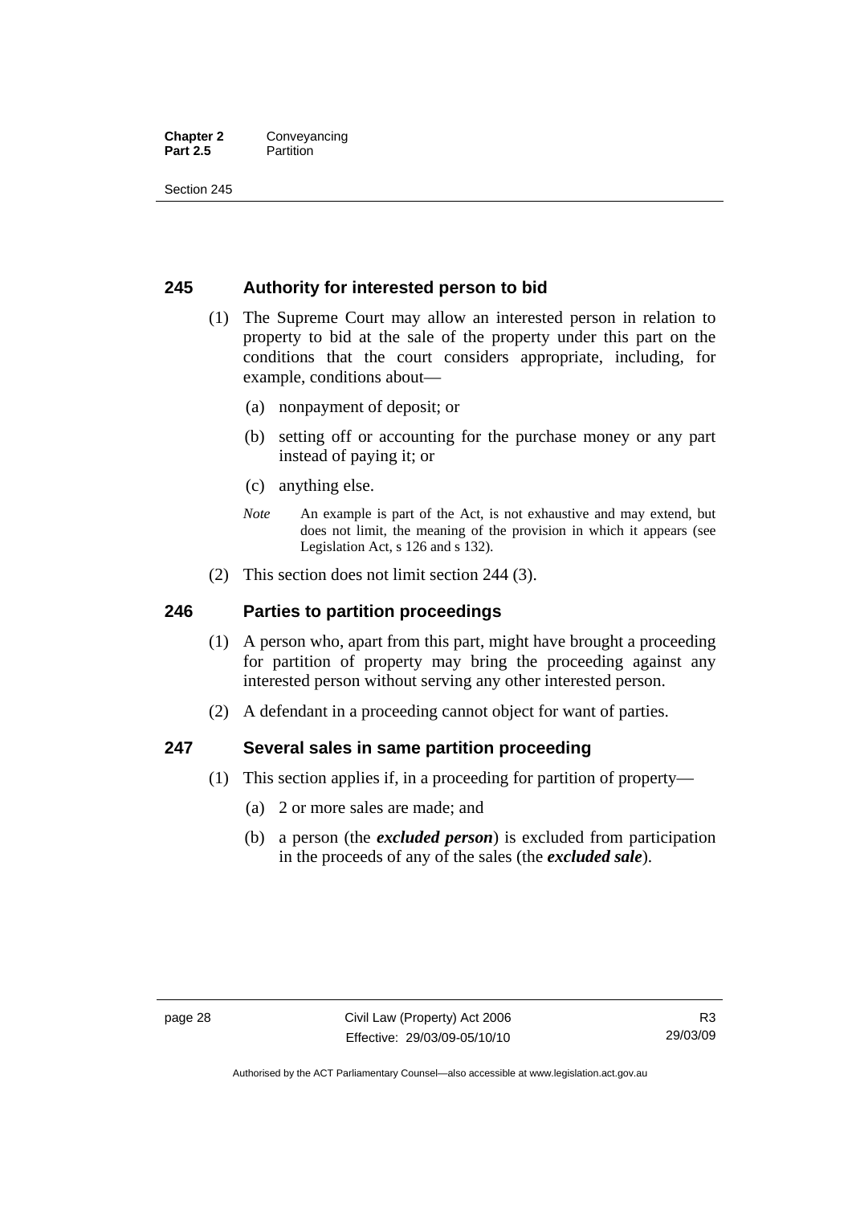## 245 Authority for interested person to bid

(1) The Supreme Court may allow an interested person in relation to property to bid at the sale of the property under this part on the conditions that the court considers appropriate, including, for example, conditions about—

(a) nonpayment of deposit; or

(b) setting off or accounting for the purchase money or any part instead of paying it; or

(c) anything else.

*Note* An example is part of the Act, is not exhaustive and may extend, but does not limit, the meaning of the provision in which it appears (see Legislation Act, s 126 and s 132).

(2) This section does not limit section 244 (3).

## 246 Parties to partition proceedings

(1) A person who, apart from this part, might have brought a proceeding for partition of property may bring the proceeding against any interested person without serving any other interested person.

(2) A defendant in a proceeding cannot object for want of parties.

## 247 Several sales in same partition proceeding

(1) This section applies if, in a proceeding for partition of property—

(a) 2 or more sales are made; and

(b) a person (the ***excluded person***) is excluded from participation in the proceeds of any of the sales (the ***excluded sale***).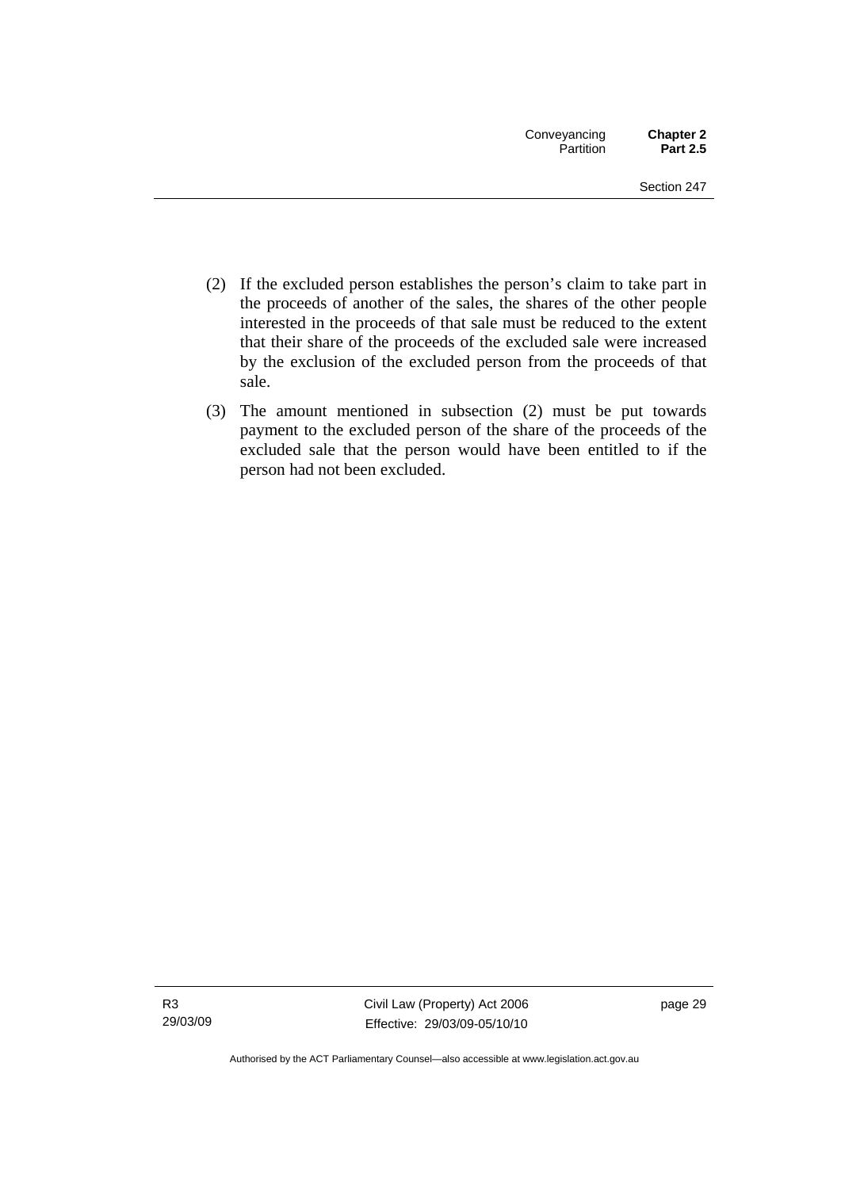(2) If the excluded person establishes the person's claim to take part in the proceeds of another of the sales, the shares of the other people interested in the proceeds of that sale must be reduced to the extent that their share of the proceeds of the excluded sale were increased by the exclusion of the excluded person from the proceeds of that sale.

(3) The amount mentioned in subsection (2) must be put towards payment to the excluded person of the share of the proceeds of the excluded sale that the person would have been entitled to if the person had not been excluded.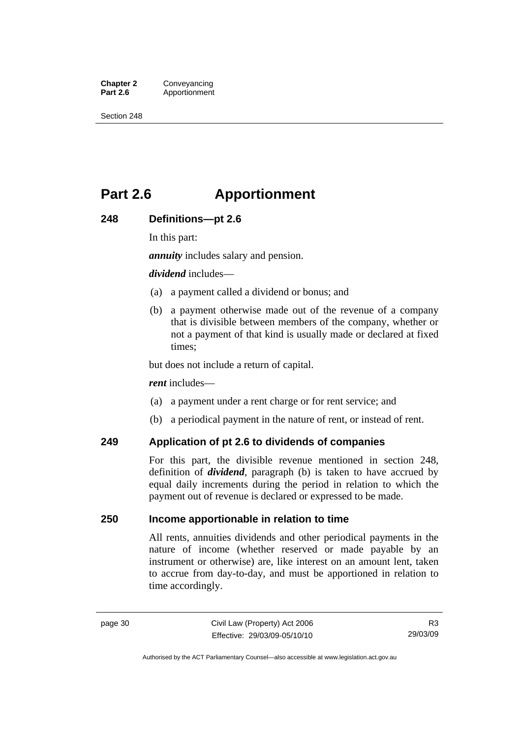# Part 2.6 Apportionment

## 248 Definitions—pt 2.6

In this part:

***annuity*** includes salary and pension.

***dividend*** includes—

(a) a payment called a dividend or bonus; and

(b) a payment otherwise made out of the revenue of a company that is divisible between members of the company, whether or not a payment of that kind is usually made or declared at fixed times;

but does not include a return of capital.

***rent*** includes—

(a) a payment under a rent charge or for rent service; and

(b) a periodical payment in the nature of rent, or instead of rent.

## 249 Application of pt 2.6 to dividends of companies

For this part, the divisible revenue mentioned in section 248, definition of ***dividend***, paragraph (b) is taken to have accrued by equal daily increments during the period in relation to which the payment out of revenue is declared or expressed to be made.

## 250 Income apportionable in relation to time

All rents, annuities dividends and other periodical payments in the nature of income (whether reserved or made payable by an instrument or otherwise) are, like interest on an amount lent, taken to accrue from day-to-day, and must be apportioned in relation to time accordingly.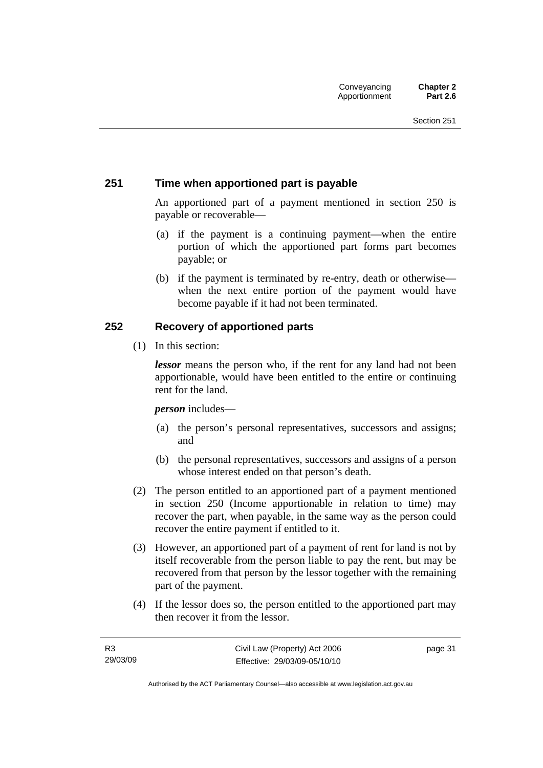## 251 Time when apportioned part is payable

An apportioned part of a payment mentioned in section 250 is payable or recoverable—

(a) if the payment is a continuing payment—when the entire portion of which the apportioned part forms part becomes payable; or

(b) if the payment is terminated by re-entry, death or otherwise—when the next entire portion of the payment would have become payable if it had not been terminated.

## 252 Recovery of apportioned parts

(1) In this section:

***lessor*** means the person who, if the rent for any land had not been apportionable, would have been entitled to the entire or continuing rent for the land.

***person*** includes—

(a) the person's personal representatives, successors and assigns; and

(b) the personal representatives, successors and assigns of a person whose interest ended on that person's death.

(2) The person entitled to an apportioned part of a payment mentioned in section 250 (Income apportionable in relation to time) may recover the part, when payable, in the same way as the person could recover the entire payment if entitled to it.

(3) However, an apportioned part of a payment of rent for land is not by itself recoverable from the person liable to pay the rent, but may be recovered from that person by the lessor together with the remaining part of the payment.

(4) If the lessor does so, the person entitled to the apportioned part may then recover it from the lessor.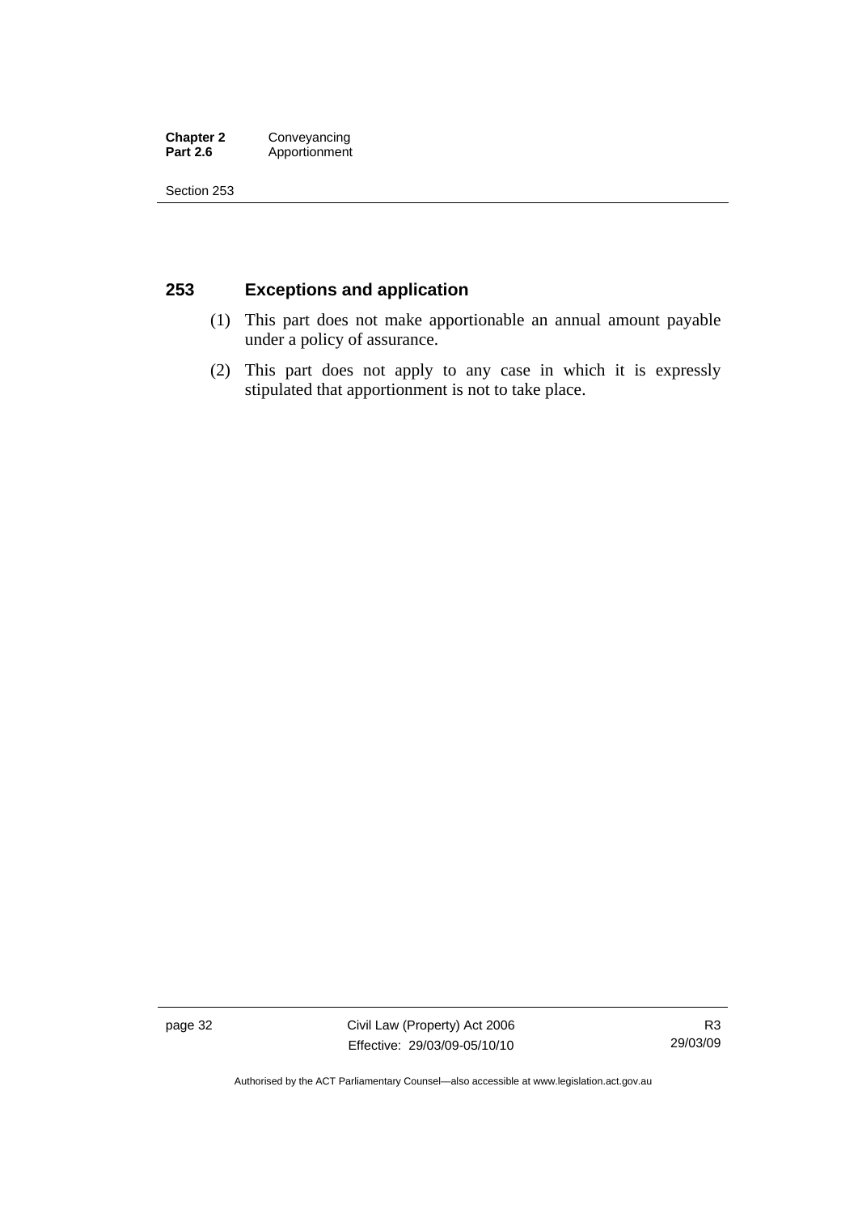## 253 Exceptions and application

(1) This part does not make apportionable an annual amount payable under a policy of assurance.

(2) This part does not apply to any case in which it is expressly stipulated that apportionment is not to take place.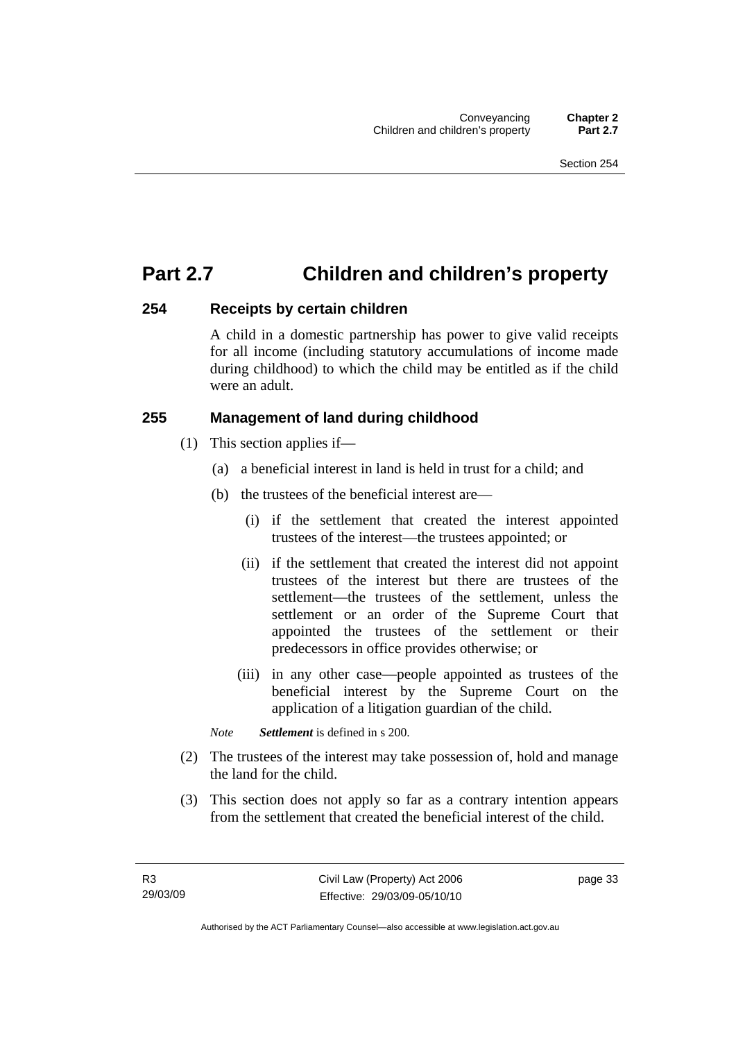# Part 2.7 Children and children's property

## 254 Receipts by certain children

A child in a domestic partnership has power to give valid receipts for all income (including statutory accumulations of income made during childhood) to which the child may be entitled as if the child were an adult.

## 255 Management of land during childhood

(1) This section applies if—

(a) a beneficial interest in land is held in trust for a child; and

(b) the trustees of the beneficial interest are—

(i) if the settlement that created the interest appointed trustees of the interest—the trustees appointed; or

(ii) if the settlement that created the interest did not appoint trustees of the interest but there are trustees of the settlement—the trustees of the settlement, unless the settlement or an order of the Supreme Court that appointed the trustees of the settlement or their predecessors in office provides otherwise; or

(iii) in any other case—people appointed as trustees of the beneficial interest by the Supreme Court on the application of a litigation guardian of the child.

*Note* ***Settlement*** is defined in s 200.

(2) The trustees of the interest may take possession of, hold and manage the land for the child.

(3) This section does not apply so far as a contrary intention appears from the settlement that created the beneficial interest of the child.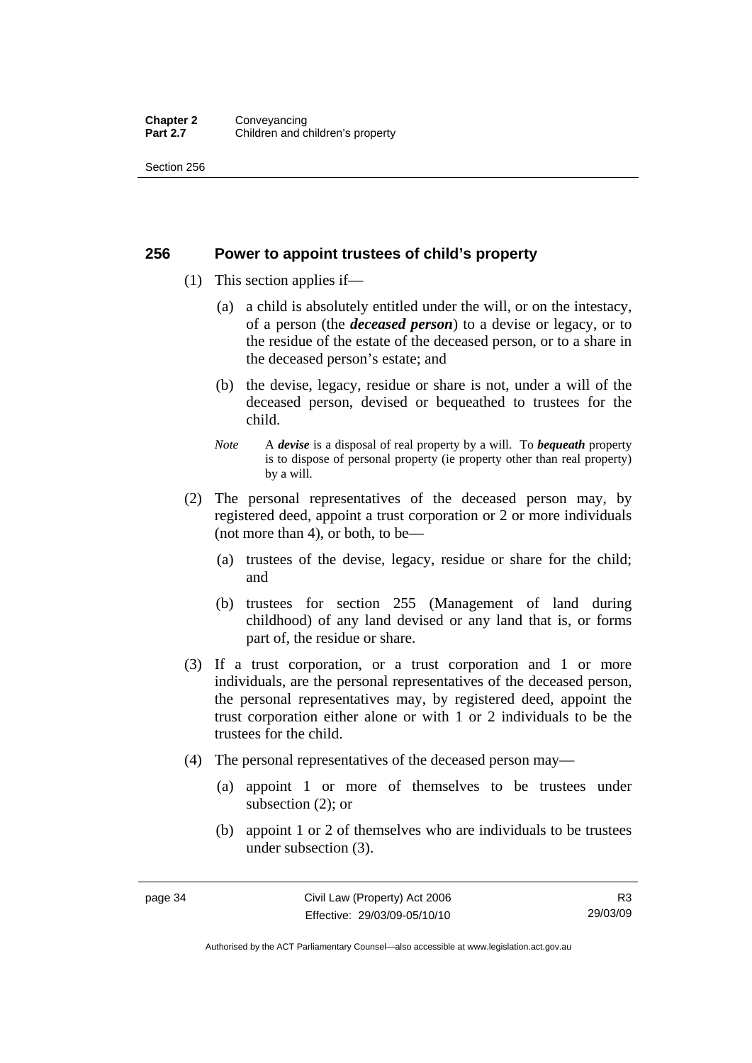## 256 Power to appoint trustees of child's property

(1) This section applies if—

(a) a child is absolutely entitled under the will, or on the intestacy, of a person (the ***deceased person***) to a devise or legacy, or to the residue of the estate of the deceased person, or to a share in the deceased person's estate; and

(b) the devise, legacy, residue or share is not, under a will of the deceased person, devised or bequeathed to trustees for the child.

*Note* A ***devise*** is a disposal of real property by a will. To ***bequeath*** property is to dispose of personal property (ie property other than real property) by a will.

(2) The personal representatives of the deceased person may, by registered deed, appoint a trust corporation or 2 or more individuals (not more than 4), or both, to be—

(a) trustees of the devise, legacy, residue or share for the child; and

(b) trustees for section 255 (Management of land during childhood) of any land devised or any land that is, or forms part of, the residue or share.

(3) If a trust corporation, or a trust corporation and 1 or more individuals, are the personal representatives of the deceased person, the personal representatives may, by registered deed, appoint the trust corporation either alone or with 1 or 2 individuals to be the trustees for the child.

(4) The personal representatives of the deceased person may—

(a) appoint 1 or more of themselves to be trustees under subsection (2); or

(b) appoint 1 or 2 of themselves who are individuals to be trustees under subsection (3).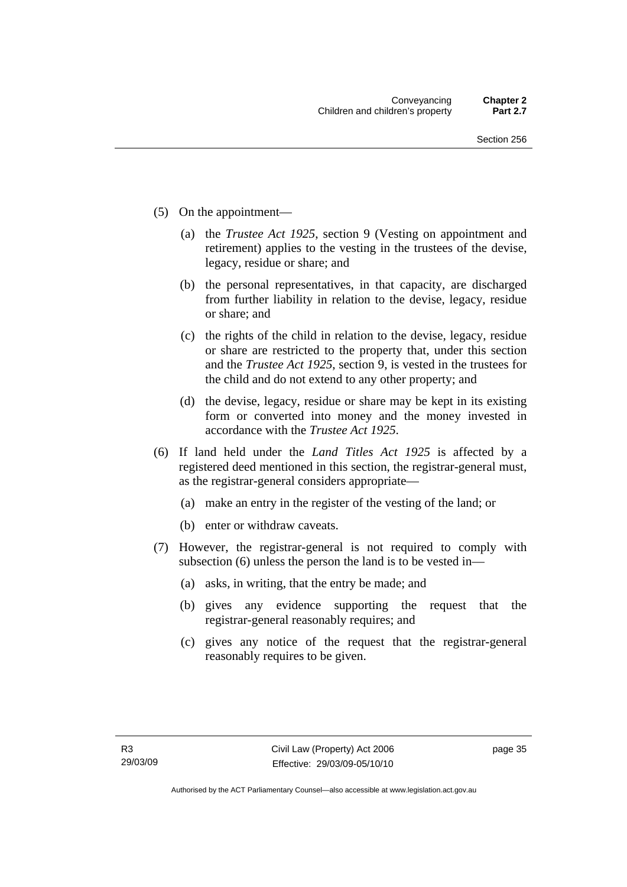(5) On the appointment—

 (a) the *Trustee Act 1925*, section 9 (Vesting on appointment and retirement) applies to the vesting in the trustees of the devise, legacy, residue or share; and

 (b) the personal representatives, in that capacity, are discharged from further liability in relation to the devise, legacy, residue or share; and

 (c) the rights of the child in relation to the devise, legacy, residue or share are restricted to the property that, under this section and the *Trustee Act 1925*, section 9, is vested in the trustees for the child and do not extend to any other property; and

 (d) the devise, legacy, residue or share may be kept in its existing form or converted into money and the money invested in accordance with the *Trustee Act 1925*.

(6) If land held under the *Land Titles Act 1925* is affected by a registered deed mentioned in this section, the registrar-general must, as the registrar-general considers appropriate—

 (a) make an entry in the register of the vesting of the land; or

 (b) enter or withdraw caveats.

(7) However, the registrar-general is not required to comply with subsection (6) unless the person the land is to be vested in—

 (a) asks, in writing, that the entry be made; and

 (b) gives any evidence supporting the request that the registrar-general reasonably requires; and

 (c) gives any notice of the request that the registrar-general reasonably requires to be given.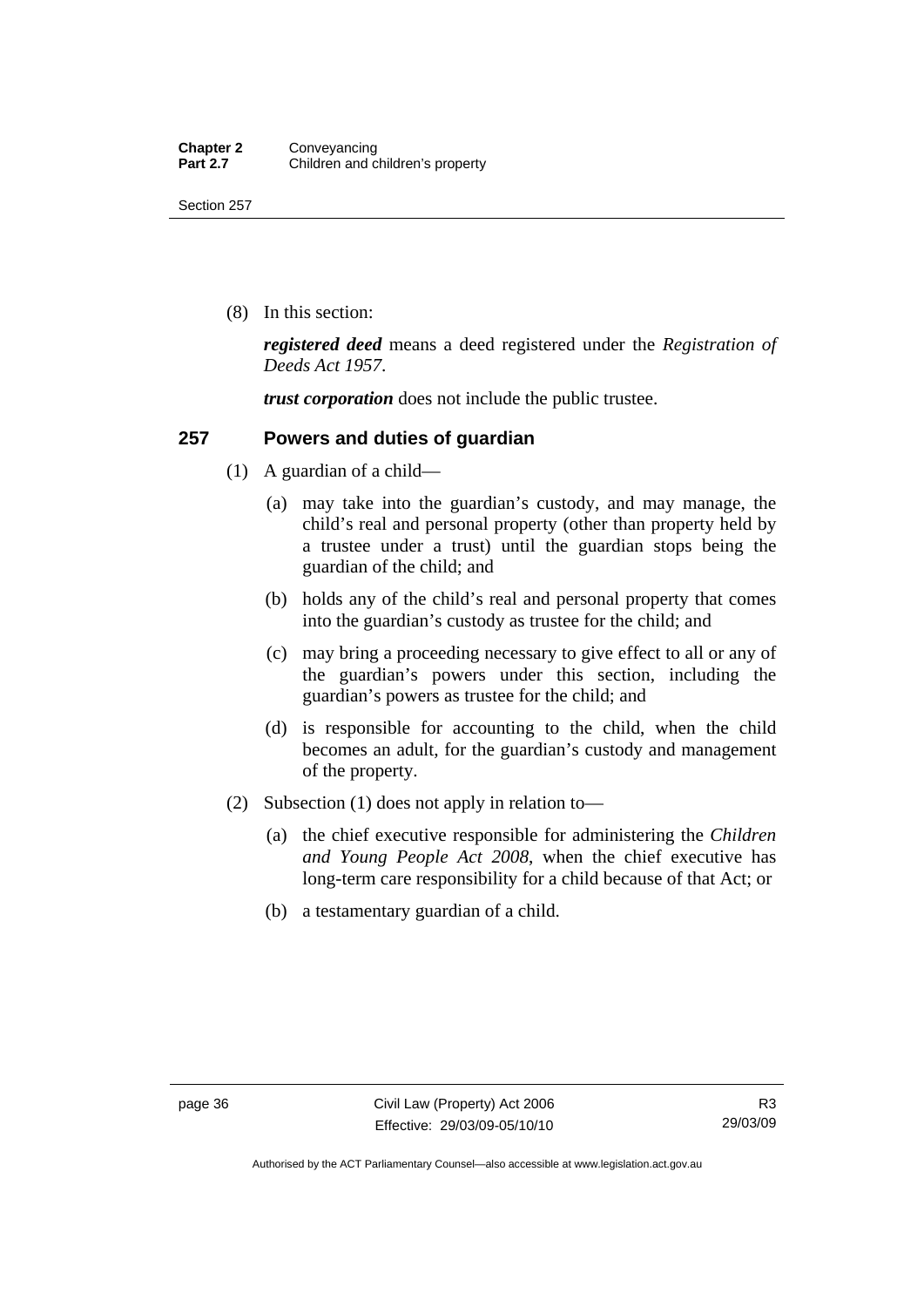(8) In this section:

***registered deed*** means a deed registered under the *Registration of Deeds Act 1957*.

***trust corporation*** does not include the public trustee.

## 257 Powers and duties of guardian

(1) A guardian of a child—

(a) may take into the guardian's custody, and may manage, the child's real and personal property (other than property held by a trustee under a trust) until the guardian stops being the guardian of the child; and

(b) holds any of the child's real and personal property that comes into the guardian's custody as trustee for the child; and

(c) may bring a proceeding necessary to give effect to all or any of the guardian's powers under this section, including the guardian's powers as trustee for the child; and

(d) is responsible for accounting to the child, when the child becomes an adult, for the guardian's custody and management of the property.

(2) Subsection (1) does not apply in relation to—

(a) the chief executive responsible for administering the *Children and Young People Act 2008*, when the chief executive has long-term care responsibility for a child because of that Act; or

(b) a testamentary guardian of a child.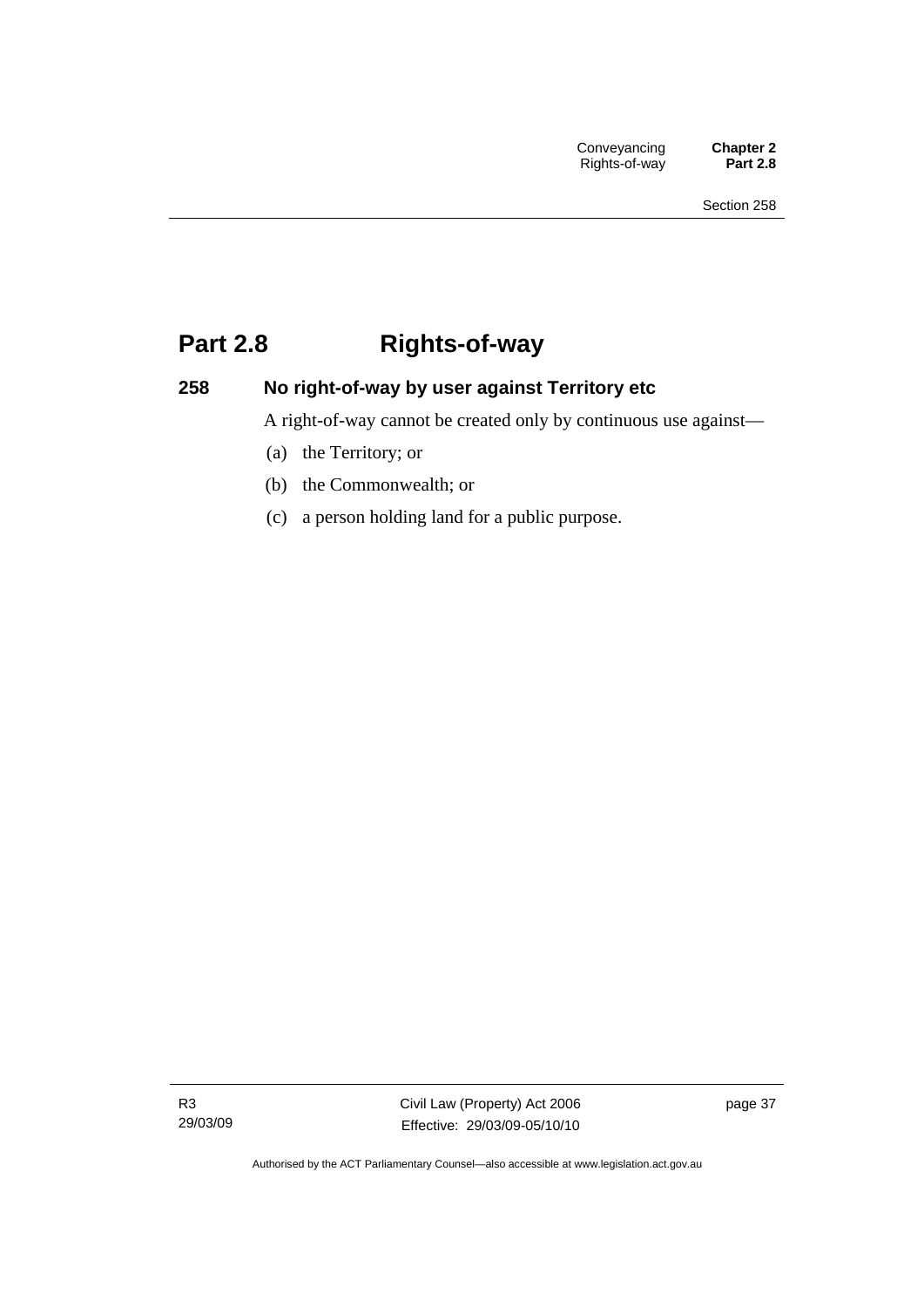# Part 2.8 Rights-of-way

## 258 No right-of-way by user against Territory etc

A right-of-way cannot be created only by continuous use against—

(a) the Territory; or

(b) the Commonwealth; or

(c) a person holding land for a public purpose.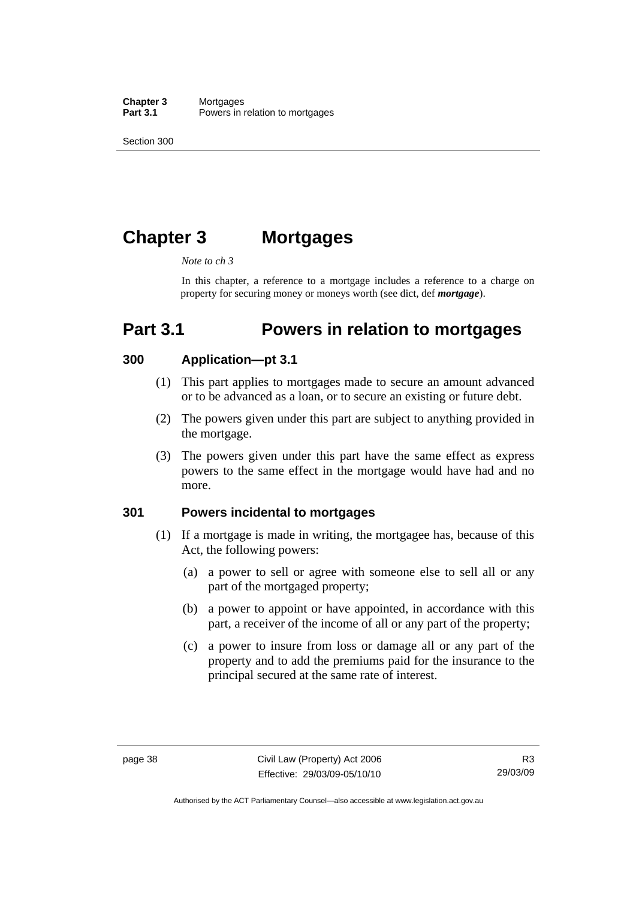# Chapter 3 Mortgages

*Note to ch 3*

In this chapter, a reference to a mortgage includes a reference to a charge on property for securing money or moneys worth (see dict, def ***mortgage***).

# Part 3.1 Powers in relation to mortgages

## 300 Application—pt 3.1

(1) This part applies to mortgages made to secure an amount advanced or to be advanced as a loan, or to secure an existing or future debt.

(2) The powers given under this part are subject to anything provided in the mortgage.

(3) The powers given under this part have the same effect as express powers to the same effect in the mortgage would have had and no more.

## 301 Powers incidental to mortgages

(1) If a mortgage is made in writing, the mortgagee has, because of this Act, the following powers:

(a) a power to sell or agree with someone else to sell all or any part of the mortgaged property;

(b) a power to appoint or have appointed, in accordance with this part, a receiver of the income of all or any part of the property;

(c) a power to insure from loss or damage all or any part of the property and to add the premiums paid for the insurance to the principal secured at the same rate of interest.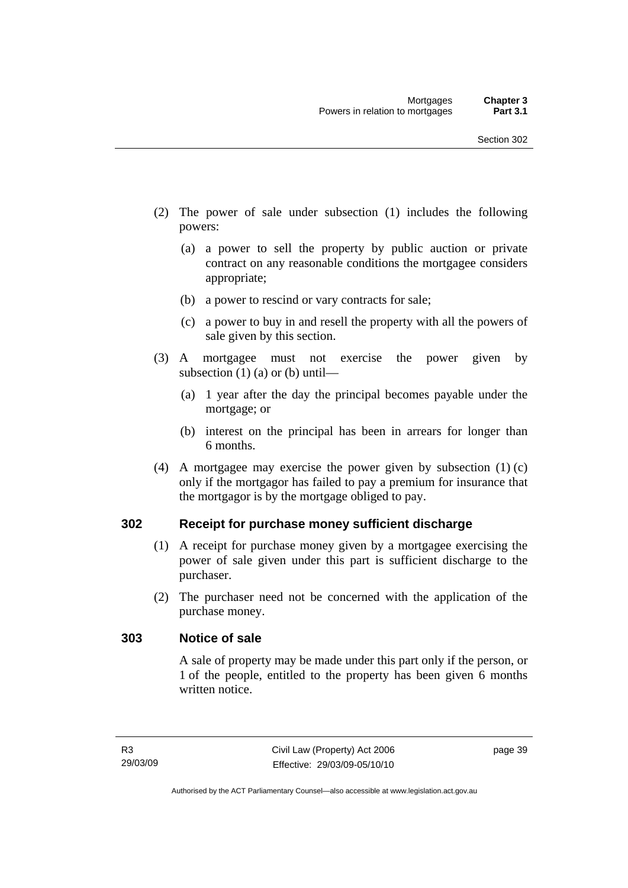(2) The power of sale under subsection (1) includes the following powers:

(a) a power to sell the property by public auction or private contract on any reasonable conditions the mortgagee considers appropriate;

(b) a power to rescind or vary contracts for sale;

(c) a power to buy in and resell the property with all the powers of sale given by this section.

(3) A mortgagee must not exercise the power given by subsection (1) (a) or (b) until—

(a) 1 year after the day the principal becomes payable under the mortgage; or

(b) interest on the principal has been in arrears for longer than 6 months.

(4) A mortgagee may exercise the power given by subsection (1) (c) only if the mortgagor has failed to pay a premium for insurance that the mortgagor is by the mortgage obliged to pay.

## 302 Receipt for purchase money sufficient discharge

(1) A receipt for purchase money given by a mortgagee exercising the power of sale given under this part is sufficient discharge to the purchaser.

(2) The purchaser need not be concerned with the application of the purchase money.

## 303 Notice of sale

A sale of property may be made under this part only if the person, or 1 of the people, entitled to the property has been given 6 months written notice.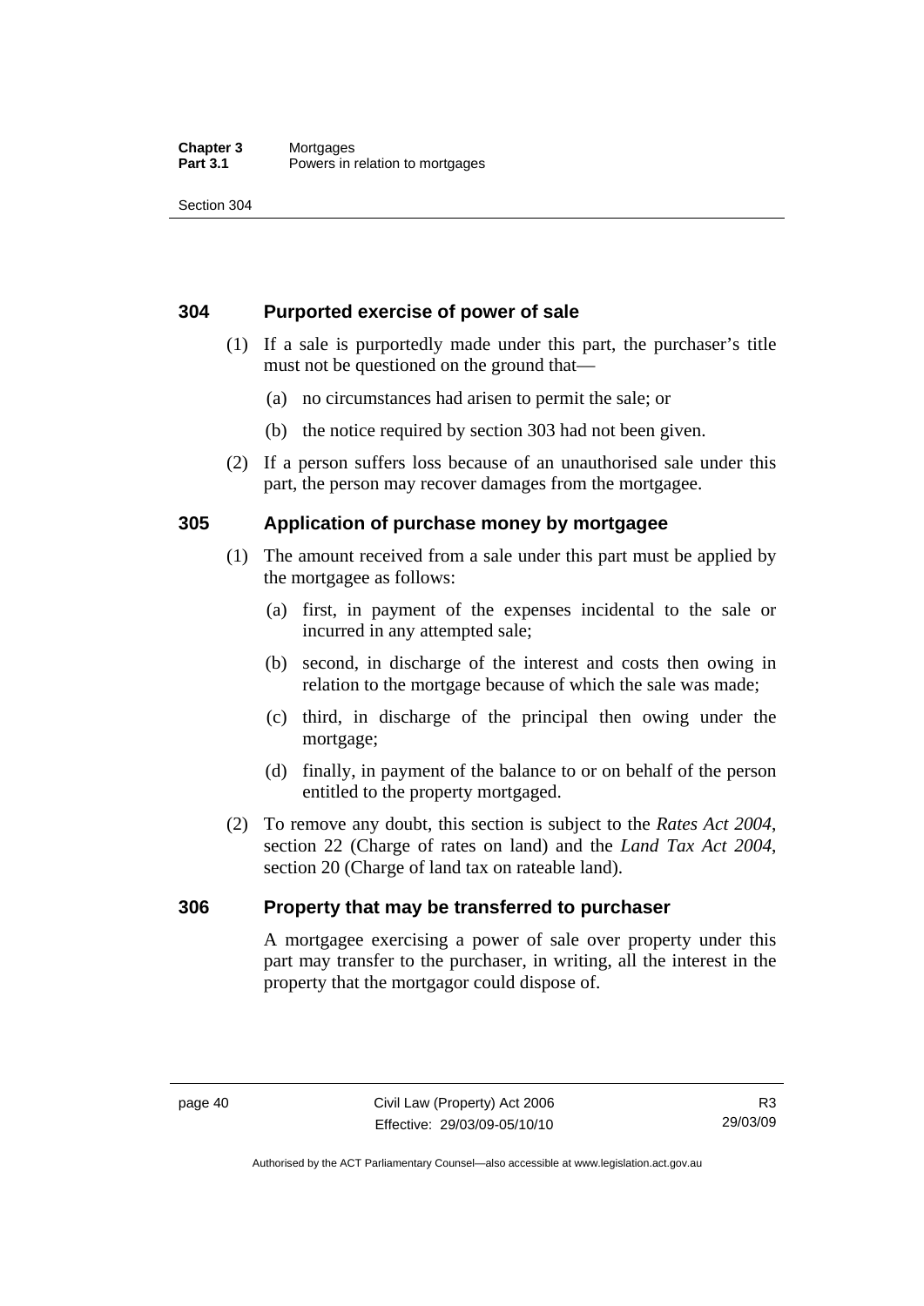## 304 Purported exercise of power of sale

(1) If a sale is purportedly made under this part, the purchaser's title must not be questioned on the ground that—

(a) no circumstances had arisen to permit the sale; or

(b) the notice required by section 303 had not been given.

(2) If a person suffers loss because of an unauthorised sale under this part, the person may recover damages from the mortgagee.

## 305 Application of purchase money by mortgagee

(1) The amount received from a sale under this part must be applied by the mortgagee as follows:

(a) first, in payment of the expenses incidental to the sale or incurred in any attempted sale;

(b) second, in discharge of the interest and costs then owing in relation to the mortgage because of which the sale was made;

(c) third, in discharge of the principal then owing under the mortgage;

(d) finally, in payment of the balance to or on behalf of the person entitled to the property mortgaged.

(2) To remove any doubt, this section is subject to the *Rates Act 2004*, section 22 (Charge of rates on land) and the *Land Tax Act 2004*, section 20 (Charge of land tax on rateable land).

## 306 Property that may be transferred to purchaser

A mortgagee exercising a power of sale over property under this part may transfer to the purchaser, in writing, all the interest in the property that the mortgagor could dispose of.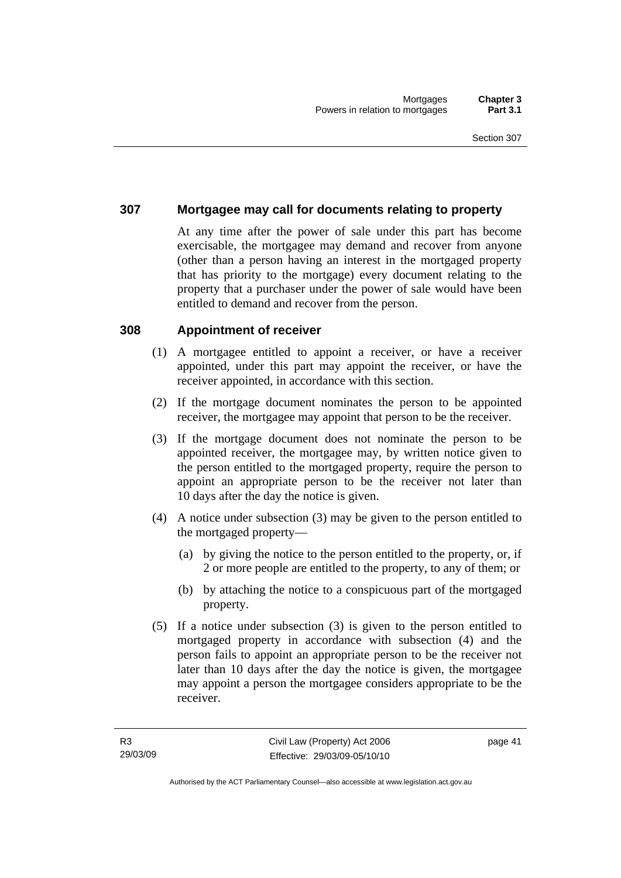## 307 Mortgagee may call for documents relating to property

At any time after the power of sale under this part has become exercisable, the mortgagee may demand and recover from anyone (other than a person having an interest in the mortgaged property that has priority to the mortgage) every document relating to the property that a purchaser under the power of sale would have been entitled to demand and recover from the person.

## 308 Appointment of receiver

(1) A mortgagee entitled to appoint a receiver, or have a receiver appointed, under this part may appoint the receiver, or have the receiver appointed, in accordance with this section.

(2) If the mortgage document nominates the person to be appointed receiver, the mortgagee may appoint that person to be the receiver.

(3) If the mortgage document does not nominate the person to be appointed receiver, the mortgagee may, by written notice given to the person entitled to the mortgaged property, require the person to appoint an appropriate person to be the receiver not later than 10 days after the day the notice is given.

(4) A notice under subsection (3) may be given to the person entitled to the mortgaged property—

(a) by giving the notice to the person entitled to the property, or, if 2 or more people are entitled to the property, to any of them; or

(b) by attaching the notice to a conspicuous part of the mortgaged property.

(5) If a notice under subsection (3) is given to the person entitled to mortgaged property in accordance with subsection (4) and the person fails to appoint an appropriate person to be the receiver not later than 10 days after the day the notice is given, the mortgagee may appoint a person the mortgagee considers appropriate to be the receiver.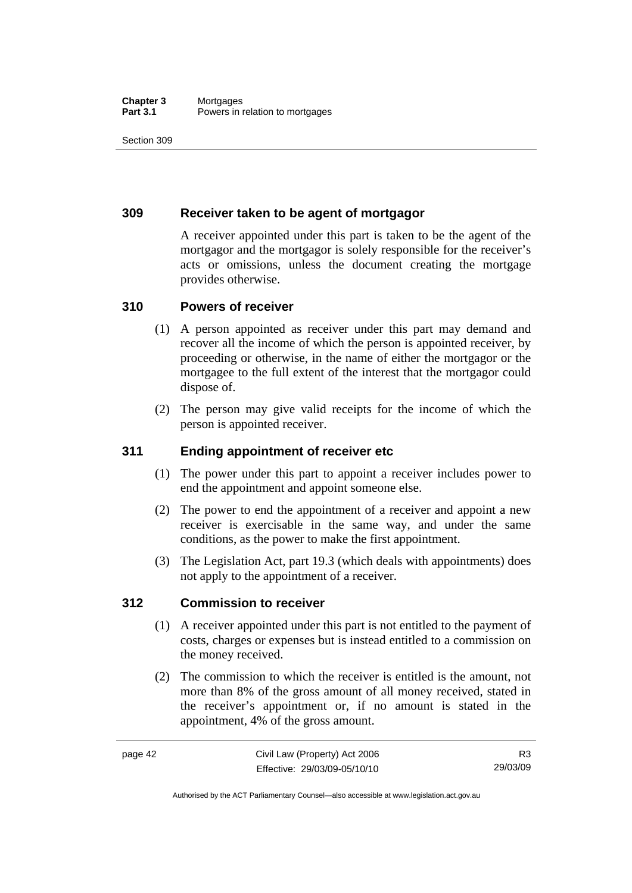### 309 Receiver taken to be agent of mortgagor

A receiver appointed under this part is taken to be the agent of the mortgagor and the mortgagor is solely responsible for the receiver's acts or omissions, unless the document creating the mortgage provides otherwise.

### 310 Powers of receiver

(1) A person appointed as receiver under this part may demand and recover all the income of which the person is appointed receiver, by proceeding or otherwise, in the name of either the mortgagor or the mortgagee to the full extent of the interest that the mortgagor could dispose of.

(2) The person may give valid receipts for the income of which the person is appointed receiver.

### 311 Ending appointment of receiver etc

(1) The power under this part to appoint a receiver includes power to end the appointment and appoint someone else.

(2) The power to end the appointment of a receiver and appoint a new receiver is exercisable in the same way, and under the same conditions, as the power to make the first appointment.

(3) The Legislation Act, part 19.3 (which deals with appointments) does not apply to the appointment of a receiver.

### 312 Commission to receiver

(1) A receiver appointed under this part is not entitled to the payment of costs, charges or expenses but is instead entitled to a commission on the money received.

(2) The commission to which the receiver is entitled is the amount, not more than 8% of the gross amount of all money received, stated in the receiver's appointment or, if no amount is stated in the appointment, 4% of the gross amount.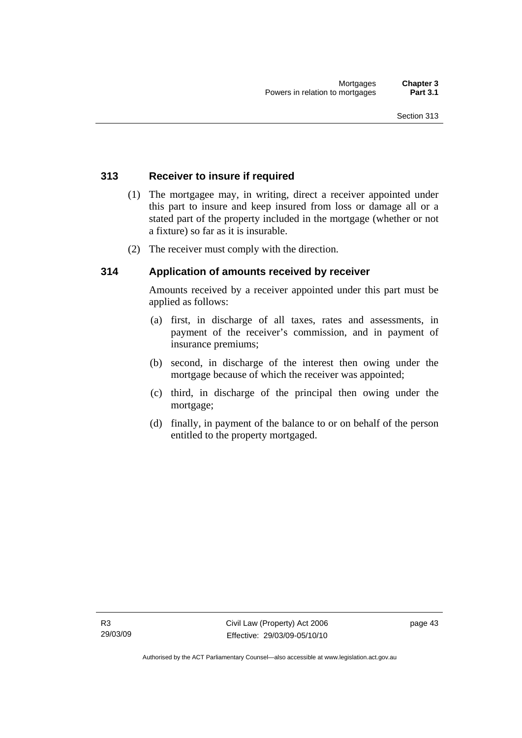## 313 Receiver to insure if required

(1) The mortgagee may, in writing, direct a receiver appointed under this part to insure and keep insured from loss or damage all or a stated part of the property included in the mortgage (whether or not a fixture) so far as it is insurable.

(2) The receiver must comply with the direction.

## 314 Application of amounts received by receiver

Amounts received by a receiver appointed under this part must be applied as follows:

(a) first, in discharge of all taxes, rates and assessments, in payment of the receiver's commission, and in payment of insurance premiums;

(b) second, in discharge of the interest then owing under the mortgage because of which the receiver was appointed;

(c) third, in discharge of the principal then owing under the mortgage;

(d) finally, in payment of the balance to or on behalf of the person entitled to the property mortgaged.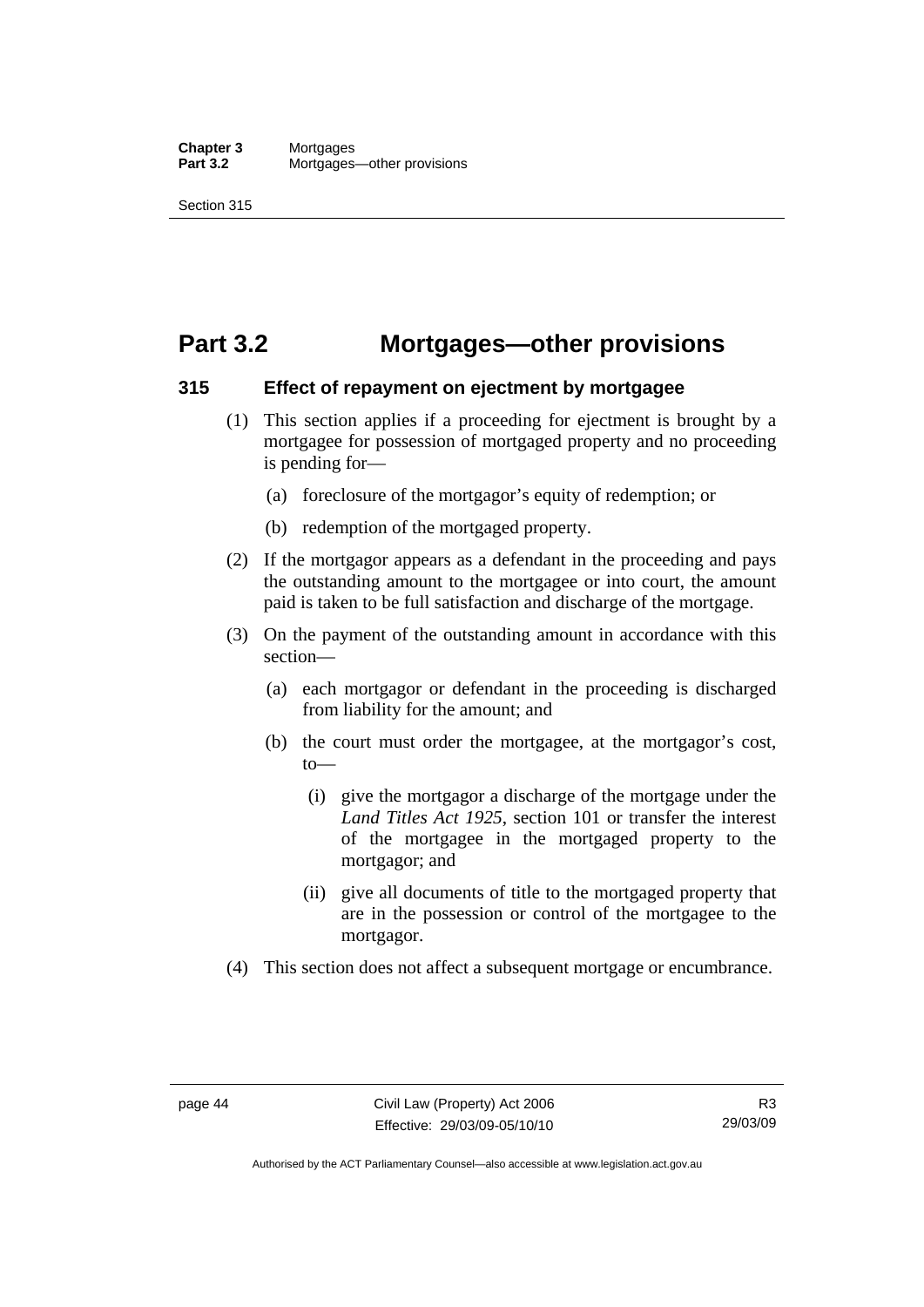# Part 3.2 Mortgages—other provisions

### 315 Effect of repayment on ejectment by mortgagee

(1) This section applies if a proceeding for ejectment is brought by a mortgagee for possession of mortgaged property and no proceeding is pending for—

  (a) foreclosure of the mortgagor's equity of redemption; or

  (b) redemption of the mortgaged property.

(2) If the mortgagor appears as a defendant in the proceeding and pays the outstanding amount to the mortgagee or into court, the amount paid is taken to be full satisfaction and discharge of the mortgage.

(3) On the payment of the outstanding amount in accordance with this section—

  (a) each mortgagor or defendant in the proceeding is discharged from liability for the amount; and

  (b) the court must order the mortgagee, at the mortgagor's cost, to—

    (i) give the mortgagor a discharge of the mortgage under the *Land Titles Act 1925*, section 101 or transfer the interest of the mortgagee in the mortgaged property to the mortgagor; and

    (ii) give all documents of title to the mortgaged property that are in the possession or control of the mortgagee to the mortgagor.

(4) This section does not affect a subsequent mortgage or encumbrance.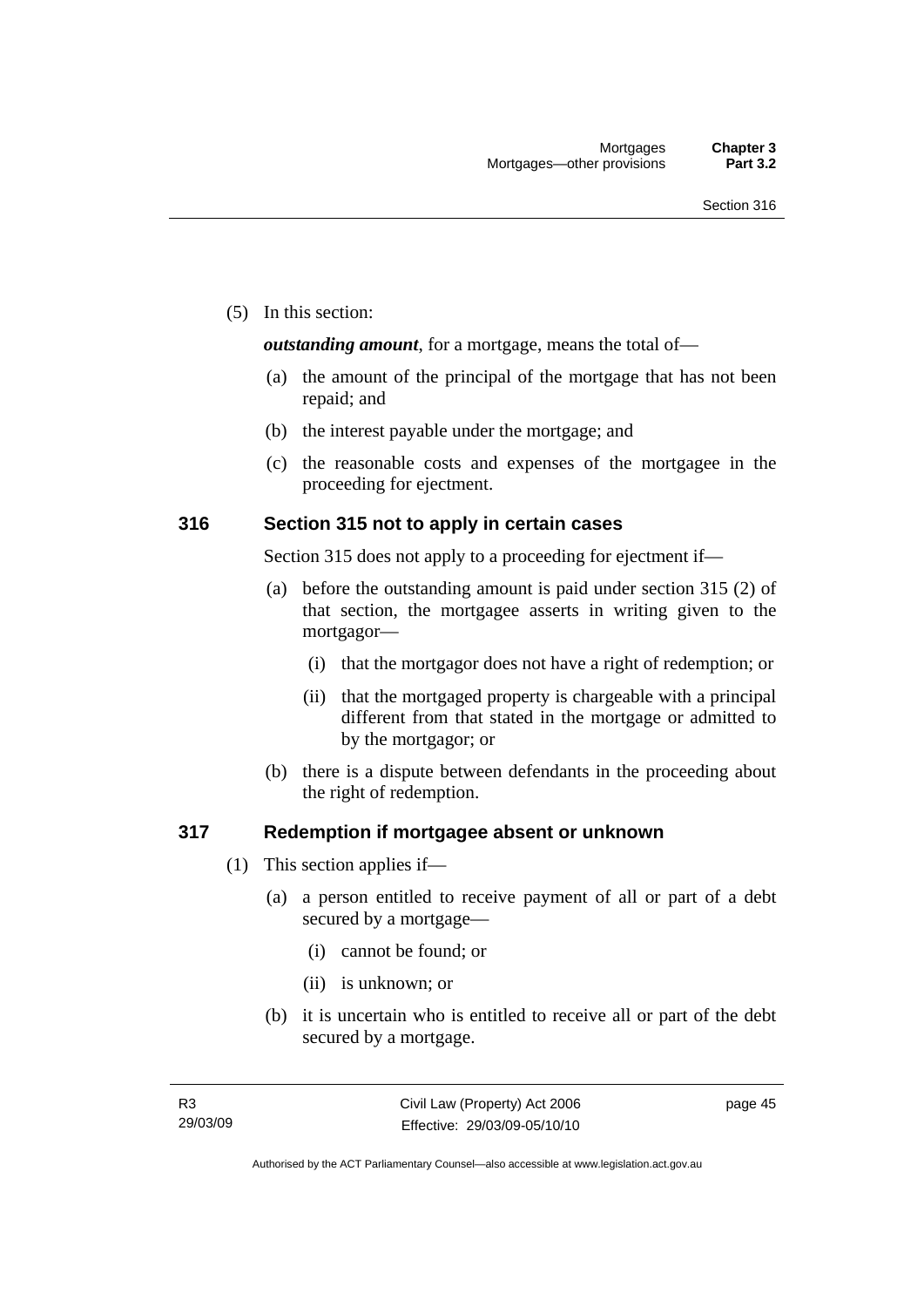(5) In this section:

***outstanding amount***, for a mortgage, means the total of—

(a) the amount of the principal of the mortgage that has not been repaid; and

(b) the interest payable under the mortgage; and

(c) the reasonable costs and expenses of the mortgagee in the proceeding for ejectment.

## 316 Section 315 not to apply in certain cases

Section 315 does not apply to a proceeding for ejectment if—

(a) before the outstanding amount is paid under section 315 (2) of that section, the mortgagee asserts in writing given to the mortgagor—

(i) that the mortgagor does not have a right of redemption; or

(ii) that the mortgaged property is chargeable with a principal different from that stated in the mortgage or admitted to by the mortgagor; or

(b) there is a dispute between defendants in the proceeding about the right of redemption.

## 317 Redemption if mortgagee absent or unknown

(1) This section applies if—

(a) a person entitled to receive payment of all or part of a debt secured by a mortgage—

(i) cannot be found; or

(ii) is unknown; or

(b) it is uncertain who is entitled to receive all or part of the debt secured by a mortgage.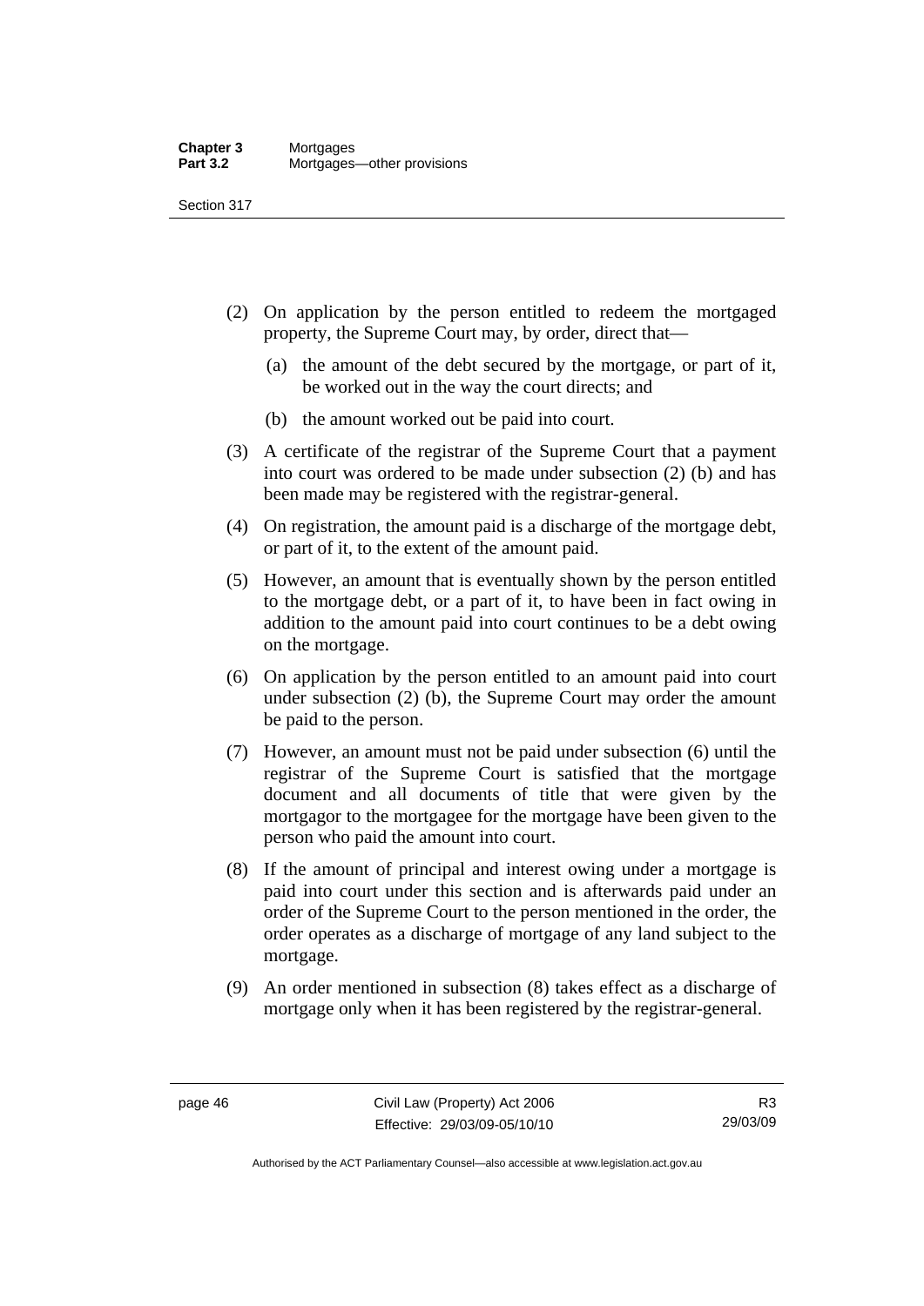(2) On application by the person entitled to redeem the mortgaged property, the Supreme Court may, by order, direct that—

   (a) the amount of the debt secured by the mortgage, or part of it, be worked out in the way the court directs; and

   (b) the amount worked out be paid into court.

(3) A certificate of the registrar of the Supreme Court that a payment into court was ordered to be made under subsection (2) (b) and has been made may be registered with the registrar-general.

(4) On registration, the amount paid is a discharge of the mortgage debt, or part of it, to the extent of the amount paid.

(5) However, an amount that is eventually shown by the person entitled to the mortgage debt, or a part of it, to have been in fact owing in addition to the amount paid into court continues to be a debt owing on the mortgage.

(6) On application by the person entitled to an amount paid into court under subsection (2) (b), the Supreme Court may order the amount be paid to the person.

(7) However, an amount must not be paid under subsection (6) until the registrar of the Supreme Court is satisfied that the mortgage document and all documents of title that were given by the mortgagor to the mortgagee for the mortgage have been given to the person who paid the amount into court.

(8) If the amount of principal and interest owing under a mortgage is paid into court under this section and is afterwards paid under an order of the Supreme Court to the person mentioned in the order, the order operates as a discharge of mortgage of any land subject to the mortgage.

(9) An order mentioned in subsection (8) takes effect as a discharge of mortgage only when it has been registered by the registrar-general.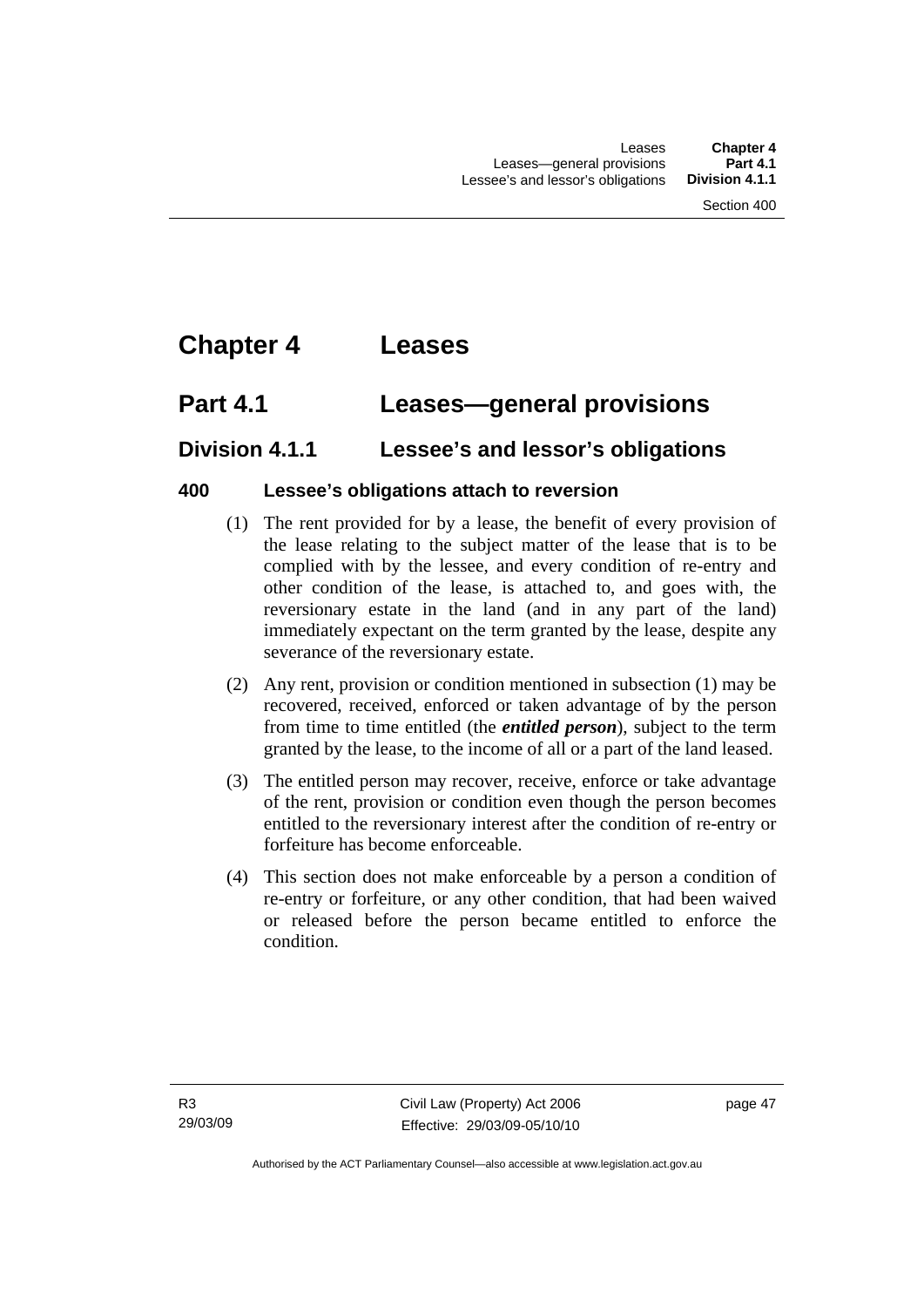# Chapter 4 Leases

## Part 4.1 Leases—general provisions

### Division 4.1.1 Lessee's and lessor's obligations

#### 400 Lessee's obligations attach to reversion

(1) The rent provided for by a lease, the benefit of every provision of the lease relating to the subject matter of the lease that is to be complied with by the lessee, and every condition of re-entry and other condition of the lease, is attached to, and goes with, the reversionary estate in the land (and in any part of the land) immediately expectant on the term granted by the lease, despite any severance of the reversionary estate.

(2) Any rent, provision or condition mentioned in subsection (1) may be recovered, received, enforced or taken advantage of by the person from time to time entitled (the ***entitled person***), subject to the term granted by the lease, to the income of all or a part of the land leased.

(3) The entitled person may recover, receive, enforce or take advantage of the rent, provision or condition even though the person becomes entitled to the reversionary interest after the condition of re-entry or forfeiture has become enforceable.

(4) This section does not make enforceable by a person a condition of re-entry or forfeiture, or any other condition, that had been waived or released before the person became entitled to enforce the condition.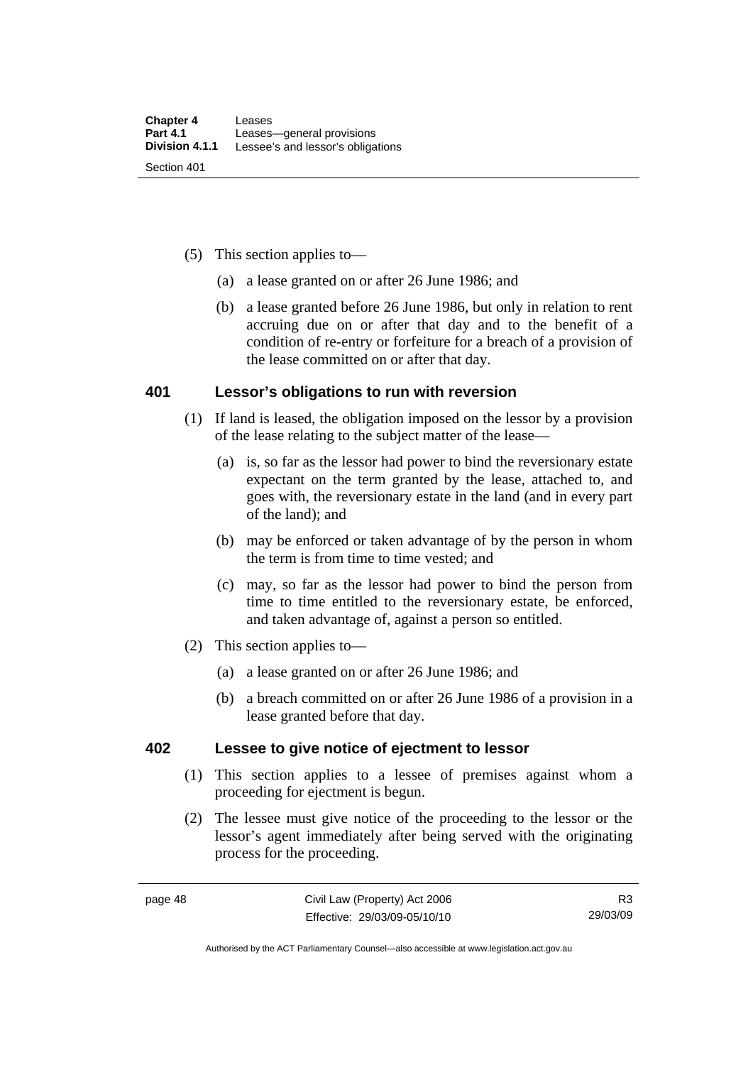(5) This section applies to—

(a) a lease granted on or after 26 June 1986; and

(b) a lease granted before 26 June 1986, but only in relation to rent accruing due on or after that day and to the benefit of a condition of re-entry or forfeiture for a breach of a provision of the lease committed on or after that day.

## 401 Lessor's obligations to run with reversion

(1) If land is leased, the obligation imposed on the lessor by a provision of the lease relating to the subject matter of the lease—

(a) is, so far as the lessor had power to bind the reversionary estate expectant on the term granted by the lease, attached to, and goes with, the reversionary estate in the land (and in every part of the land); and

(b) may be enforced or taken advantage of by the person in whom the term is from time to time vested; and

(c) may, so far as the lessor had power to bind the person from time to time entitled to the reversionary estate, be enforced, and taken advantage of, against a person so entitled.

(2) This section applies to—

(a) a lease granted on or after 26 June 1986; and

(b) a breach committed on or after 26 June 1986 of a provision in a lease granted before that day.

## 402 Lessee to give notice of ejectment to lessor

(1) This section applies to a lessee of premises against whom a proceeding for ejectment is begun.

(2) The lessee must give notice of the proceeding to the lessor or the lessor's agent immediately after being served with the originating process for the proceeding.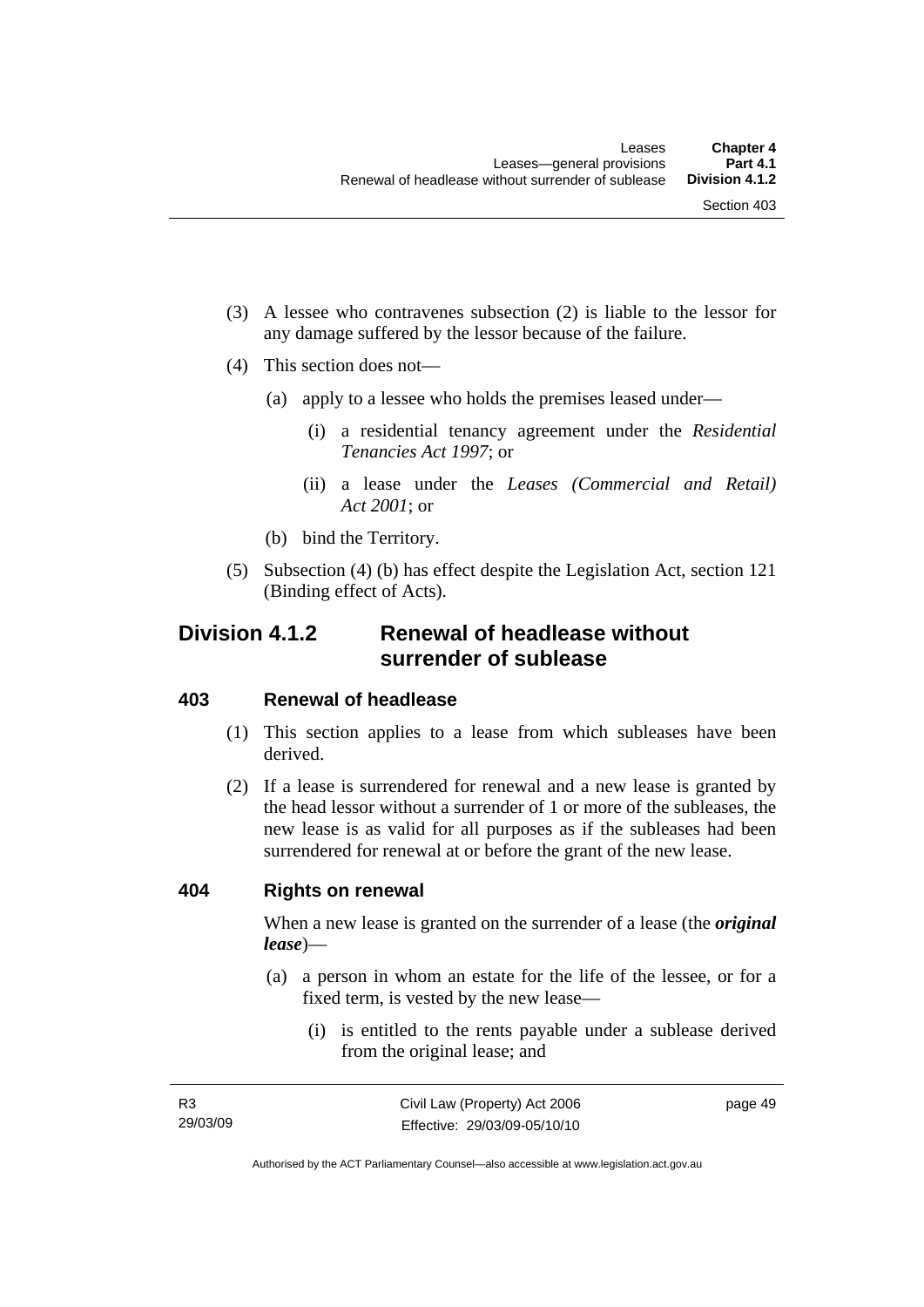(3) A lessee who contravenes subsection (2) is liable to the lessor for any damage suffered by the lessor because of the failure.

(4) This section does not—

(a) apply to a lessee who holds the premises leased under—

(i) a residential tenancy agreement under the *Residential Tenancies Act 1997*; or

(ii) a lease under the *Leases (Commercial and Retail) Act 2001*; or

(b) bind the Territory.

(5) Subsection (4) (b) has effect despite the Legislation Act, section 121 (Binding effect of Acts).

## Division 4.1.2 Renewal of headlease without surrender of sublease

### 403 Renewal of headlease

(1) This section applies to a lease from which subleases have been derived.

(2) If a lease is surrendered for renewal and a new lease is granted by the head lessor without a surrender of 1 or more of the subleases, the new lease is as valid for all purposes as if the subleases had been surrendered for renewal at or before the grant of the new lease.

### 404 Rights on renewal

When a new lease is granted on the surrender of a lease (the ***original lease***)—

(a) a person in whom an estate for the life of the lessee, or for a fixed term, is vested by the new lease—

(i) is entitled to the rents payable under a sublease derived from the original lease; and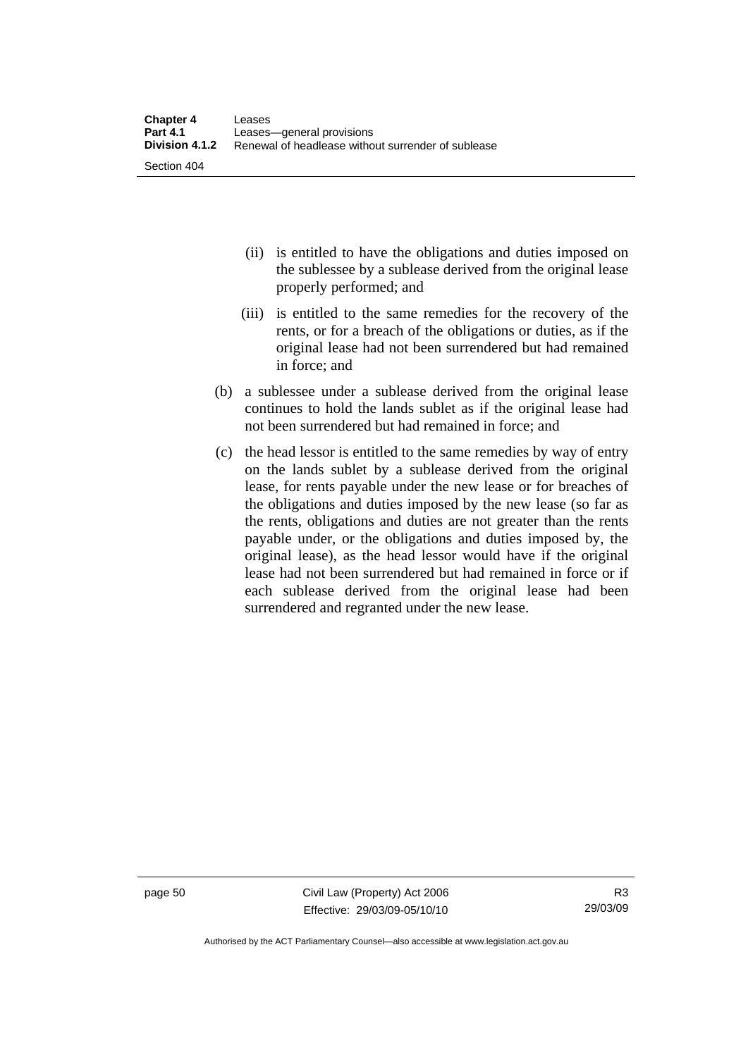(ii) is entitled to have the obligations and duties imposed on the sublessee by a sublease derived from the original lease properly performed; and

(iii) is entitled to the same remedies for the recovery of the rents, or for a breach of the obligations or duties, as if the original lease had not been surrendered but had remained in force; and

(b) a sublessee under a sublease derived from the original lease continues to hold the lands sublet as if the original lease had not been surrendered but had remained in force; and

(c) the head lessor is entitled to the same remedies by way of entry on the lands sublet by a sublease derived from the original lease, for rents payable under the new lease or for breaches of the obligations and duties imposed by the new lease (so far as the rents, obligations and duties are not greater than the rents payable under, or the obligations and duties imposed by, the original lease), as the head lessor would have if the original lease had not been surrendered but had remained in force or if each sublease derived from the original lease had been surrendered and regranted under the new lease.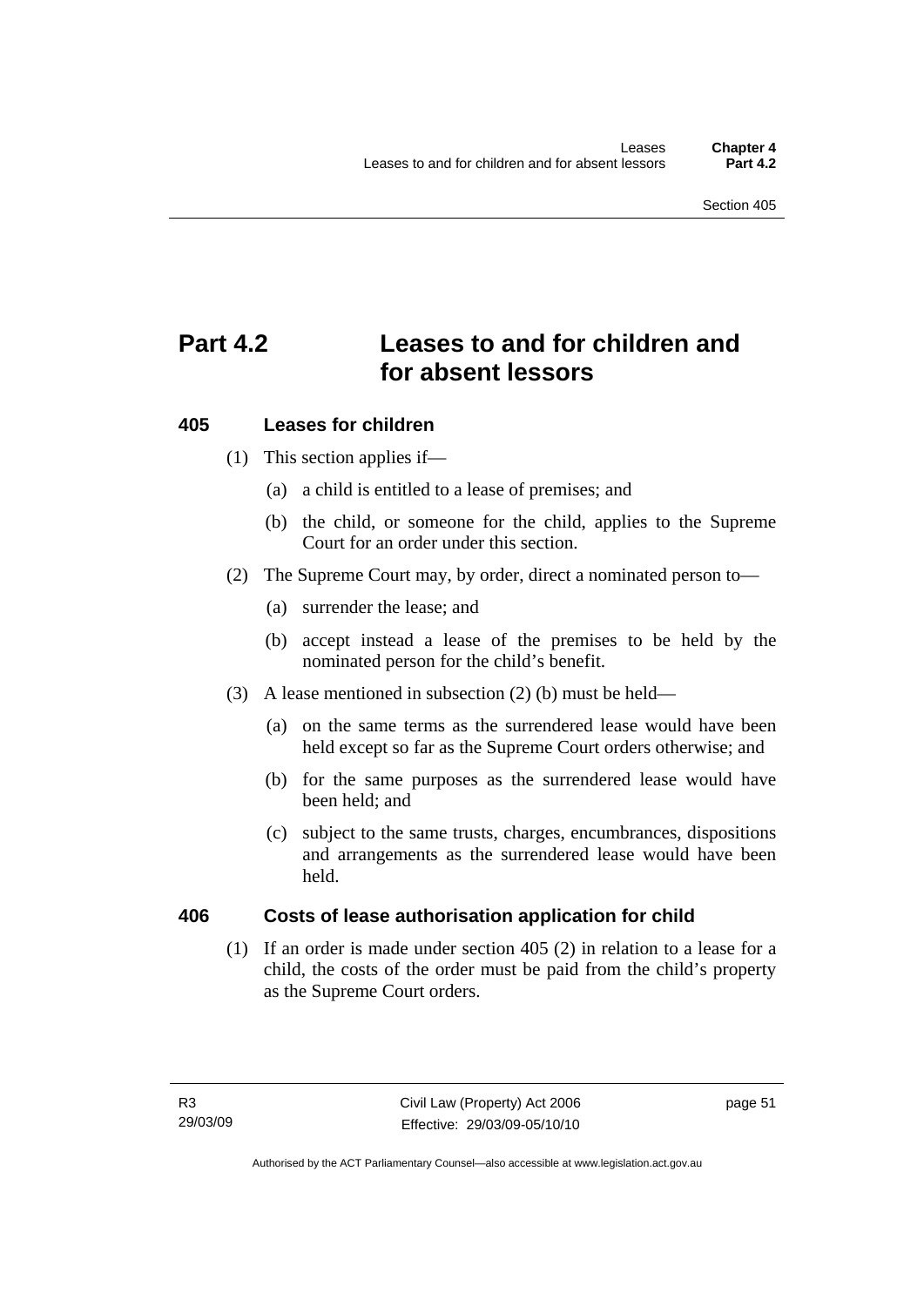# Part 4.2 Leases to and for children and for absent lessors

## 405 Leases for children

(1) This section applies if—

(a) a child is entitled to a lease of premises; and

(b) the child, or someone for the child, applies to the Supreme Court for an order under this section.

(2) The Supreme Court may, by order, direct a nominated person to—

(a) surrender the lease; and

(b) accept instead a lease of the premises to be held by the nominated person for the child's benefit.

(3) A lease mentioned in subsection (2) (b) must be held—

(a) on the same terms as the surrendered lease would have been held except so far as the Supreme Court orders otherwise; and

(b) for the same purposes as the surrendered lease would have been held; and

(c) subject to the same trusts, charges, encumbrances, dispositions and arrangements as the surrendered lease would have been held.

## 406 Costs of lease authorisation application for child

(1) If an order is made under section 405 (2) in relation to a lease for a child, the costs of the order must be paid from the child's property as the Supreme Court orders.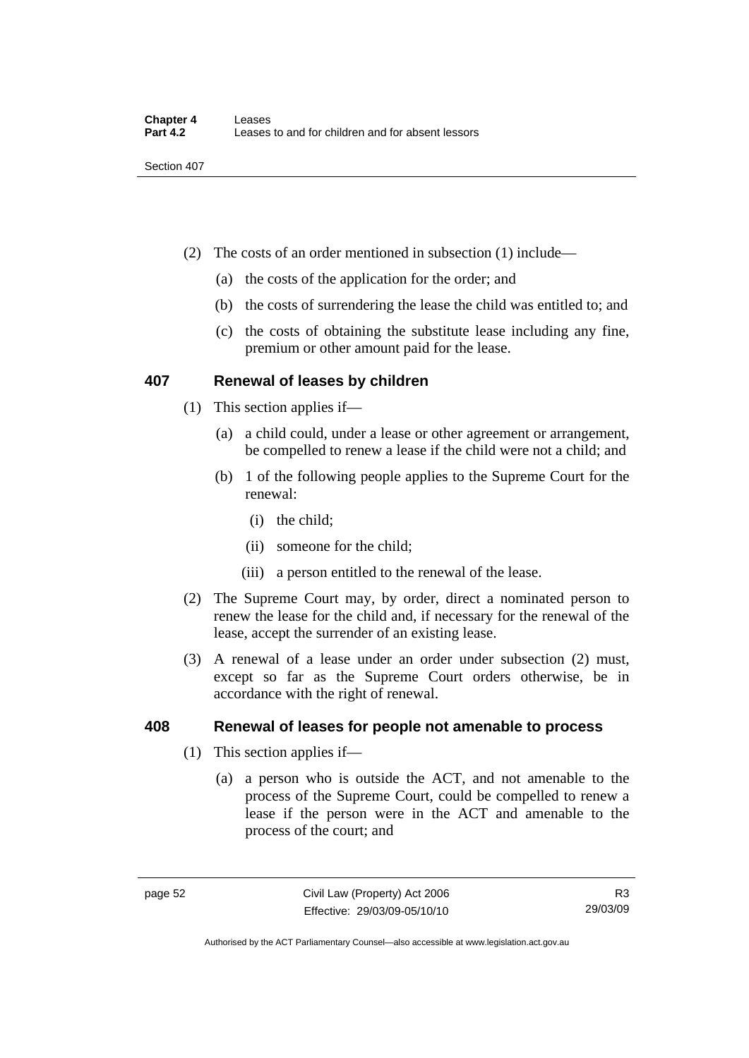(2) The costs of an order mentioned in subsection (1) include—

(a) the costs of the application for the order; and

(b) the costs of surrendering the lease the child was entitled to; and

(c) the costs of obtaining the substitute lease including any fine, premium or other amount paid for the lease.

## 407 Renewal of leases by children

(1) This section applies if—

(a) a child could, under a lease or other agreement or arrangement, be compelled to renew a lease if the child were not a child; and

(b) 1 of the following people applies to the Supreme Court for the renewal:

(i) the child;

(ii) someone for the child;

(iii) a person entitled to the renewal of the lease.

(2) The Supreme Court may, by order, direct a nominated person to renew the lease for the child and, if necessary for the renewal of the lease, accept the surrender of an existing lease.

(3) A renewal of a lease under an order under subsection (2) must, except so far as the Supreme Court orders otherwise, be in accordance with the right of renewal.

## 408 Renewal of leases for people not amenable to process

(1) This section applies if—

(a) a person who is outside the ACT, and not amenable to the process of the Supreme Court, could be compelled to renew a lease if the person were in the ACT and amenable to the process of the court; and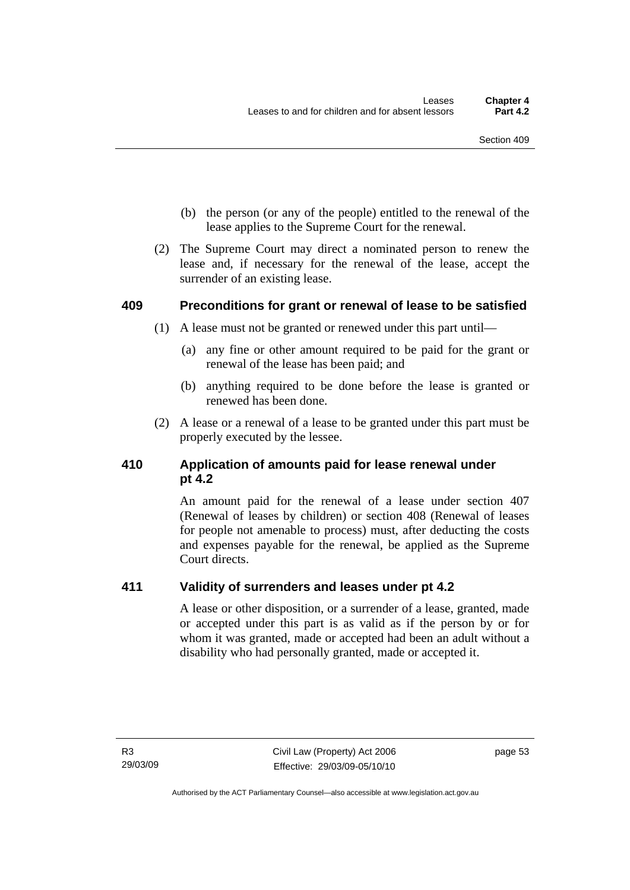(b) the person (or any of the people) entitled to the renewal of the lease applies to the Supreme Court for the renewal.

(2) The Supreme Court may direct a nominated person to renew the lease and, if necessary for the renewal of the lease, accept the surrender of an existing lease.

## 409 Preconditions for grant or renewal of lease to be satisfied

(1) A lease must not be granted or renewed under this part until—

(a) any fine or other amount required to be paid for the grant or renewal of the lease has been paid; and

(b) anything required to be done before the lease is granted or renewed has been done.

(2) A lease or a renewal of a lease to be granted under this part must be properly executed by the lessee.

## 410 Application of amounts paid for lease renewal under pt 4.2

An amount paid for the renewal of a lease under section 407 (Renewal of leases by children) or section 408 (Renewal of leases for people not amenable to process) must, after deducting the costs and expenses payable for the renewal, be applied as the Supreme Court directs.

## 411 Validity of surrenders and leases under pt 4.2

A lease or other disposition, or a surrender of a lease, granted, made or accepted under this part is as valid as if the person by or for whom it was granted, made or accepted had been an adult without a disability who had personally granted, made or accepted it.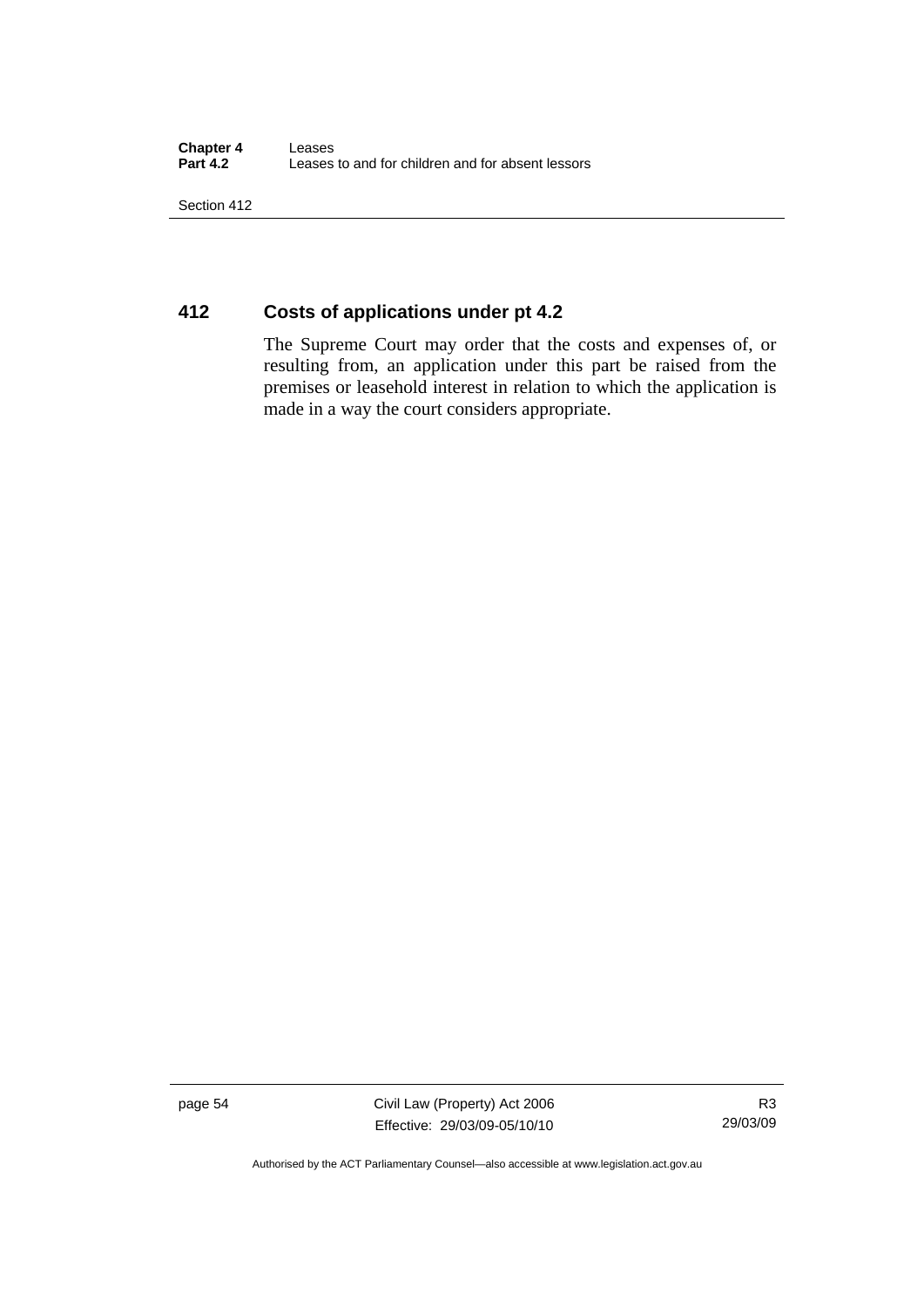## 412 Costs of applications under pt 4.2

The Supreme Court may order that the costs and expenses of, or resulting from, an application under this part be raised from the premises or leasehold interest in relation to which the application is made in a way the court considers appropriate.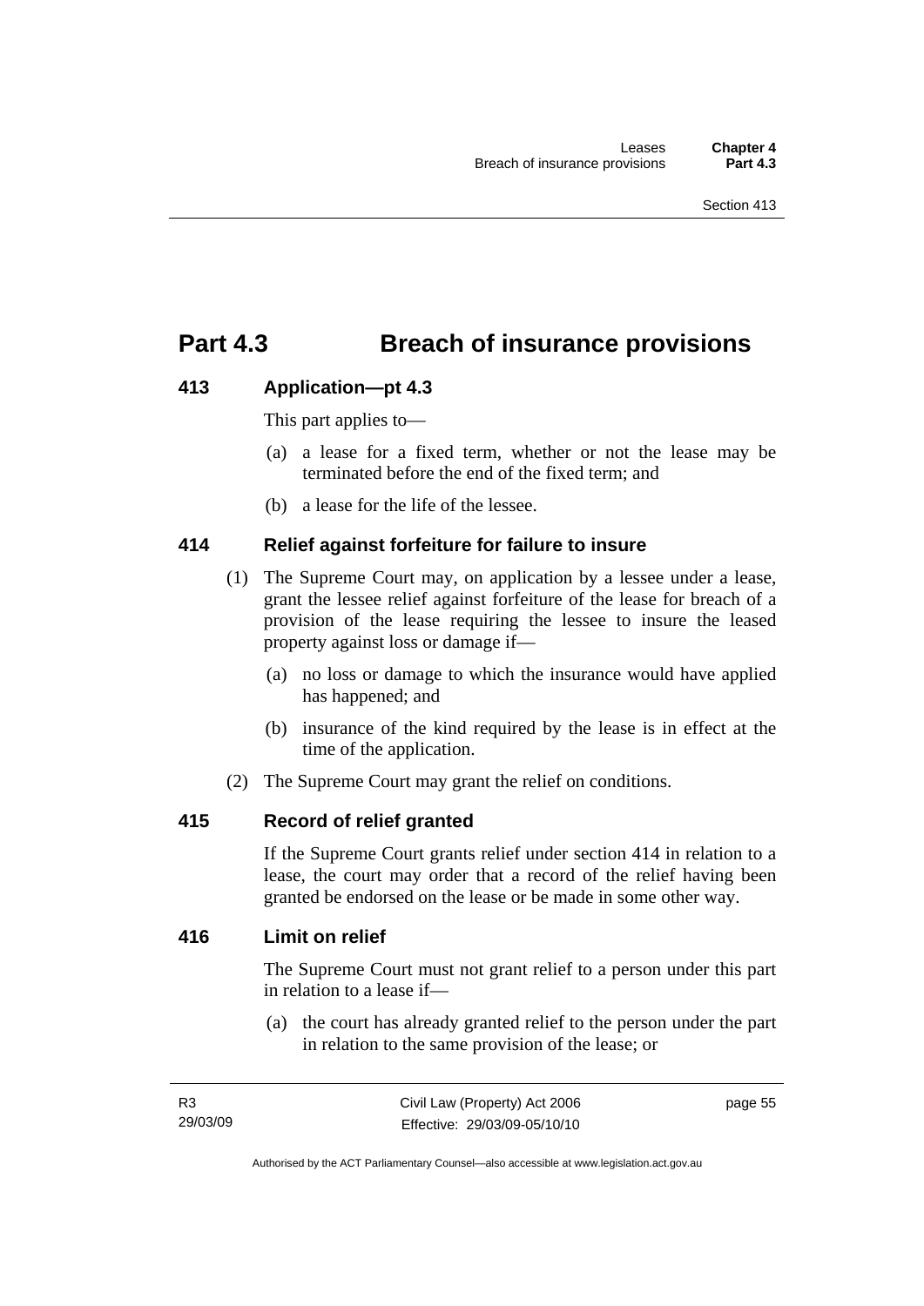# Part 4.3 Breach of insurance provisions

### 413 Application—pt 4.3

This part applies to—

(a) a lease for a fixed term, whether or not the lease may be terminated before the end of the fixed term; and

(b) a lease for the life of the lessee.

### 414 Relief against forfeiture for failure to insure

(1) The Supreme Court may, on application by a lessee under a lease, grant the lessee relief against forfeiture of the lease for breach of a provision of the lease requiring the lessee to insure the leased property against loss or damage if—

(a) no loss or damage to which the insurance would have applied has happened; and

(b) insurance of the kind required by the lease is in effect at the time of the application.

(2) The Supreme Court may grant the relief on conditions.

### 415 Record of relief granted

If the Supreme Court grants relief under section 414 in relation to a lease, the court may order that a record of the relief having been granted be endorsed on the lease or be made in some other way.

### 416 Limit on relief

The Supreme Court must not grant relief to a person under this part in relation to a lease if—

(a) the court has already granted relief to the person under the part in relation to the same provision of the lease; or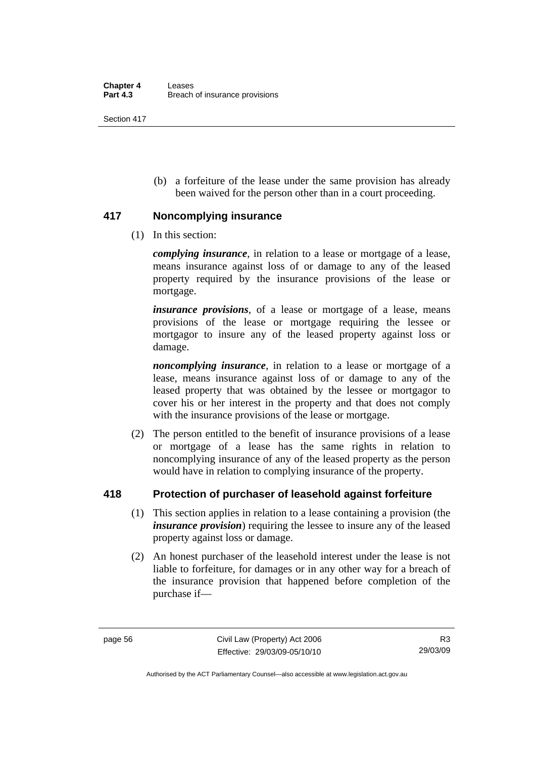(b) a forfeiture of the lease under the same provision has already been waived for the person other than in a court proceeding.

## 417 Noncomplying insurance

(1) In this section:

***complying insurance***, in relation to a lease or mortgage of a lease, means insurance against loss of or damage to any of the leased property required by the insurance provisions of the lease or mortgage.

***insurance provisions***, of a lease or mortgage of a lease, means provisions of the lease or mortgage requiring the lessee or mortgagor to insure any of the leased property against loss or damage.

***noncomplying insurance***, in relation to a lease or mortgage of a lease, means insurance against loss of or damage to any of the leased property that was obtained by the lessee or mortgagor to cover his or her interest in the property and that does not comply with the insurance provisions of the lease or mortgage.

(2) The person entitled to the benefit of insurance provisions of a lease or mortgage of a lease has the same rights in relation to noncomplying insurance of any of the leased property as the person would have in relation to complying insurance of the property.

## 418 Protection of purchaser of leasehold against forfeiture

(1) This section applies in relation to a lease containing a provision (the ***insurance provision***) requiring the lessee to insure any of the leased property against loss or damage.

(2) An honest purchaser of the leasehold interest under the lease is not liable to forfeiture, for damages or in any other way for a breach of the insurance provision that happened before completion of the purchase if—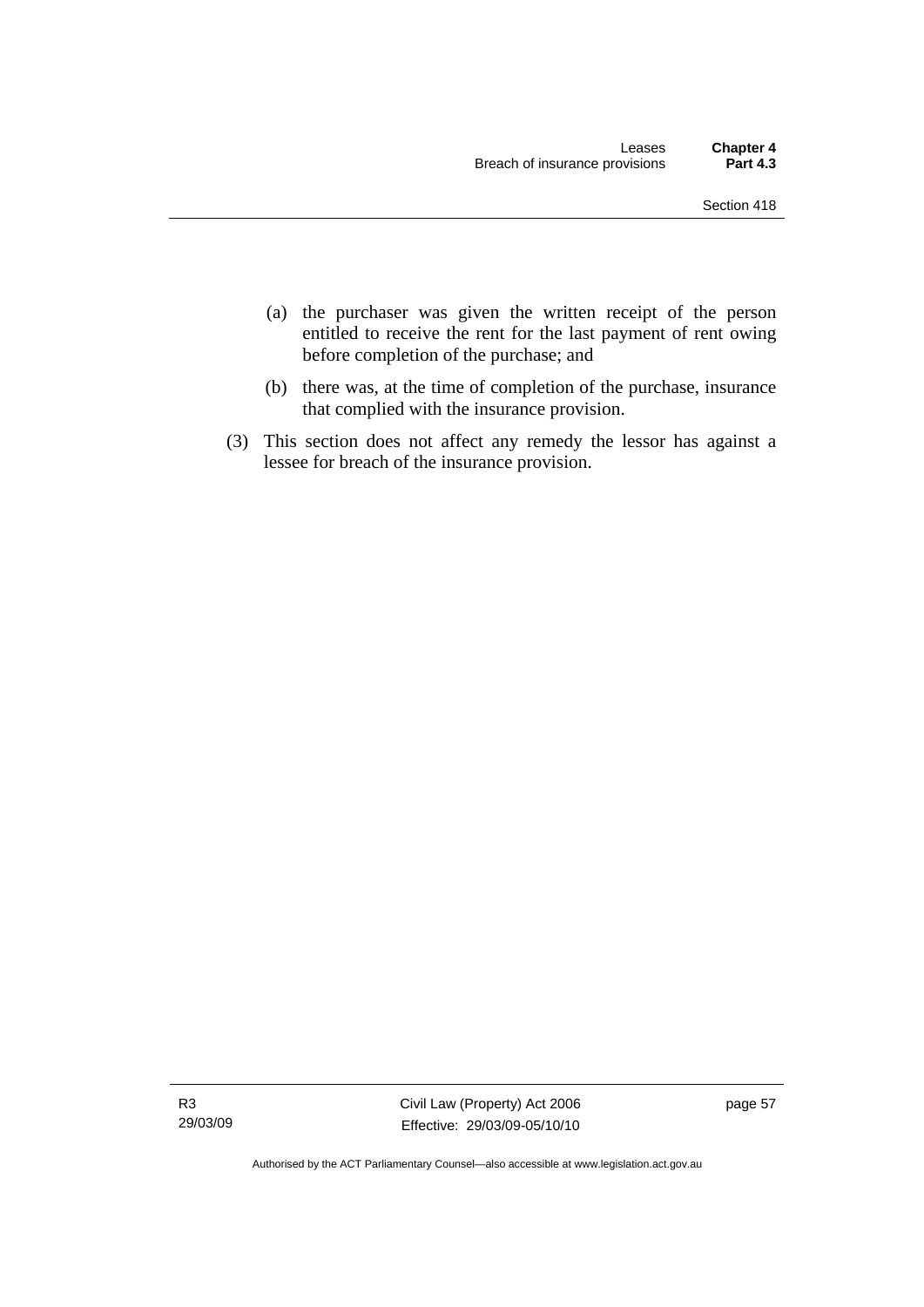(a) the purchaser was given the written receipt of the person entitled to receive the rent for the last payment of rent owing before completion of the purchase; and

(b) there was, at the time of completion of the purchase, insurance that complied with the insurance provision.

(3) This section does not affect any remedy the lessor has against a lessee for breach of the insurance provision.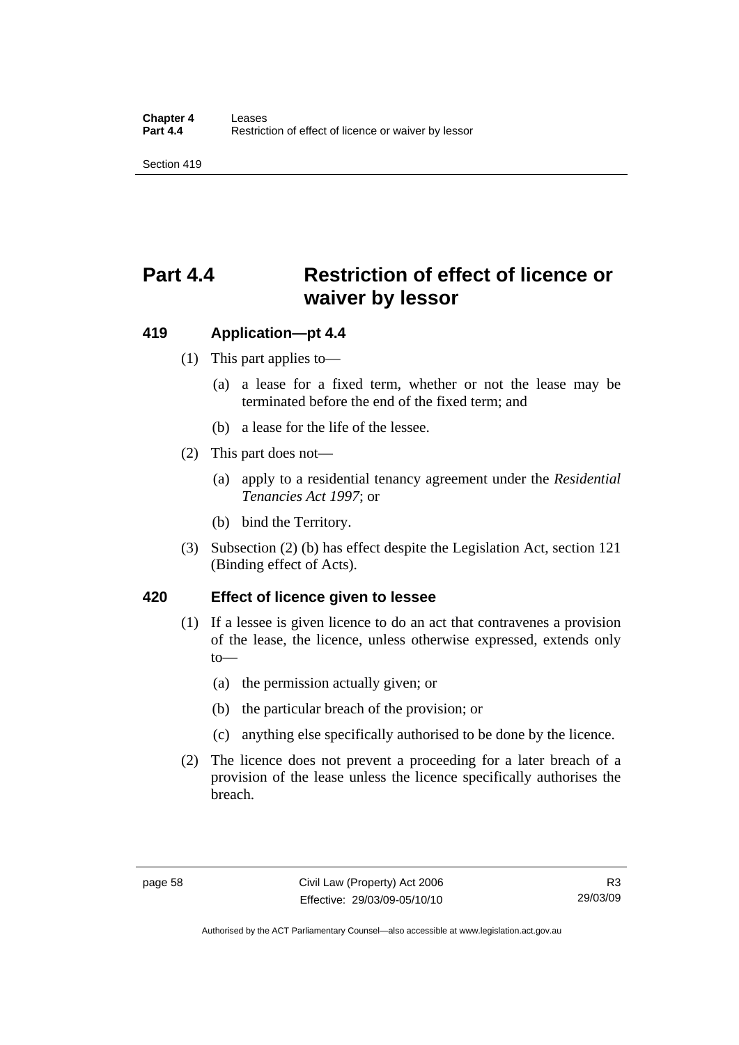# Part 4.4 Restriction of effect of licence or waiver by lessor

## 419 Application—pt 4.4

(1) This part applies to—

(a) a lease for a fixed term, whether or not the lease may be terminated before the end of the fixed term; and

(b) a lease for the life of the lessee.

(2) This part does not—

(a) apply to a residential tenancy agreement under the *Residential Tenancies Act 1997*; or

(b) bind the Territory.

(3) Subsection (2) (b) has effect despite the Legislation Act, section 121 (Binding effect of Acts).

## 420 Effect of licence given to lessee

(1) If a lessee is given licence to do an act that contravenes a provision of the lease, the licence, unless otherwise expressed, extends only to—

(a) the permission actually given; or

(b) the particular breach of the provision; or

(c) anything else specifically authorised to be done by the licence.

(2) The licence does not prevent a proceeding for a later breach of a provision of the lease unless the licence specifically authorises the breach.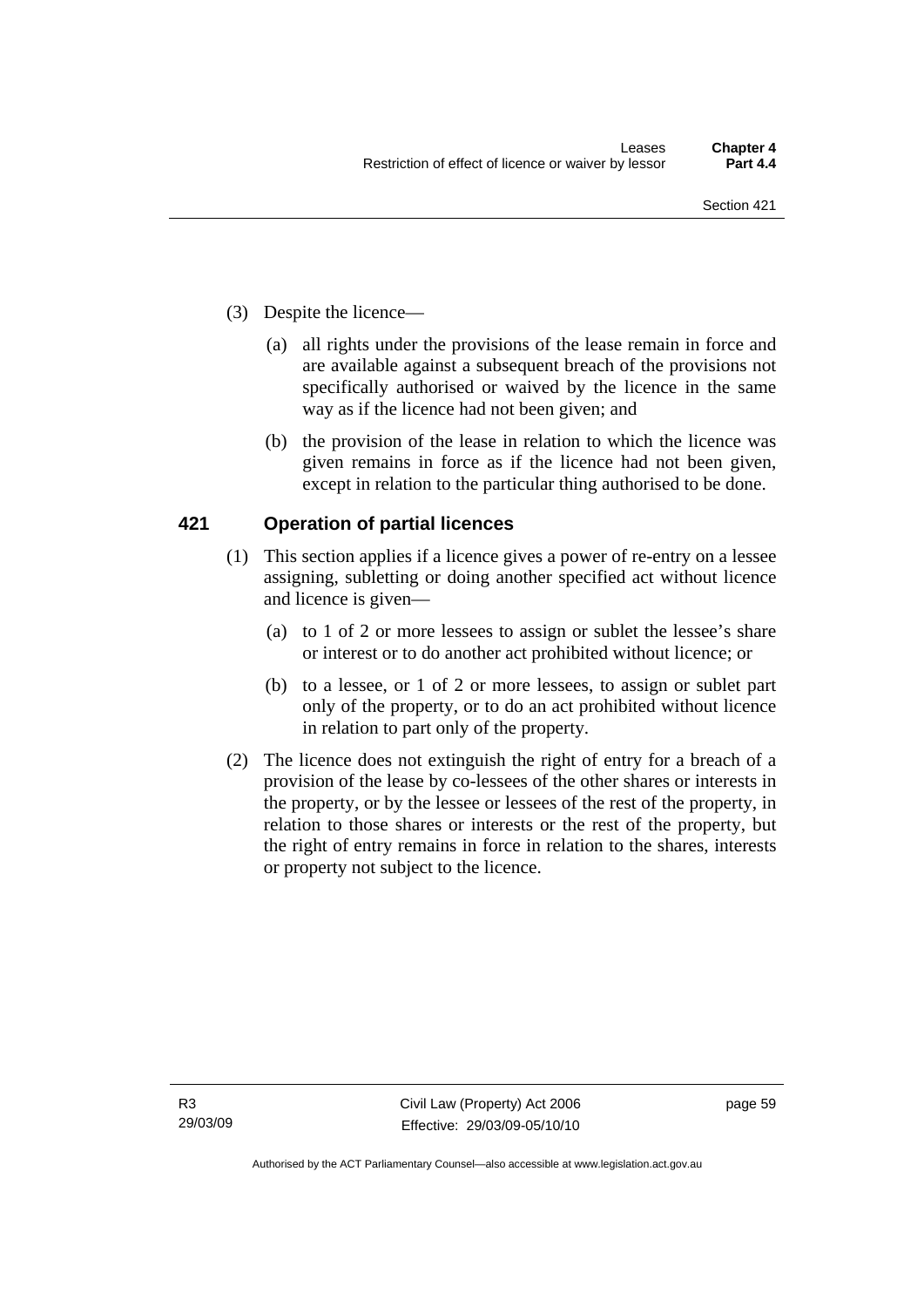(3) Despite the licence—

(a) all rights under the provisions of the lease remain in force and are available against a subsequent breach of the provisions not specifically authorised or waived by the licence in the same way as if the licence had not been given; and

(b) the provision of the lease in relation to which the licence was given remains in force as if the licence had not been given, except in relation to the particular thing authorised to be done.

### 421 Operation of partial licences

(1) This section applies if a licence gives a power of re-entry on a lessee assigning, subletting or doing another specified act without licence and licence is given—

(a) to 1 of 2 or more lessees to assign or sublet the lessee's share or interest or to do another act prohibited without licence; or

(b) to a lessee, or 1 of 2 or more lessees, to assign or sublet part only of the property, or to do an act prohibited without licence in relation to part only of the property.

(2) The licence does not extinguish the right of entry for a breach of a provision of the lease by co-lessees of the other shares or interests in the property, or by the lessee or lessees of the rest of the property, in relation to those shares or interests or the rest of the property, but the right of entry remains in force in relation to the shares, interests or property not subject to the licence.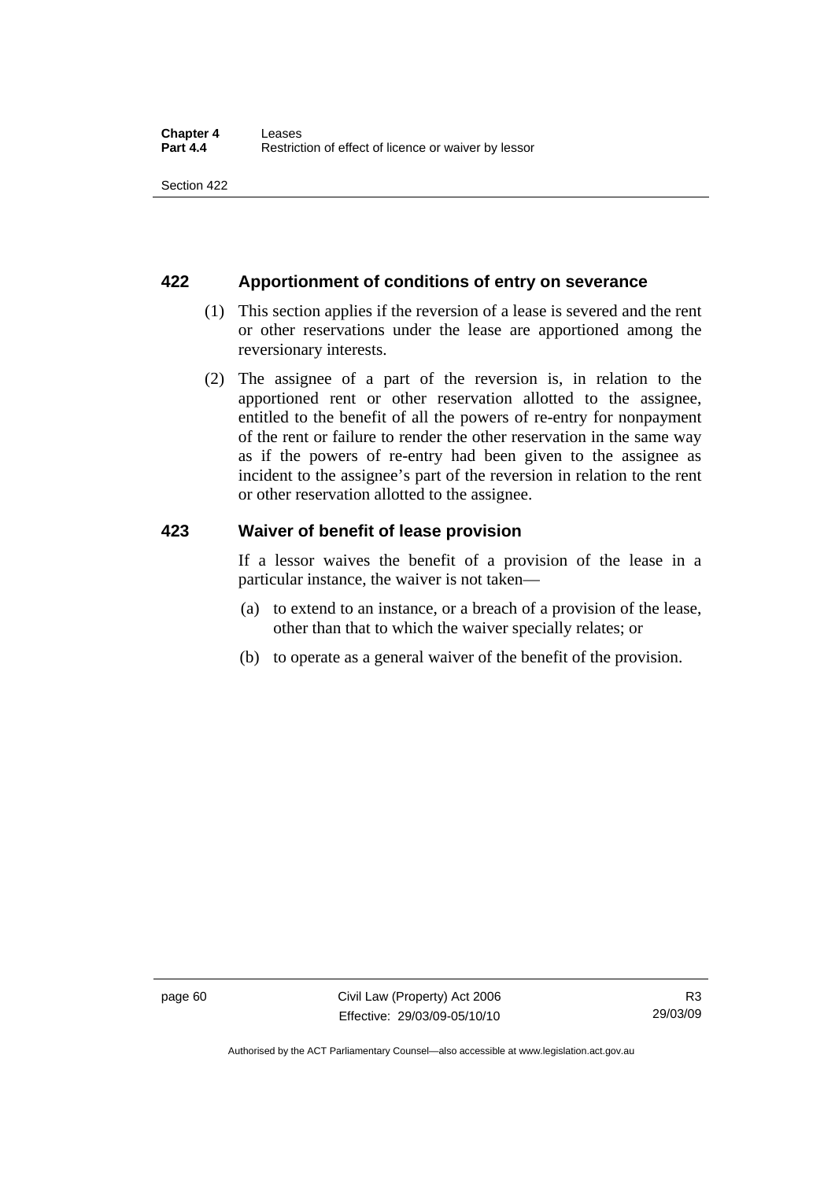## 422 Apportionment of conditions of entry on severance

(1) This section applies if the reversion of a lease is severed and the rent or other reservations under the lease are apportioned among the reversionary interests.

(2) The assignee of a part of the reversion is, in relation to the apportioned rent or other reservation allotted to the assignee, entitled to the benefit of all the powers of re-entry for nonpayment of the rent or failure to render the other reservation in the same way as if the powers of re-entry had been given to the assignee as incident to the assignee's part of the reversion in relation to the rent or other reservation allotted to the assignee.

## 423 Waiver of benefit of lease provision

If a lessor waives the benefit of a provision of the lease in a particular instance, the waiver is not taken—

(a) to extend to an instance, or a breach of a provision of the lease, other than that to which the waiver specially relates; or

(b) to operate as a general waiver of the benefit of the provision.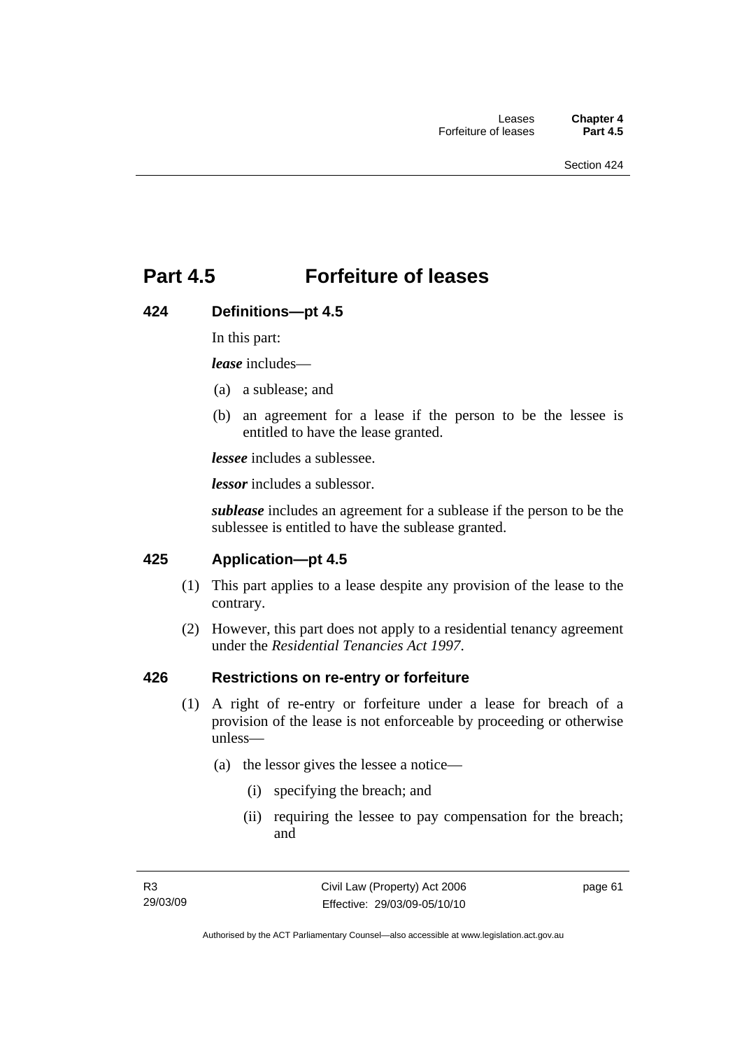# Part 4.5 Forfeiture of leases

## 424 Definitions—pt 4.5

In this part:

***lease*** includes—

(a) a sublease; and

(b) an agreement for a lease if the person to be the lessee is entitled to have the lease granted.

***lessee*** includes a sublessee.

***lessor*** includes a sublessor.

***sublease*** includes an agreement for a sublease if the person to be the sublessee is entitled to have the sublease granted.

## 425 Application—pt 4.5

(1) This part applies to a lease despite any provision of the lease to the contrary.

(2) However, this part does not apply to a residential tenancy agreement under the *Residential Tenancies Act 1997*.

## 426 Restrictions on re-entry or forfeiture

(1) A right of re-entry or forfeiture under a lease for breach of a provision of the lease is not enforceable by proceeding or otherwise unless—

(a) the lessor gives the lessee a notice—

(i) specifying the breach; and

(ii) requiring the lessee to pay compensation for the breach; and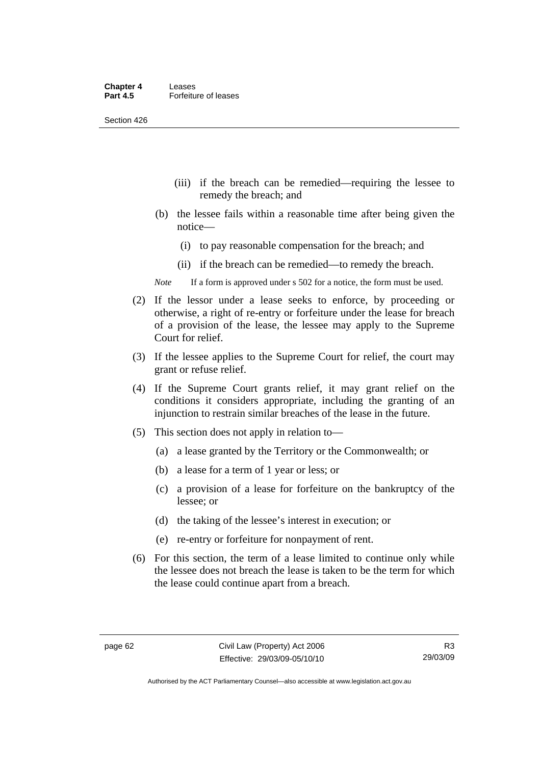(iii) if the breach can be remedied—requiring the lessee to remedy the breach; and

(b) the lessee fails within a reasonable time after being given the notice—

(i) to pay reasonable compensation for the breach; and

(ii) if the breach can be remedied—to remedy the breach.

*Note* If a form is approved under s 502 for a notice, the form must be used.

(2) If the lessor under a lease seeks to enforce, by proceeding or otherwise, a right of re-entry or forfeiture under the lease for breach of a provision of the lease, the lessee may apply to the Supreme Court for relief.

(3) If the lessee applies to the Supreme Court for relief, the court may grant or refuse relief.

(4) If the Supreme Court grants relief, it may grant relief on the conditions it considers appropriate, including the granting of an injunction to restrain similar breaches of the lease in the future.

(5) This section does not apply in relation to—

(a) a lease granted by the Territory or the Commonwealth; or

(b) a lease for a term of 1 year or less; or

(c) a provision of a lease for forfeiture on the bankruptcy of the lessee; or

(d) the taking of the lessee's interest in execution; or

(e) re-entry or forfeiture for nonpayment of rent.

(6) For this section, the term of a lease limited to continue only while the lessee does not breach the lease is taken to be the term for which the lease could continue apart from a breach.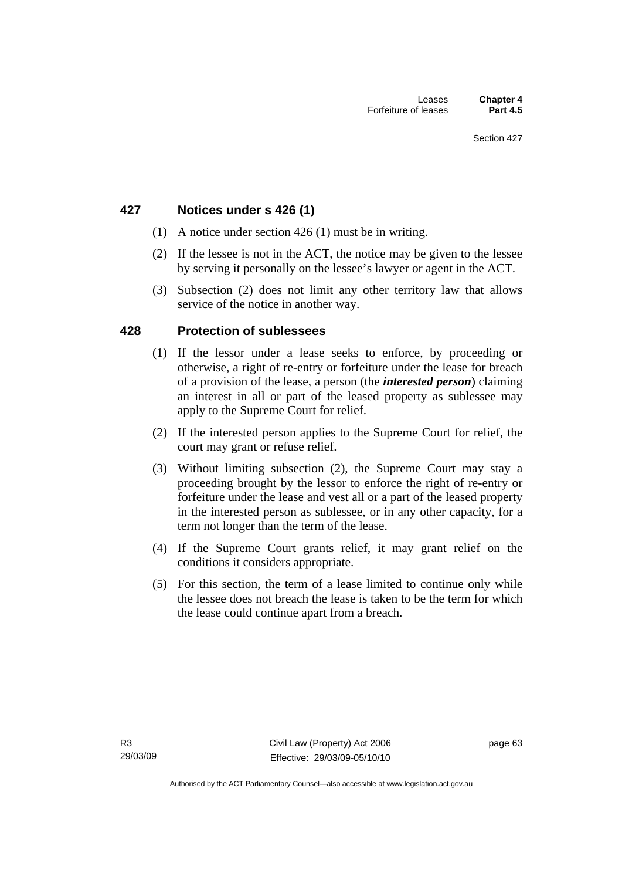## 427 Notices under s 426 (1)

(1) A notice under section 426 (1) must be in writing.

(2) If the lessee is not in the ACT, the notice may be given to the lessee by serving it personally on the lessee's lawyer or agent in the ACT.

(3) Subsection (2) does not limit any other territory law that allows service of the notice in another way.

## 428 Protection of sublessees

(1) If the lessor under a lease seeks to enforce, by proceeding or otherwise, a right of re-entry or forfeiture under the lease for breach of a provision of the lease, a person (the ***interested person***) claiming an interest in all or part of the leased property as sublessee may apply to the Supreme Court for relief.

(2) If the interested person applies to the Supreme Court for relief, the court may grant or refuse relief.

(3) Without limiting subsection (2), the Supreme Court may stay a proceeding brought by the lessor to enforce the right of re-entry or forfeiture under the lease and vest all or a part of the leased property in the interested person as sublessee, or in any other capacity, for a term not longer than the term of the lease.

(4) If the Supreme Court grants relief, it may grant relief on the conditions it considers appropriate.

(5) For this section, the term of a lease limited to continue only while the lessee does not breach the lease is taken to be the term for which the lease could continue apart from a breach.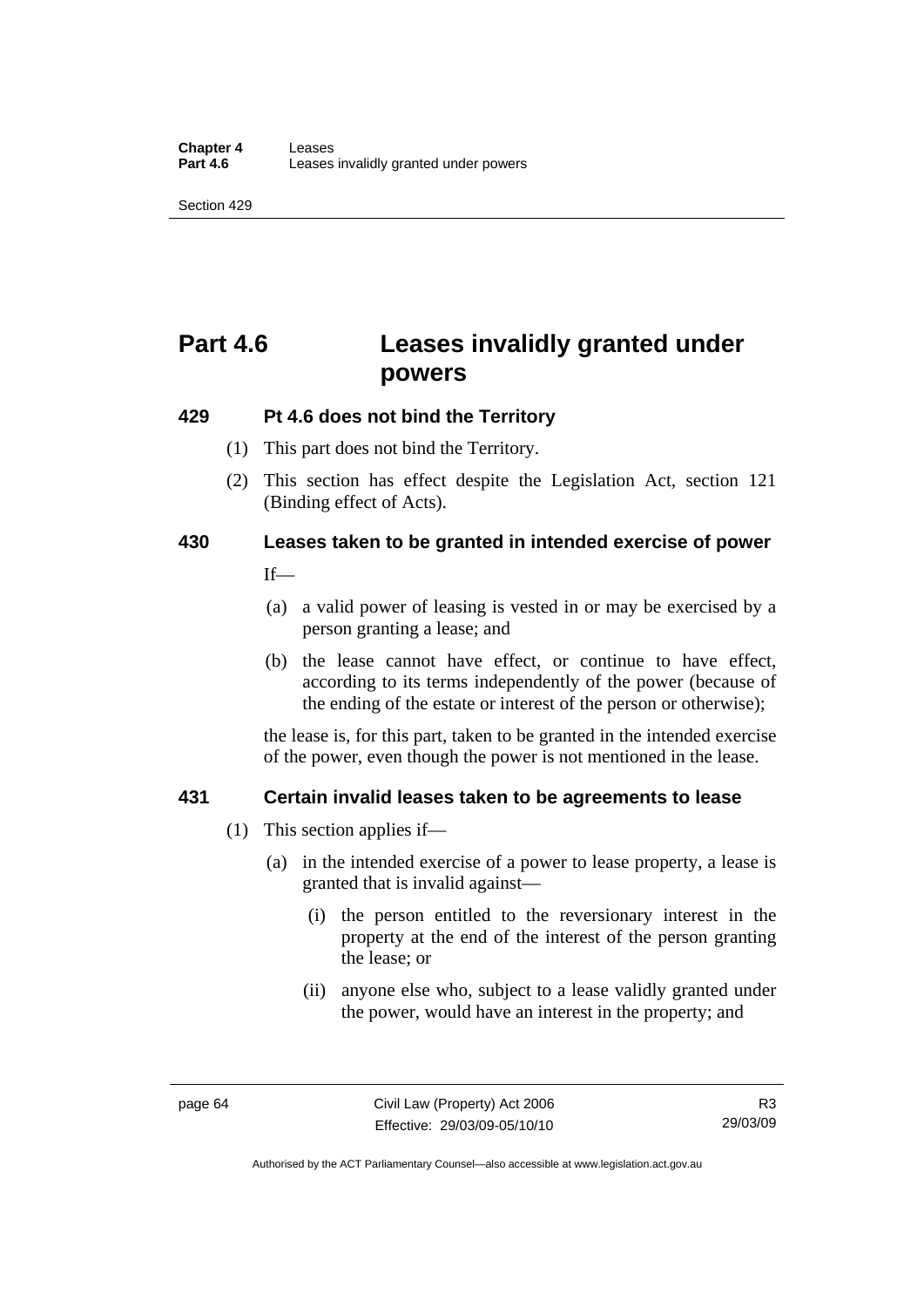# Part 4.6 Leases invalidly granted under powers

## 429 Pt 4.6 does not bind the Territory

(1) This part does not bind the Territory.

(2) This section has effect despite the Legislation Act, section 121 (Binding effect of Acts).

## 430 Leases taken to be granted in intended exercise of power

If—

(a) a valid power of leasing is vested in or may be exercised by a person granting a lease; and

(b) the lease cannot have effect, or continue to have effect, according to its terms independently of the power (because of the ending of the estate or interest of the person or otherwise);

the lease is, for this part, taken to be granted in the intended exercise of the power, even though the power is not mentioned in the lease.

## 431 Certain invalid leases taken to be agreements to lease

(1) This section applies if—

(a) in the intended exercise of a power to lease property, a lease is granted that is invalid against—

(i) the person entitled to the reversionary interest in the property at the end of the interest of the person granting the lease; or

(ii) anyone else who, subject to a lease validly granted under the power, would have an interest in the property; and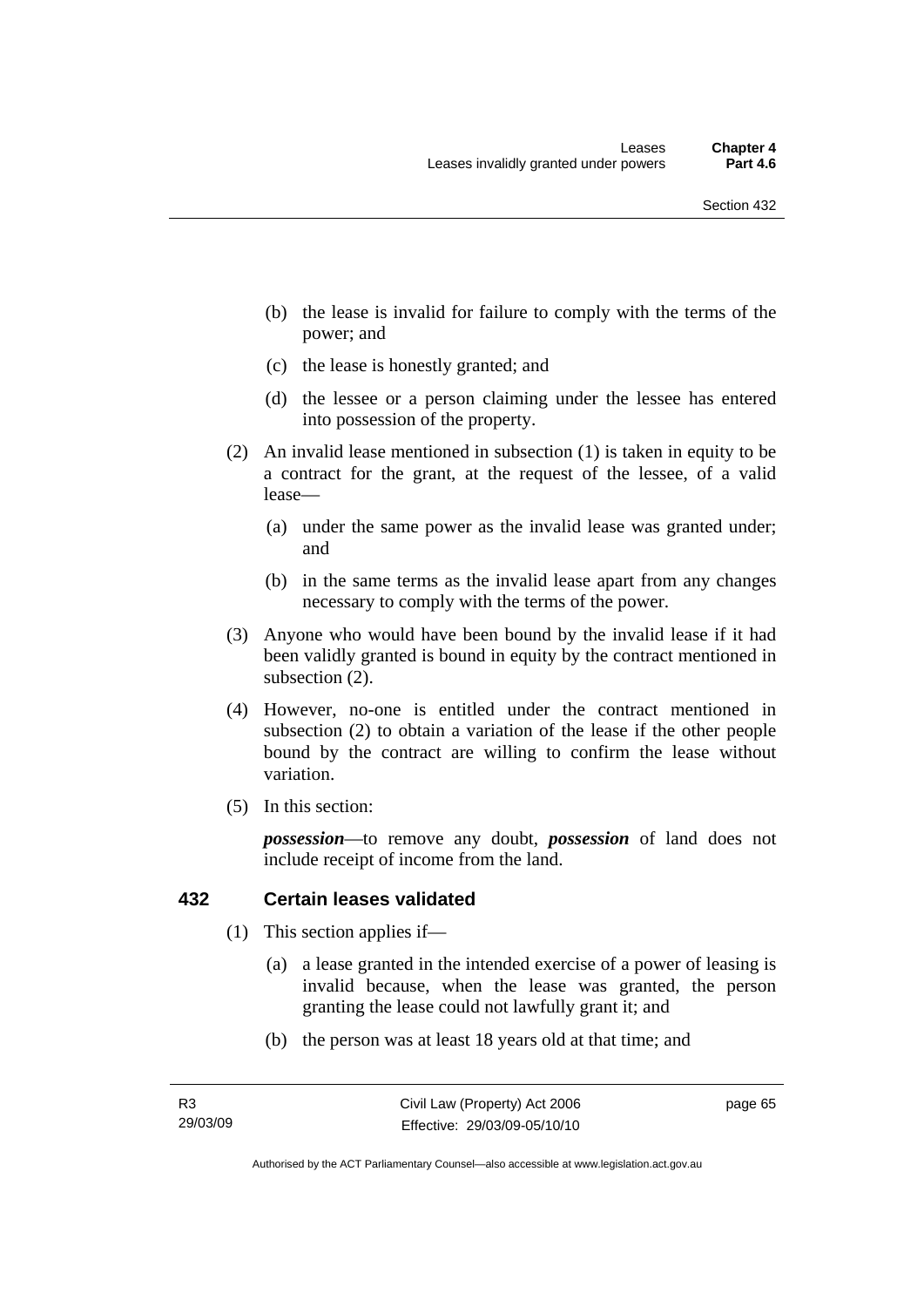(b) the lease is invalid for failure to comply with the terms of the power; and

(c) the lease is honestly granted; and

(d) the lessee or a person claiming under the lessee has entered into possession of the property.

(2) An invalid lease mentioned in subsection (1) is taken in equity to be a contract for the grant, at the request of the lessee, of a valid lease—

(a) under the same power as the invalid lease was granted under; and

(b) in the same terms as the invalid lease apart from any changes necessary to comply with the terms of the power.

(3) Anyone who would have been bound by the invalid lease if it had been validly granted is bound in equity by the contract mentioned in subsection (2).

(4) However, no-one is entitled under the contract mentioned in subsection (2) to obtain a variation of the lease if the other people bound by the contract are willing to confirm the lease without variation.

(5) In this section:

***possession***—to remove any doubt, ***possession*** of land does not include receipt of income from the land.

## 432 Certain leases validated

(1) This section applies if—

(a) a lease granted in the intended exercise of a power of leasing is invalid because, when the lease was granted, the person granting the lease could not lawfully grant it; and

(b) the person was at least 18 years old at that time; and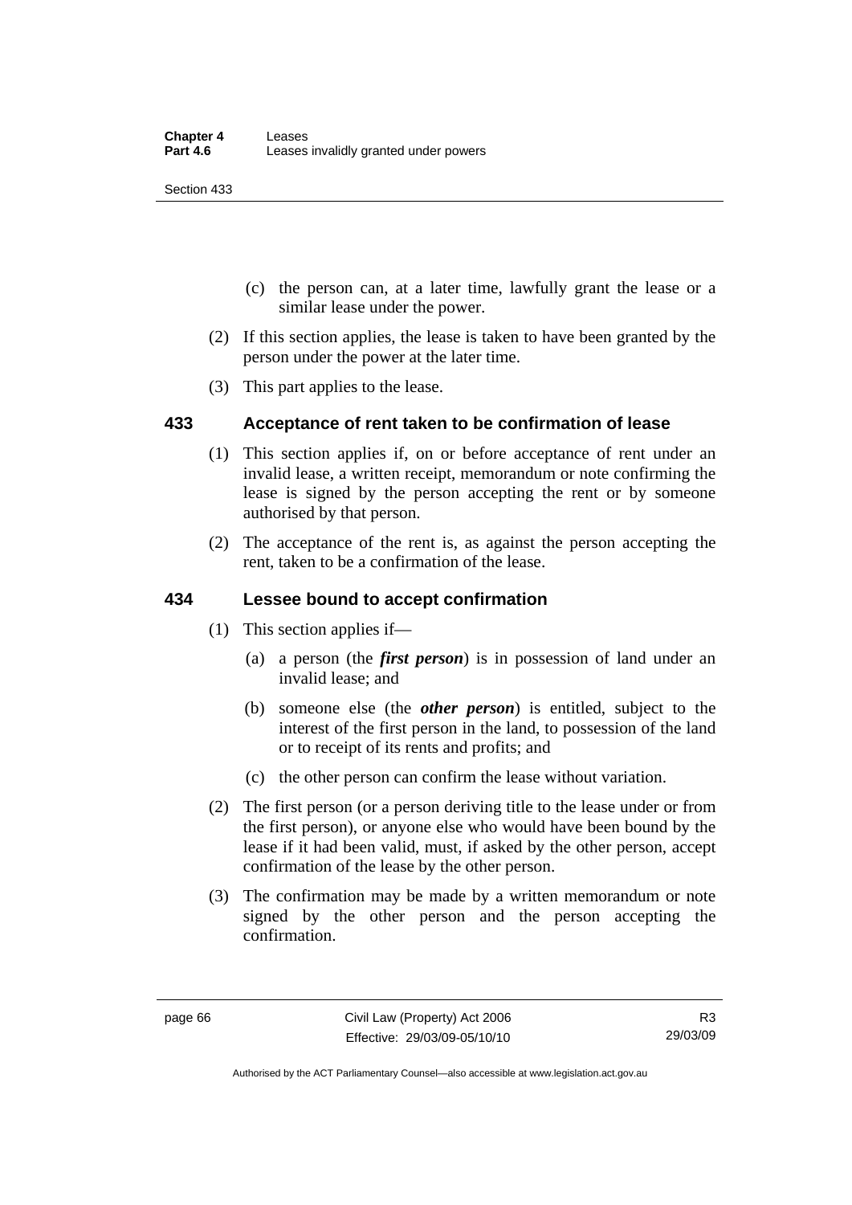(c) the person can, at a later time, lawfully grant the lease or a similar lease under the power.

(2) If this section applies, the lease is taken to have been granted by the person under the power at the later time.

(3) This part applies to the lease.

### 433 Acceptance of rent taken to be confirmation of lease

(1) This section applies if, on or before acceptance of rent under an invalid lease, a written receipt, memorandum or note confirming the lease is signed by the person accepting the rent or by someone authorised by that person.

(2) The acceptance of the rent is, as against the person accepting the rent, taken to be a confirmation of the lease.

### 434 Lessee bound to accept confirmation

(1) This section applies if—

(a) a person (the ***first person***) is in possession of land under an invalid lease; and

(b) someone else (the ***other person***) is entitled, subject to the interest of the first person in the land, to possession of the land or to receipt of its rents and profits; and

(c) the other person can confirm the lease without variation.

(2) The first person (or a person deriving title to the lease under or from the first person), or anyone else who would have been bound by the lease if it had been valid, must, if asked by the other person, accept confirmation of the lease by the other person.

(3) The confirmation may be made by a written memorandum or note signed by the other person and the person accepting the confirmation.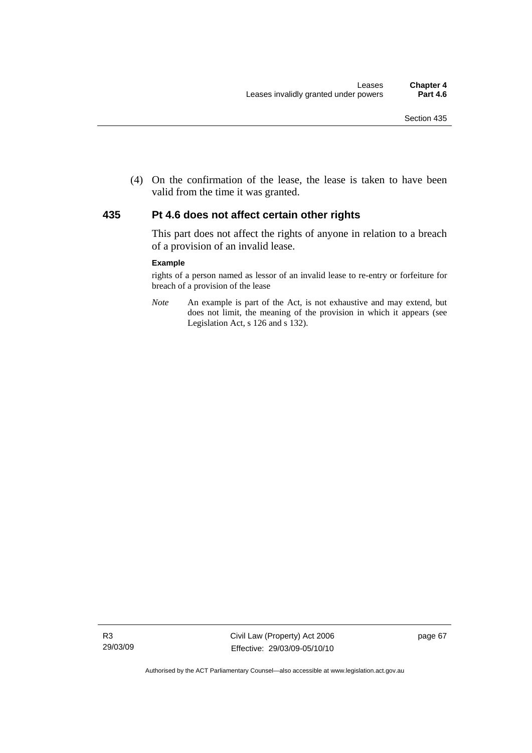(4) On the confirmation of the lease, the lease is taken to have been valid from the time it was granted.

## 435 Pt 4.6 does not affect certain other rights

This part does not affect the rights of anyone in relation to a breach of a provision of an invalid lease.

**Example**

rights of a person named as lessor of an invalid lease to re-entry or forfeiture for breach of a provision of the lease

*Note* An example is part of the Act, is not exhaustive and may extend, but does not limit, the meaning of the provision in which it appears (see Legislation Act, s 126 and s 132).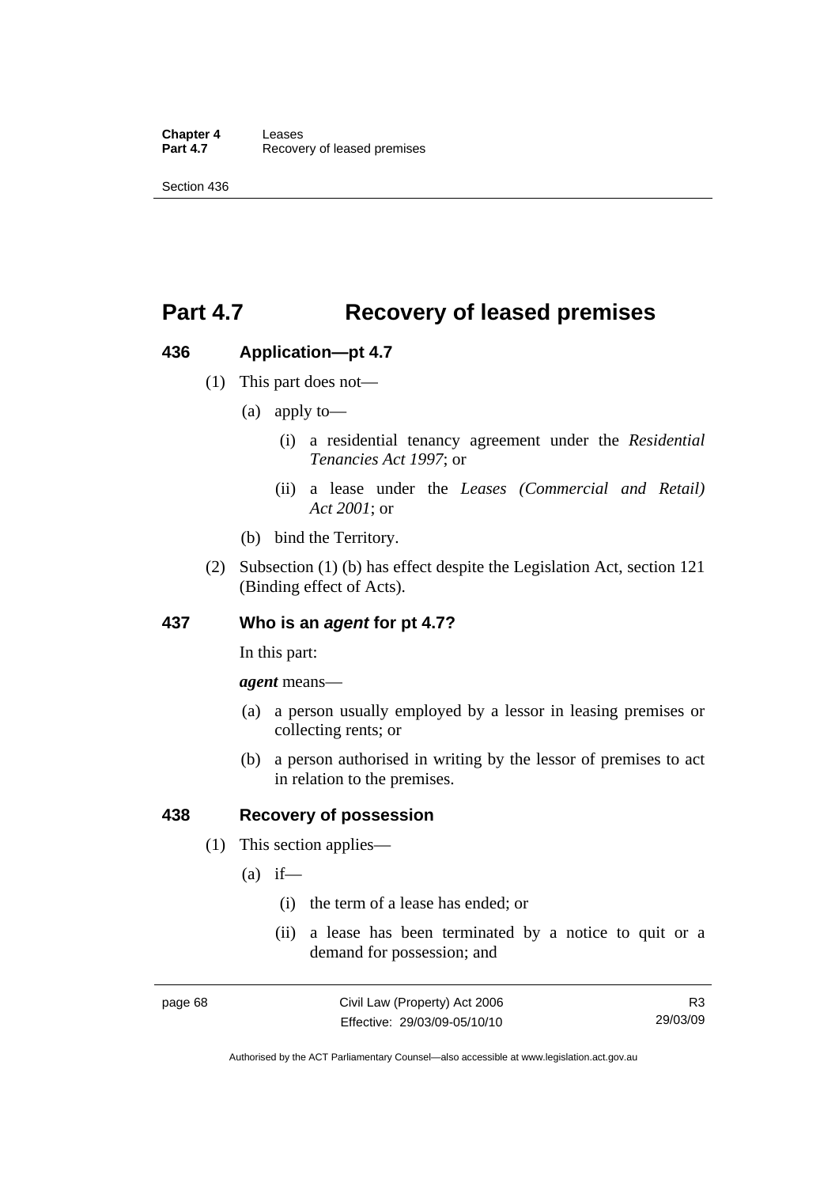# Part 4.7 Recovery of leased premises

## 436 Application—pt 4.7

(1) This part does not—

(a) apply to—

(i) a residential tenancy agreement under the *Residential Tenancies Act 1997*; or

(ii) a lease under the *Leases (Commercial and Retail) Act 2001*; or

(b) bind the Territory.

(2) Subsection (1) (b) has effect despite the Legislation Act, section 121 (Binding effect of Acts).

## 437 Who is an *agent* for pt 4.7?

In this part:

***agent*** means—

(a) a person usually employed by a lessor in leasing premises or collecting rents; or

(b) a person authorised in writing by the lessor of premises to act in relation to the premises.

## 438 Recovery of possession

(1) This section applies—

(a) if—

(i) the term of a lease has ended; or

(ii) a lease has been terminated by a notice to quit or a demand for possession; and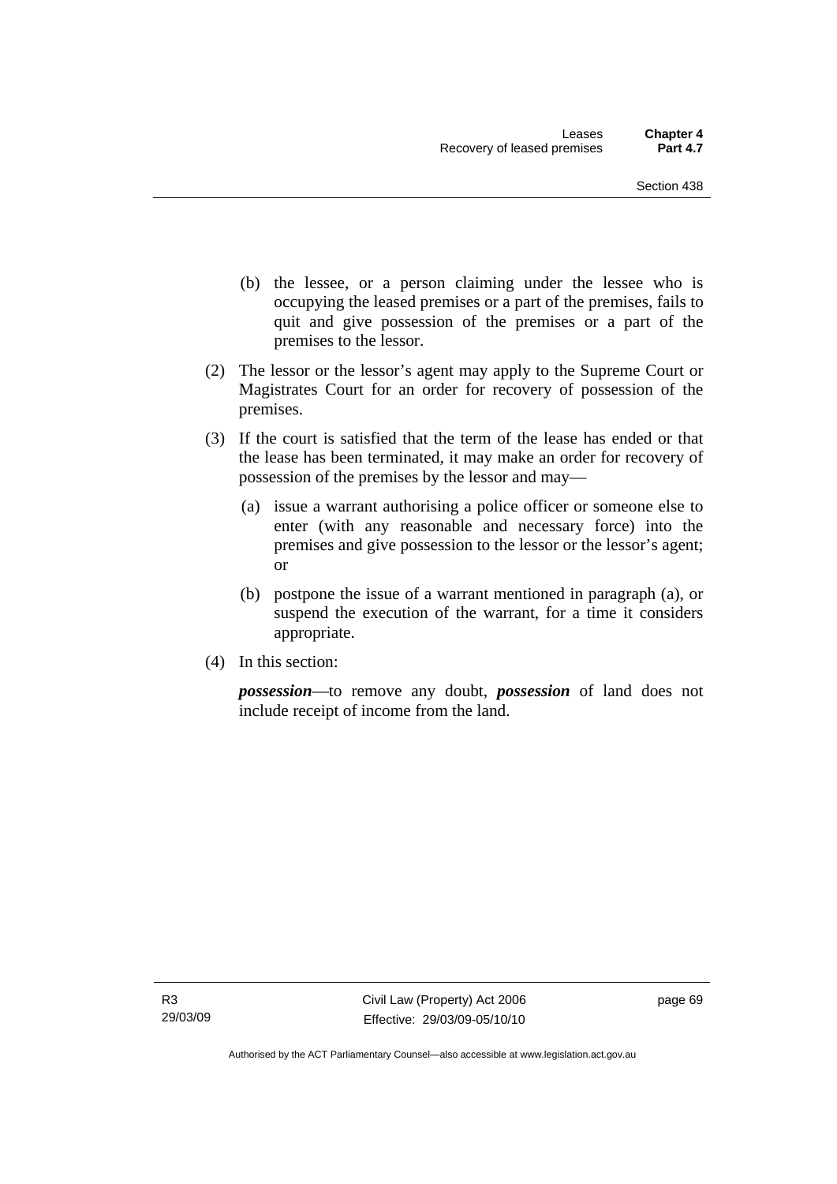(b) the lessee, or a person claiming under the lessee who is occupying the leased premises or a part of the premises, fails to quit and give possession of the premises or a part of the premises to the lessor.

(2) The lessor or the lessor's agent may apply to the Supreme Court or Magistrates Court for an order for recovery of possession of the premises.

(3) If the court is satisfied that the term of the lease has ended or that the lease has been terminated, it may make an order for recovery of possession of the premises by the lessor and may—

(a) issue a warrant authorising a police officer or someone else to enter (with any reasonable and necessary force) into the premises and give possession to the lessor or the lessor's agent; or

(b) postpone the issue of a warrant mentioned in paragraph (a), or suspend the execution of the warrant, for a time it considers appropriate.

(4) In this section:

***possession***—to remove any doubt, ***possession*** of land does not include receipt of income from the land.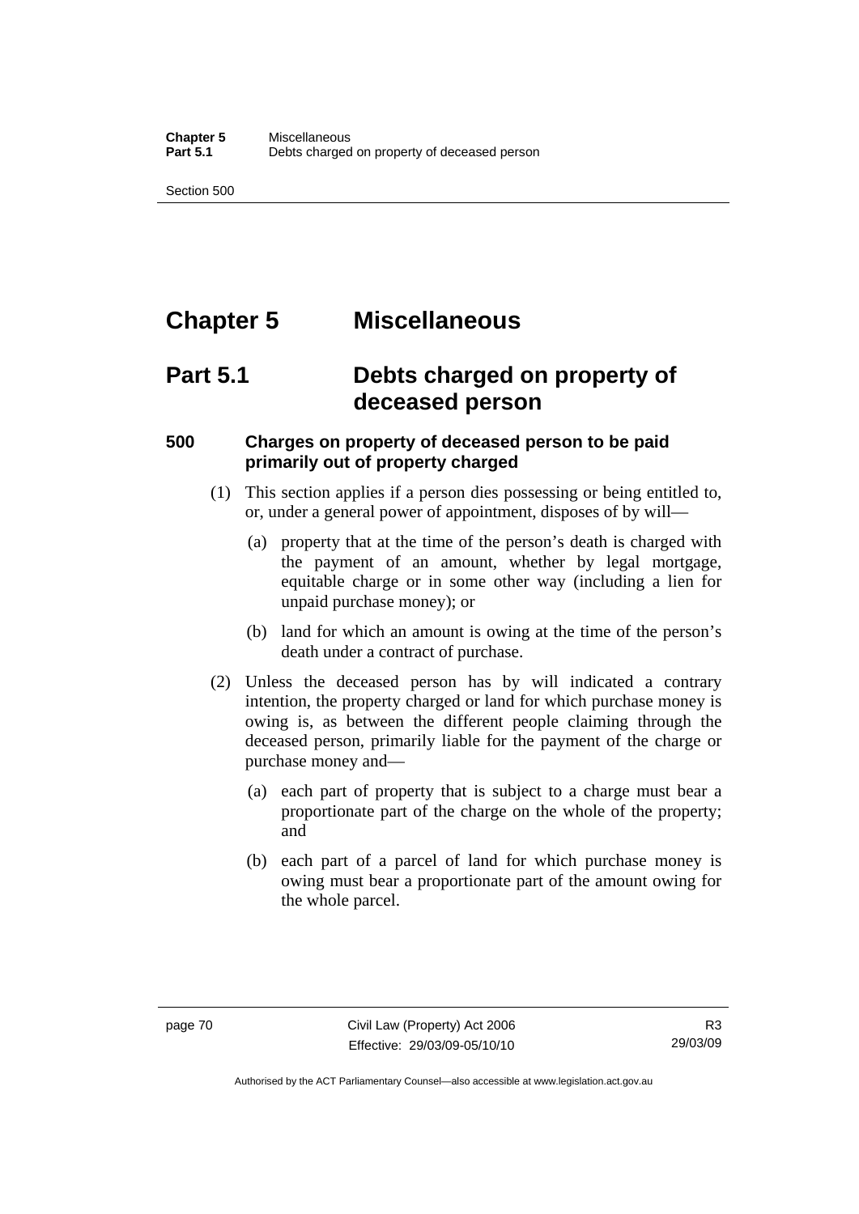# Chapter 5 Miscellaneous

# Part 5.1 Debts charged on property of deceased person

### 500 Charges on property of deceased person to be paid primarily out of property charged

(1) This section applies if a person dies possessing or being entitled to, or, under a general power of appointment, disposes of by will—

(a) property that at the time of the person's death is charged with the payment of an amount, whether by legal mortgage, equitable charge or in some other way (including a lien for unpaid purchase money); or

(b) land for which an amount is owing at the time of the person's death under a contract of purchase.

(2) Unless the deceased person has by will indicated a contrary intention, the property charged or land for which purchase money is owing is, as between the different people claiming through the deceased person, primarily liable for the payment of the charge or purchase money and—

(a) each part of property that is subject to a charge must bear a proportionate part of the charge on the whole of the property; and

(b) each part of a parcel of land for which purchase money is owing must bear a proportionate part of the amount owing for the whole parcel.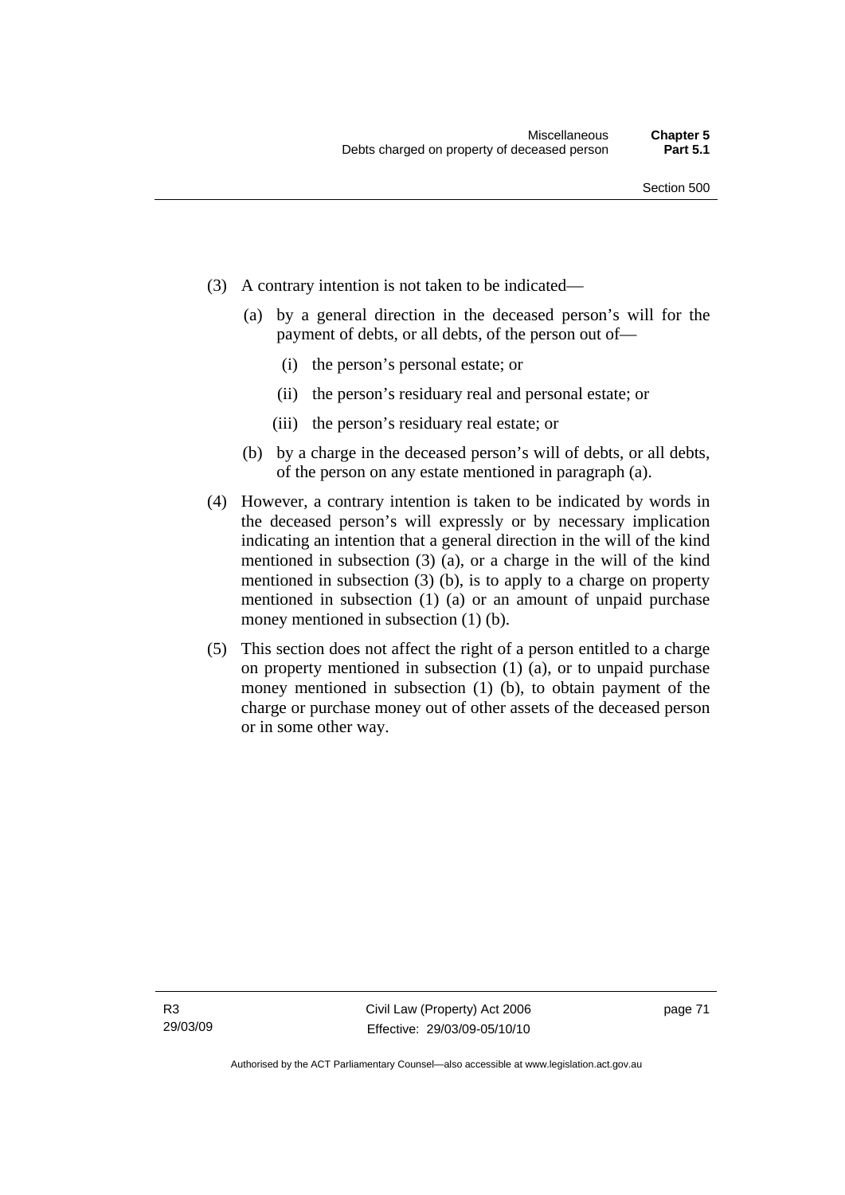(3) A contrary intention is not taken to be indicated—

(a) by a general direction in the deceased person's will for the payment of debts, or all debts, of the person out of—

(i) the person's personal estate; or

(ii) the person's residuary real and personal estate; or

(iii) the person's residuary real estate; or

(b) by a charge in the deceased person's will of debts, or all debts, of the person on any estate mentioned in paragraph (a).

(4) However, a contrary intention is taken to be indicated by words in the deceased person's will expressly or by necessary implication indicating an intention that a general direction in the will of the kind mentioned in subsection (3) (a), or a charge in the will of the kind mentioned in subsection (3) (b), is to apply to a charge on property mentioned in subsection (1) (a) or an amount of unpaid purchase money mentioned in subsection (1) (b).

(5) This section does not affect the right of a person entitled to a charge on property mentioned in subsection (1) (a), or to unpaid purchase money mentioned in subsection (1) (b), to obtain payment of the charge or purchase money out of other assets of the deceased person or in some other way.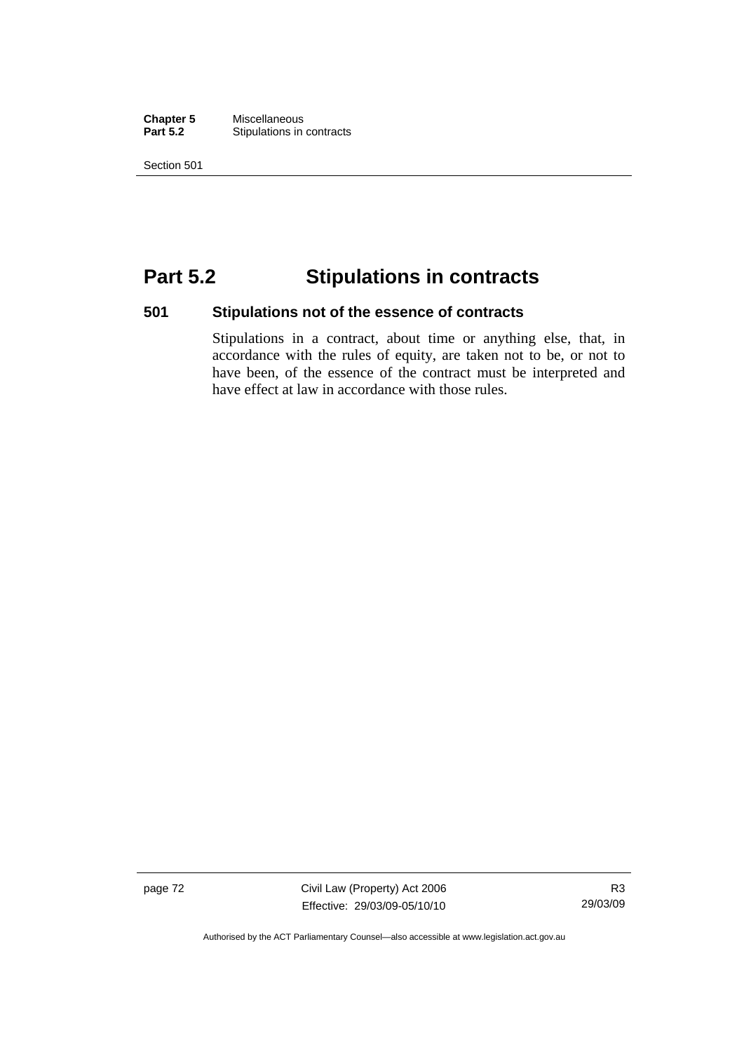# Part 5.2 Stipulations in contracts

## 501 Stipulations not of the essence of contracts

Stipulations in a contract, about time or anything else, that, in accordance with the rules of equity, are taken not to be, or not to have been, of the essence of the contract must be interpreted and have effect at law in accordance with those rules.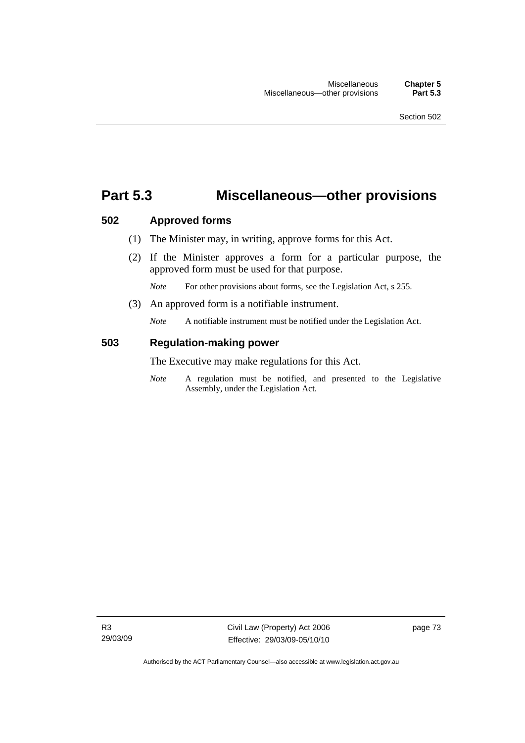# Part 5.3 Miscellaneous—other provisions

### 502 Approved forms

(1) The Minister may, in writing, approve forms for this Act.

(2) If the Minister approves a form for a particular purpose, the approved form must be used for that purpose.

*Note* For other provisions about forms, see the Legislation Act, s 255.

(3) An approved form is a notifiable instrument.

*Note* A notifiable instrument must be notified under the Legislation Act.

### 503 Regulation-making power

The Executive may make regulations for this Act.

*Note* A regulation must be notified, and presented to the Legislative Assembly, under the Legislation Act.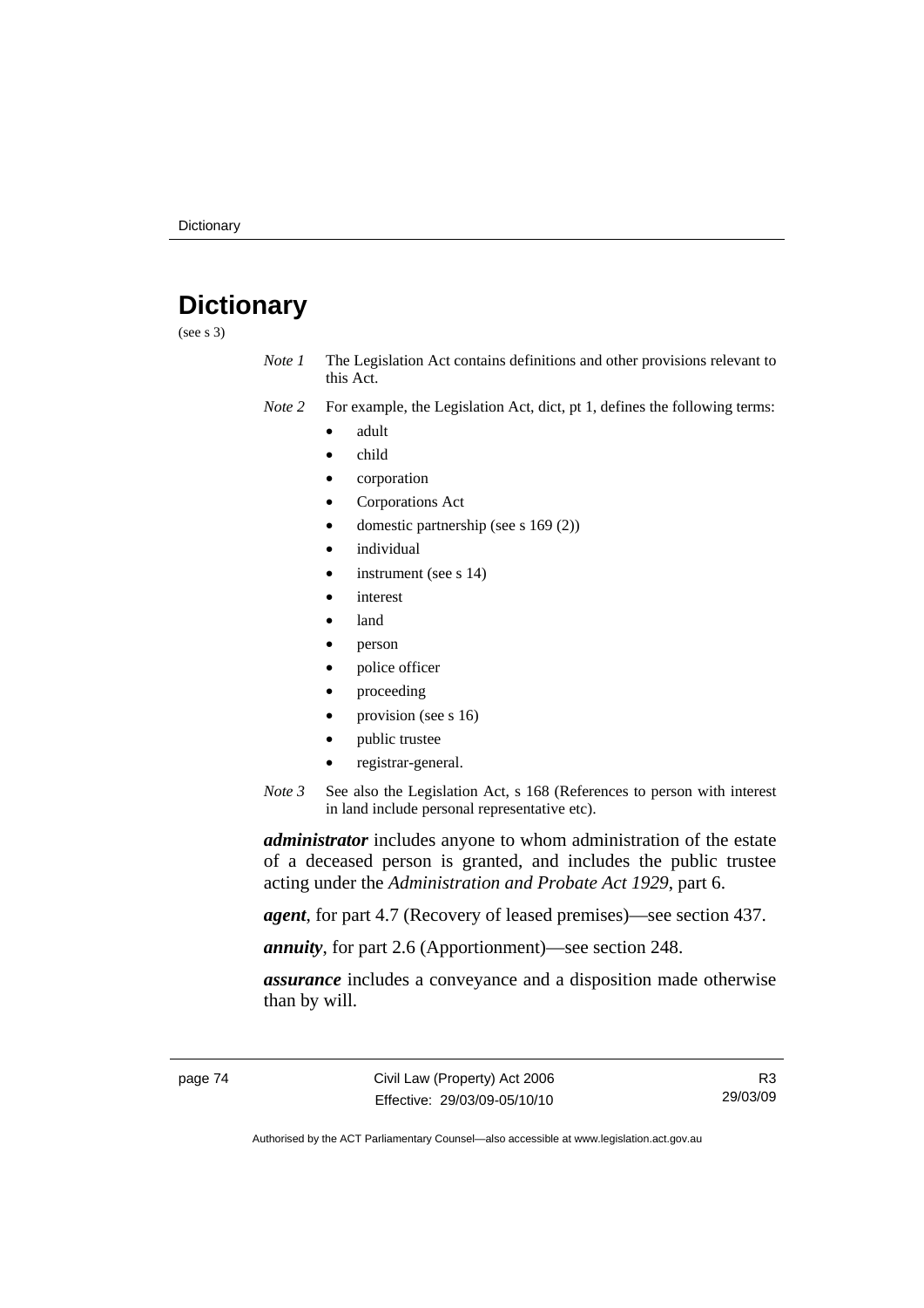# Dictionary

(see s 3)

*Note 1* The Legislation Act contains definitions and other provisions relevant to this Act.

*Note 2* For example, the Legislation Act, dict, pt 1, defines the following terms:

- adult
- child
- corporation
- Corporations Act
- domestic partnership (see s 169 (2))
- individual
- instrument (see s 14)
- interest
- land
- person
- police officer
- proceeding
- provision (see s 16)
- public trustee
- registrar-general.

*Note 3* See also the Legislation Act, s 168 (References to person with interest in land include personal representative etc).

***administrator*** includes anyone to whom administration of the estate of a deceased person is granted, and includes the public trustee acting under the *Administration and Probate Act 1929*, part 6.

***agent***, for part 4.7 (Recovery of leased premises)—see section 437.

***annuity***, for part 2.6 (Apportionment)—see section 248.

***assurance*** includes a conveyance and a disposition made otherwise than by will.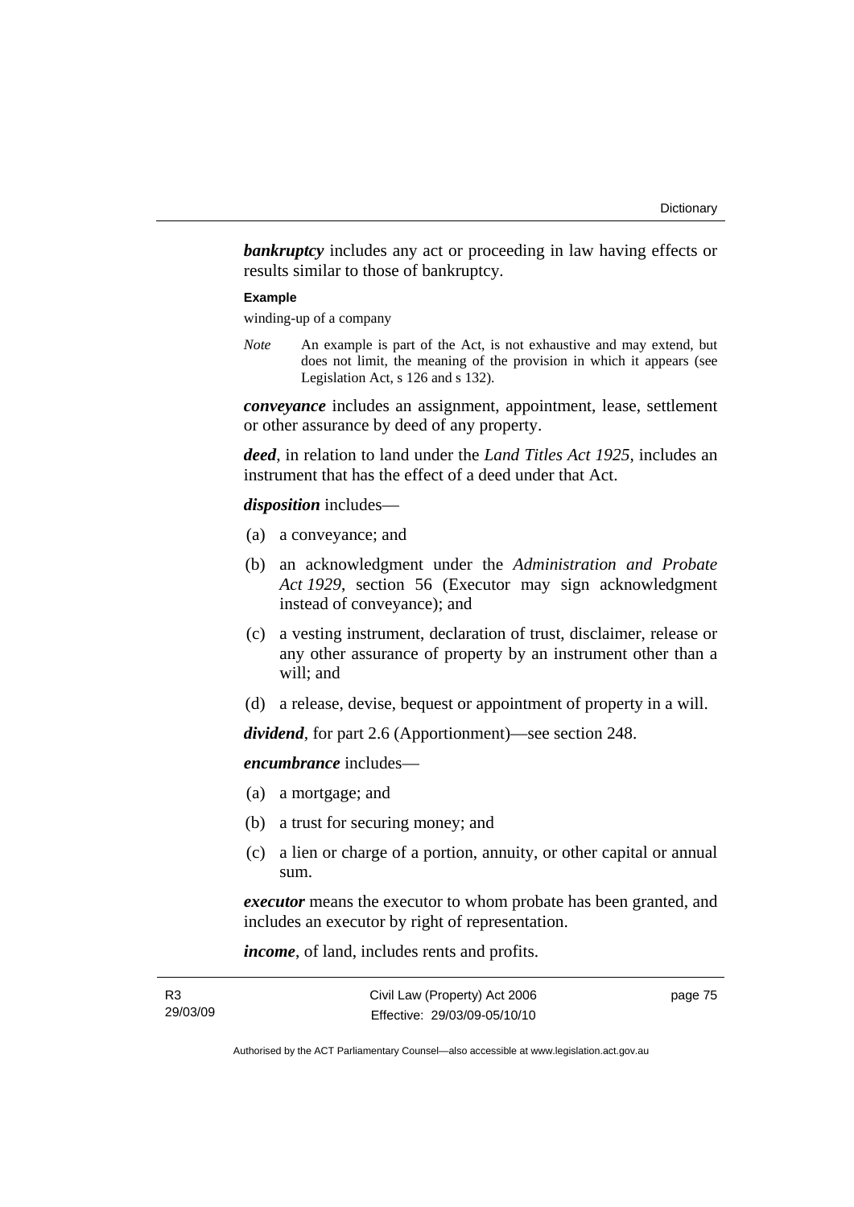***bankruptcy*** includes any act or proceeding in law having effects or results similar to those of bankruptcy.

**Example**

winding-up of a company

*Note* An example is part of the Act, is not exhaustive and may extend, but does not limit, the meaning of the provision in which it appears (see Legislation Act, s 126 and s 132).

***conveyance*** includes an assignment, appointment, lease, settlement or other assurance by deed of any property.

***deed***, in relation to land under the *Land Titles Act 1925*, includes an instrument that has the effect of a deed under that Act.

***disposition*** includes—

(a) a conveyance; and

(b) an acknowledgment under the *Administration and Probate Act 1929*, section 56 (Executor may sign acknowledgment instead of conveyance); and

(c) a vesting instrument, declaration of trust, disclaimer, release or any other assurance of property by an instrument other than a will; and

(d) a release, devise, bequest or appointment of property in a will.

***dividend***, for part 2.6 (Apportionment)—see section 248.

***encumbrance*** includes—

(a) a mortgage; and

(b) a trust for securing money; and

(c) a lien or charge of a portion, annuity, or other capital or annual sum.

***executor*** means the executor to whom probate has been granted, and includes an executor by right of representation.

***income***, of land, includes rents and profits.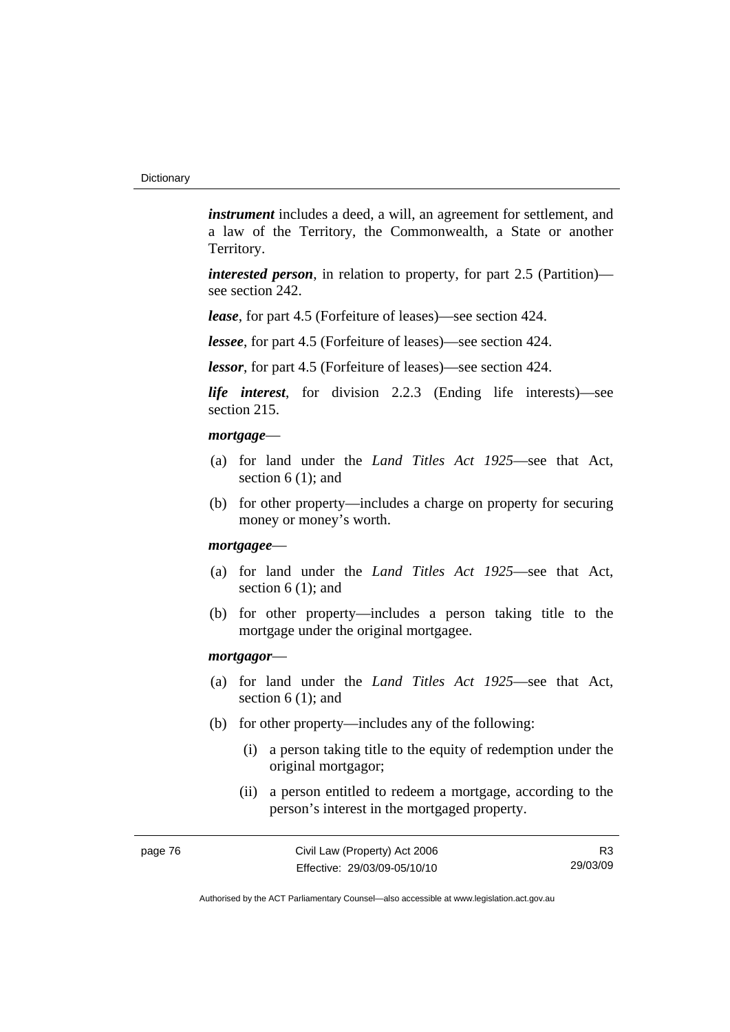***instrument*** includes a deed, a will, an agreement for settlement, and a law of the Territory, the Commonwealth, a State or another Territory.

***interested person***, in relation to property, for part 2.5 (Partition)—see section 242.

***lease***, for part 4.5 (Forfeiture of leases)—see section 424.

***lessee***, for part 4.5 (Forfeiture of leases)—see section 424.

***lessor***, for part 4.5 (Forfeiture of leases)—see section 424.

***life interest***, for division 2.2.3 (Ending life interests)—see section 215.

***mortgage***—

(a) for land under the *Land Titles Act 1925*—see that Act, section 6 (1); and

(b) for other property—includes a charge on property for securing money or money's worth.

***mortgagee***—

(a) for land under the *Land Titles Act 1925*—see that Act, section 6 (1); and

(b) for other property—includes a person taking title to the mortgage under the original mortgagee.

***mortgagor***—

(a) for land under the *Land Titles Act 1925*—see that Act, section 6 (1); and

(b) for other property—includes any of the following:

(i) a person taking title to the equity of redemption under the original mortgagor;

(ii) a person entitled to redeem a mortgage, according to the person's interest in the mortgaged property.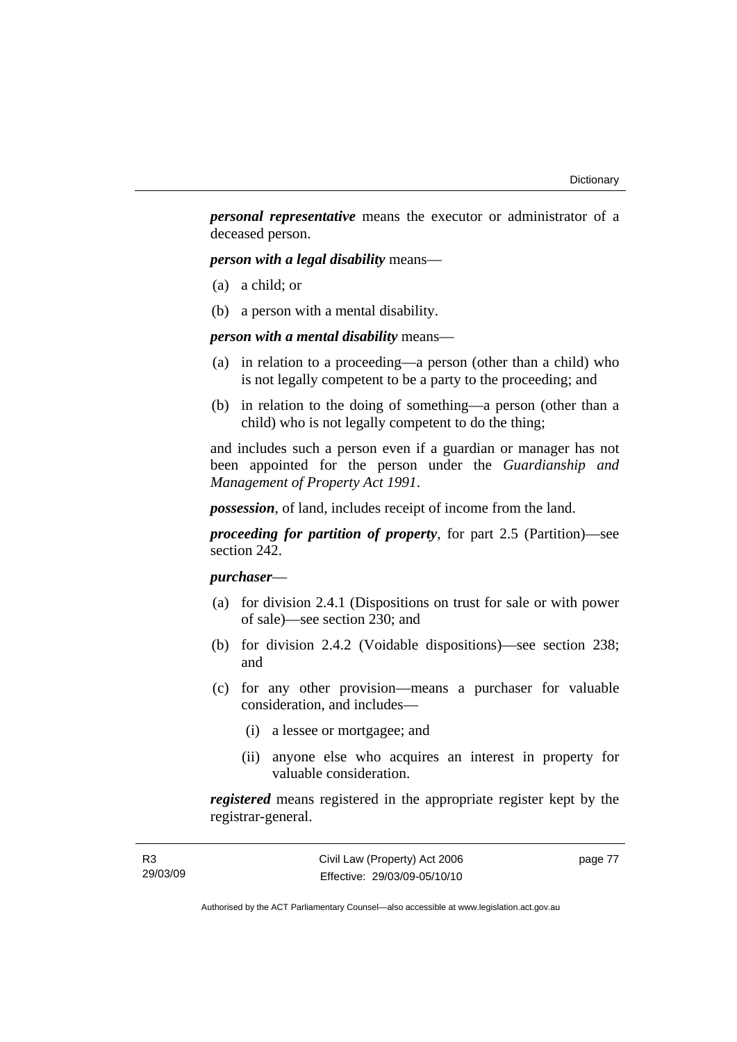***personal representative*** means the executor or administrator of a deceased person.

***person with a legal disability*** means—

(a) a child; or

(b) a person with a mental disability.

***person with a mental disability*** means—

(a) in relation to a proceeding—a person (other than a child) who is not legally competent to be a party to the proceeding; and

(b) in relation to the doing of something—a person (other than a child) who is not legally competent to do the thing;

and includes such a person even if a guardian or manager has not been appointed for the person under the *Guardianship and Management of Property Act 1991*.

***possession***, of land, includes receipt of income from the land.

***proceeding for partition of property***, for part 2.5 (Partition)—see section 242.

***purchaser***—

(a) for division 2.4.1 (Dispositions on trust for sale or with power of sale)—see section 230; and

(b) for division 2.4.2 (Voidable dispositions)—see section 238; and

(c) for any other provision—means a purchaser for valuable consideration, and includes—

   (i) a lessee or mortgagee; and

   (ii) anyone else who acquires an interest in property for valuable consideration.

***registered*** means registered in the appropriate register kept by the registrar-general.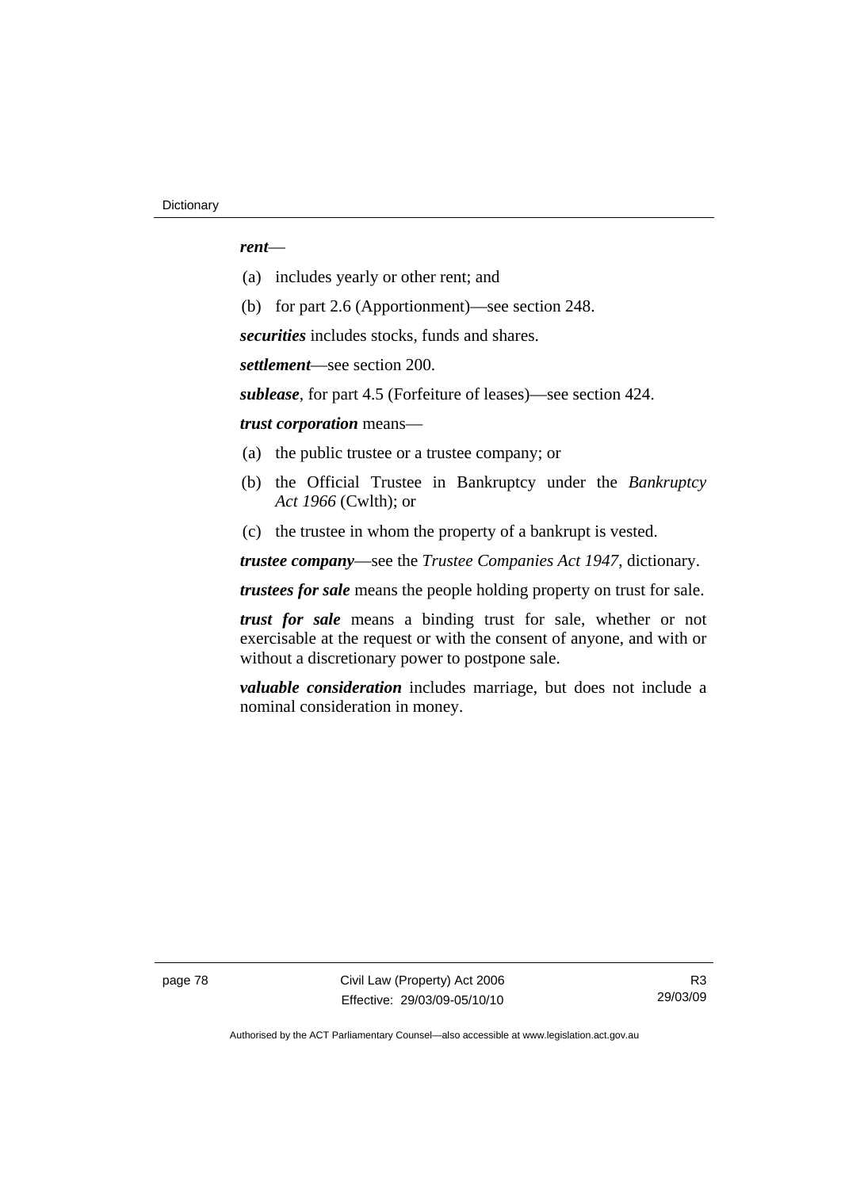***rent***—

(a) includes yearly or other rent; and

(b) for part 2.6 (Apportionment)—see section 248.

***securities*** includes stocks, funds and shares.

***settlement***—see section 200.

***sublease***, for part 4.5 (Forfeiture of leases)—see section 424.

***trust corporation*** means—

(a) the public trustee or a trustee company; or

(b) the Official Trustee in Bankruptcy under the *Bankruptcy Act 1966* (Cwlth); or

(c) the trustee in whom the property of a bankrupt is vested.

***trustee company***—see the *Trustee Companies Act 1947*, dictionary.

***trustees for sale*** means the people holding property on trust for sale.

***trust for sale*** means a binding trust for sale, whether or not exercisable at the request or with the consent of anyone, and with or without a discretionary power to postpone sale.

***valuable consideration*** includes marriage, but does not include a nominal consideration in money.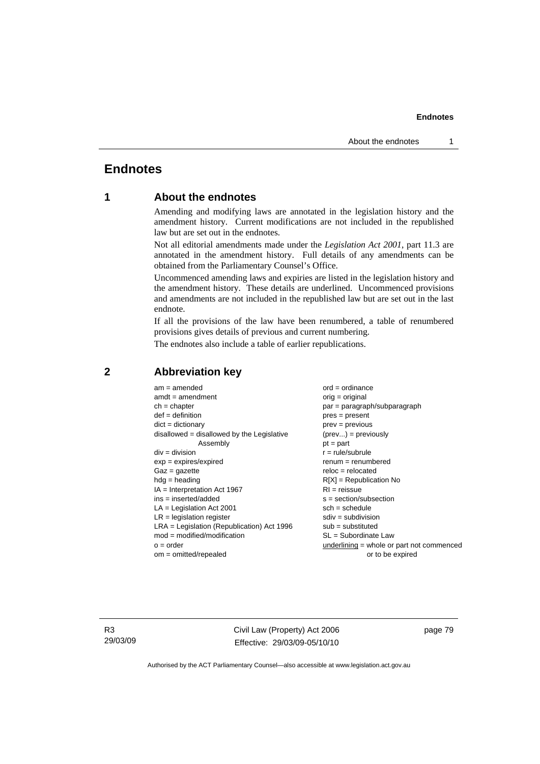# Endnotes

## 1 About the endnotes

Amending and modifying laws are annotated in the legislation history and the amendment history. Current modifications are not included in the republished law but are set out in the endnotes.

Not all editorial amendments made under the *Legislation Act 2001*, part 11.3 are annotated in the amendment history. Full details of any amendments can be obtained from the Parliamentary Counsel's Office.

Uncommenced amending laws and expiries are listed in the legislation history and the amendment history. These details are underlined. Uncommenced provisions and amendments are not included in the republished law but are set out in the last endnote.

If all the provisions of the law have been renumbered, a table of renumbered provisions gives details of previous and current numbering.

The endnotes also include a table of earlier republications.

## 2 Abbreviation key

am = amended
amdt = amendment
ch = chapter
def = definition
dict = dictionary
disallowed = disallowed by the Legislative Assembly
div = division
exp = expires/expired
Gaz = gazette
hdg = heading
IA = Interpretation Act 1967
ins = inserted/added
LA = Legislation Act 2001
LR = legislation register
LRA = Legislation (Republication) Act 1996
mod = modified/modification
o = order
om = omitted/repealed
ord = ordinance
orig = original
par = paragraph/subparagraph
pres = present
prev = previous
(prev...) = previously
pt = part
r = rule/subrule
renum = renumbered
reloc = relocated
R[X] = Republication No
RI = reissue
s = section/subsection
sch = schedule
sdiv = subdivision
sub = substituted
SL = Subordinate Law
<u>underlining</u> = whole or part not commenced or to be expired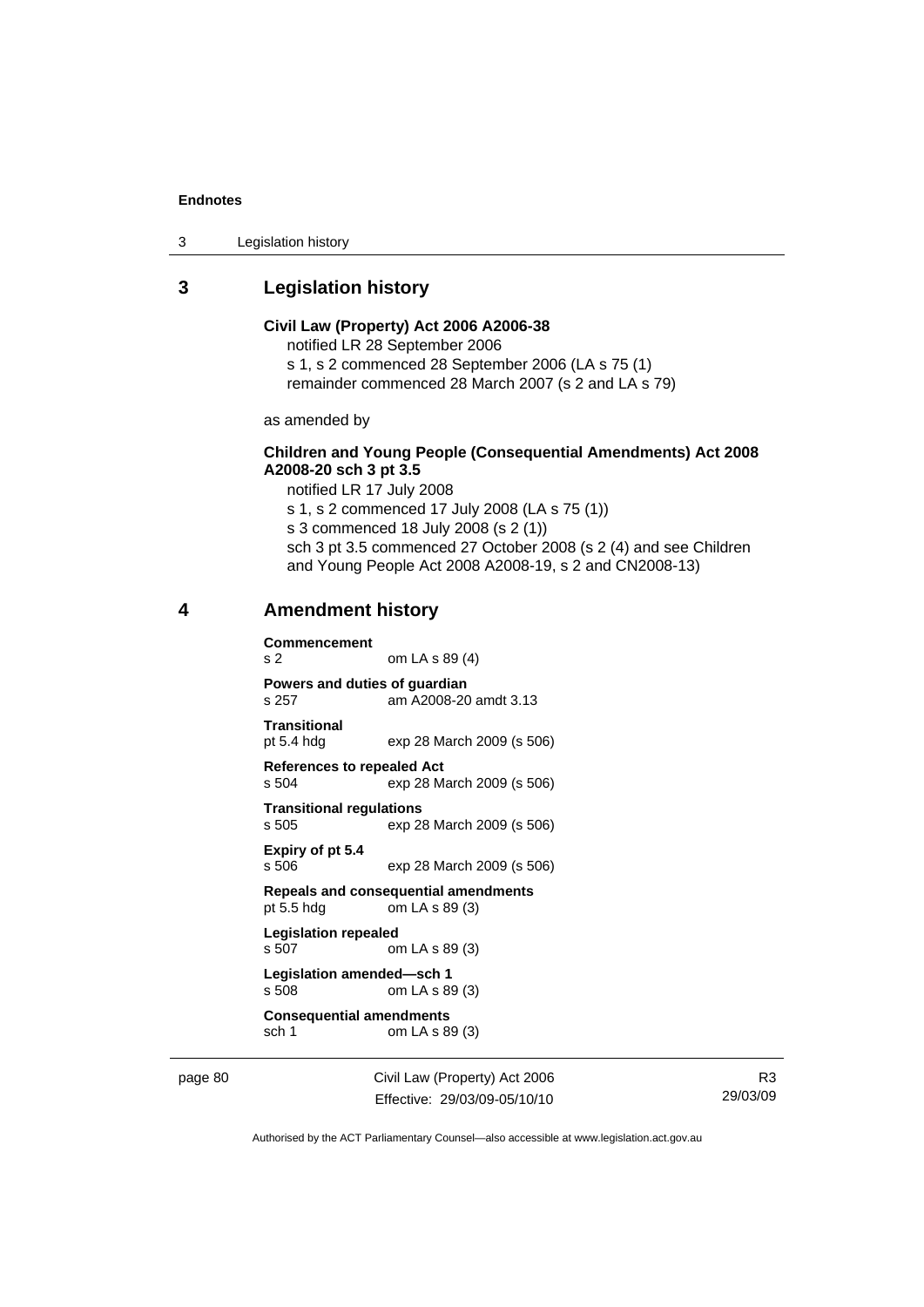## 3 Legislation history

**Civil Law (Property) Act 2006 A2006-38**

notified LR 28 September 2006

s 1, s 2 commenced 28 September 2006 (LA s 75 (1)

remainder commenced 28 March 2007 (s 2 and LA s 79)

as amended by

**Children and Young People (Consequential Amendments) Act 2008 A2008-20 sch 3 pt 3.5**

notified LR 17 July 2008

s 1, s 2 commenced 17 July 2008 (LA s 75 (1))

s 3 commenced 18 July 2008 (s 2 (1))

sch 3 pt 3.5 commenced 27 October 2008 (s 2 (4) and see Children and Young People Act 2008 A2008-19, s 2 and CN2008-13)

## 4 Amendment history

**Commencement**
s 2 om LA s 89 (4)

**Powers and duties of guardian**
s 257 am A2008-20 amdt 3.13

**Transitional**
pt 5.4 hdg exp 28 March 2009 (s 506)

**References to repealed Act**
s 504 exp 28 March 2009 (s 506)

**Transitional regulations**
s 505 exp 28 March 2009 (s 506)

**Expiry of pt 5.4**
s 506 exp 28 March 2009 (s 506)

**Repeals and consequential amendments**
pt 5.5 hdg om LA s 89 (3)

**Legislation repealed**
s 507 om LA s 89 (3)

**Legislation amended—sch 1**
s 508 om LA s 89 (3)

**Consequential amendments**
sch 1 om LA s 89 (3)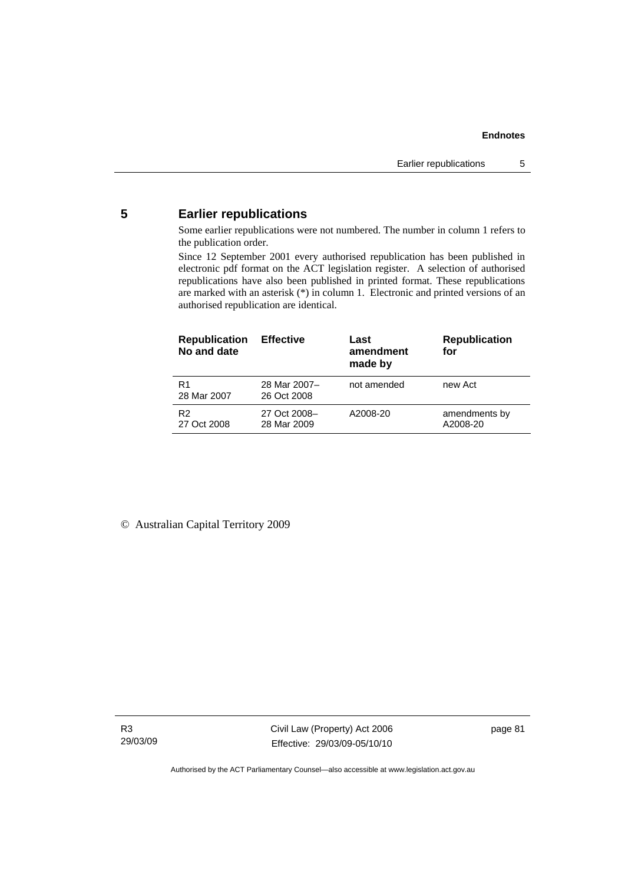## 5 Earlier republications

Some earlier republications were not numbered. The number in column 1 refers to the publication order.

Since 12 September 2001 every authorised republication has been published in electronic pdf format on the ACT legislation register. A selection of authorised republications have also been published in printed format. These republications are marked with an asterisk (*) in column 1. Electronic and printed versions of an authorised republication are identical.

| Republication No and date | Effective | Last amendment made by | Republication for |
|---|---|---|---|
| R1 28 Mar 2007 | 28 Mar 2007– 26 Oct 2008 | not amended | new Act |
| R2 27 Oct 2008 | 27 Oct 2008– 28 Mar 2009 | A2008-20 | amendments by A2008-20 |

© Australian Capital Territory 2009